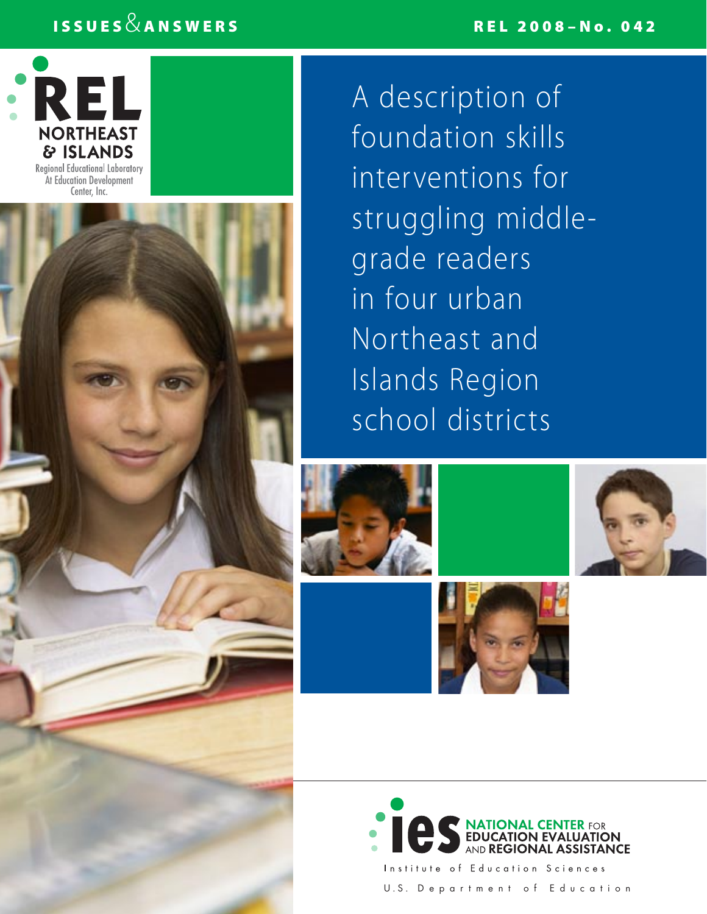ISSUES & ANSWERS

REL 2008–No. 042

REL NORTHEAST & ISLANDS

Regional Educational Laboratory At Education Development Center, Inc.

# A description of foundation skills interventions for struggling middle-grade readers in four urban Northeast and Islands Region school districts

ies NATIONAL CENTER FOR EDUCATION EVALUATION AND REGIONAL ASSISTANCE

Institute of Education Sciences

U.S. Department of Education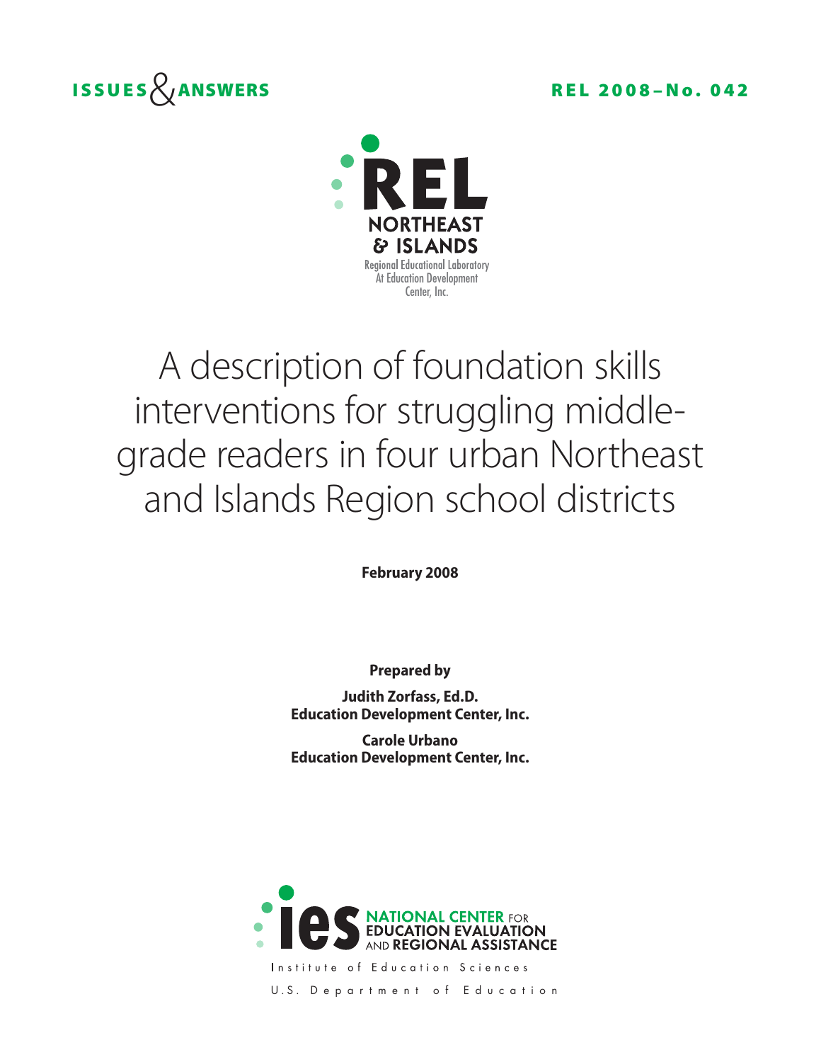**ISSUES & ANSWERS** **REL 2008–No. 042**

REL NORTHEAST & ISLANDS

Regional Educational Laboratory At Education Development Center, Inc.

# A description of foundation skills interventions for struggling middle-grade readers in four urban Northeast and Islands Region school districts

**February 2008**

**Prepared by**

**Judith Zorfass, Ed.D.**
**Education Development Center, Inc.**

**Carole Urbano**
**Education Development Center, Inc.**

ies NATIONAL CENTER FOR EDUCATION EVALUATION AND REGIONAL ASSISTANCE

Institute of Education Sciences

U.S. Department of Education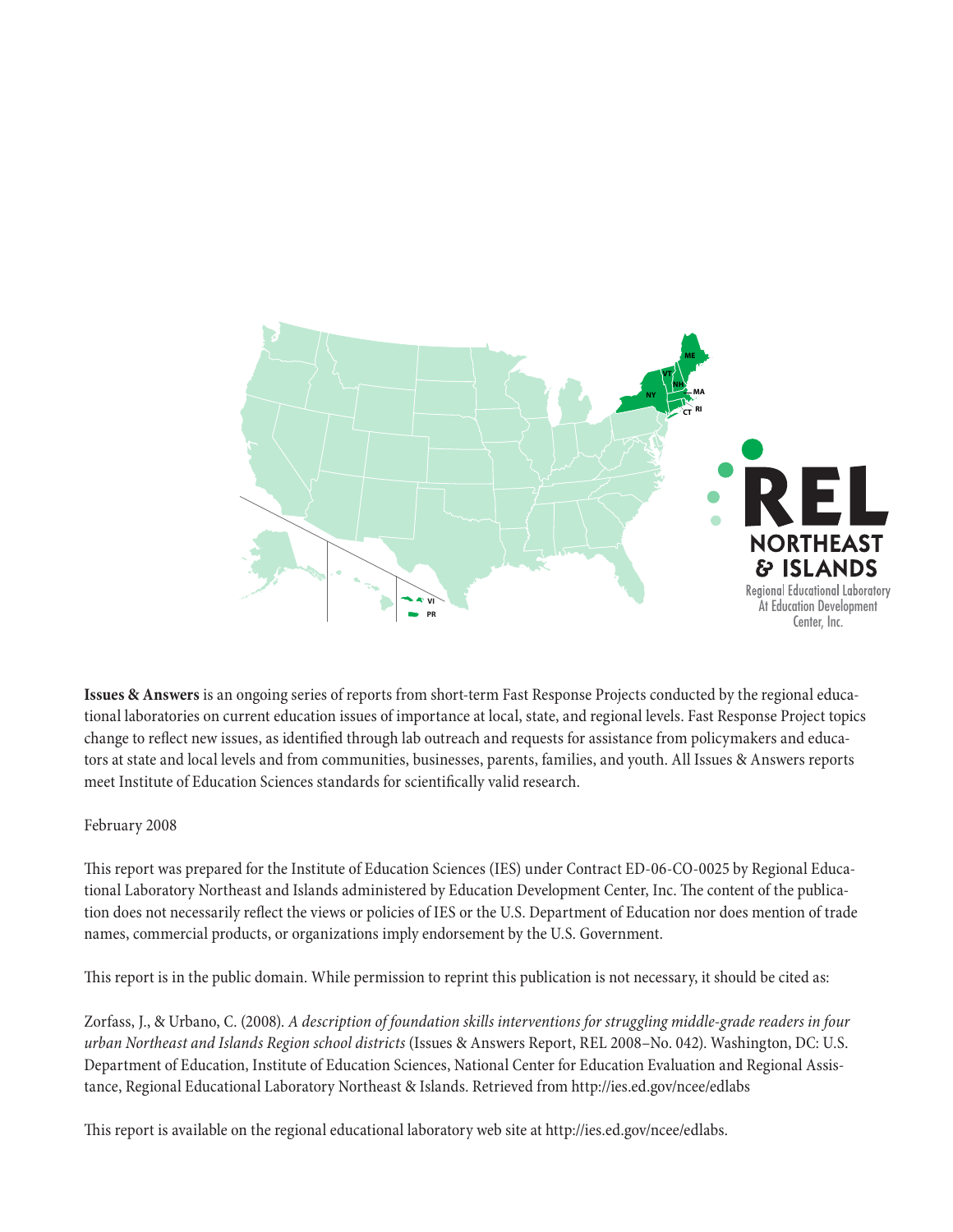**Issues & Answers** is an ongoing series of reports from short-term Fast Response Projects conducted by the regional educational laboratories on current education issues of importance at local, state, and regional levels. Fast Response Project topics change to reflect new issues, as identified through lab outreach and requests for assistance from policymakers and educators at state and local levels and from communities, businesses, parents, families, and youth. All Issues & Answers reports meet Institute of Education Sciences standards for scientifically valid research.

February 2008

This report was prepared for the Institute of Education Sciences (IES) under Contract ED-06-CO-0025 by Regional Educational Laboratory Northeast and Islands administered by Education Development Center, Inc. The content of the publication does not necessarily reflect the views or policies of IES or the U.S. Department of Education nor does mention of trade names, commercial products, or organizations imply endorsement by the U.S. Government.

This report is in the public domain. While permission to reprint this publication is not necessary, it should be cited as:

Zorfass, J., & Urbano, C. (2008). *A description of foundation skills interventions for struggling middle-grade readers in four urban Northeast and Islands Region school districts* (Issues & Answers Report, REL 2008–No. 042). Washington, DC: U.S. Department of Education, Institute of Education Sciences, National Center for Education Evaluation and Regional Assistance, Regional Educational Laboratory Northeast & Islands. Retrieved from http://ies.ed.gov/ncee/edlabs

This report is available on the regional educational laboratory web site at http://ies.ed.gov/ncee/edlabs.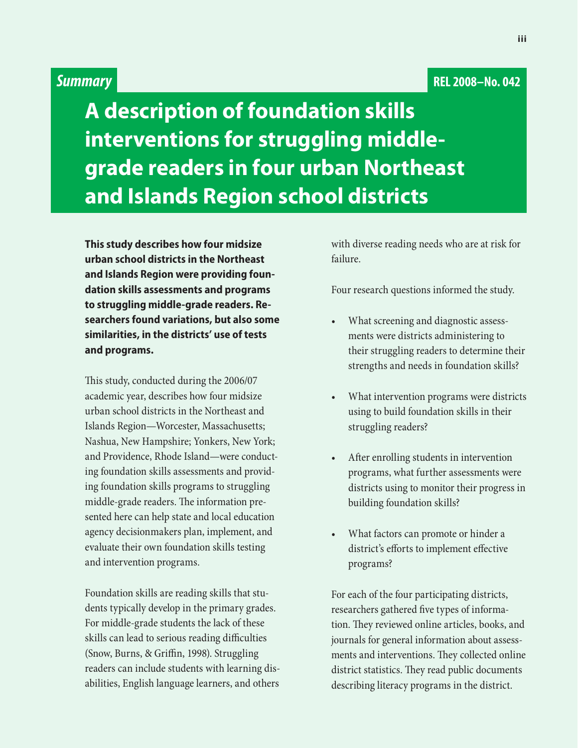*Summary*

REL 2008–No. 042

# A description of foundation skills interventions for struggling middle-grade readers in four urban Northeast and Islands Region school districts

**This study describes how four midsize urban school districts in the Northeast and Islands Region were providing foundation skills assessments and programs to struggling middle-grade readers. Researchers found variations, but also some similarities, in the districts' use of tests and programs.**

This study, conducted during the 2006/07 academic year, describes how four midsize urban school districts in the Northeast and Islands Region—Worcester, Massachusetts; Nashua, New Hampshire; Yonkers, New York; and Providence, Rhode Island—were conducting foundation skills assessments and providing foundation skills programs to struggling middle-grade readers. The information presented here can help state and local education agency decisionmakers plan, implement, and evaluate their own foundation skills testing and intervention programs.

Foundation skills are reading skills that students typically develop in the primary grades. For middle-grade students the lack of these skills can lead to serious reading difficulties (Snow, Burns, & Griffin, 1998). Struggling readers can include students with learning disabilities, English language learners, and others with diverse reading needs who are at risk for failure.

Four research questions informed the study.

- What screening and diagnostic assessments were districts administering to their struggling readers to determine their strengths and needs in foundation skills?
- What intervention programs were districts using to build foundation skills in their struggling readers?
- After enrolling students in intervention programs, what further assessments were districts using to monitor their progress in building foundation skills?
- What factors can promote or hinder a district's efforts to implement effective programs?

For each of the four participating districts, researchers gathered five types of information. They reviewed online articles, books, and journals for general information about assessments and interventions. They collected online district statistics. They read public documents describing literacy programs in the district.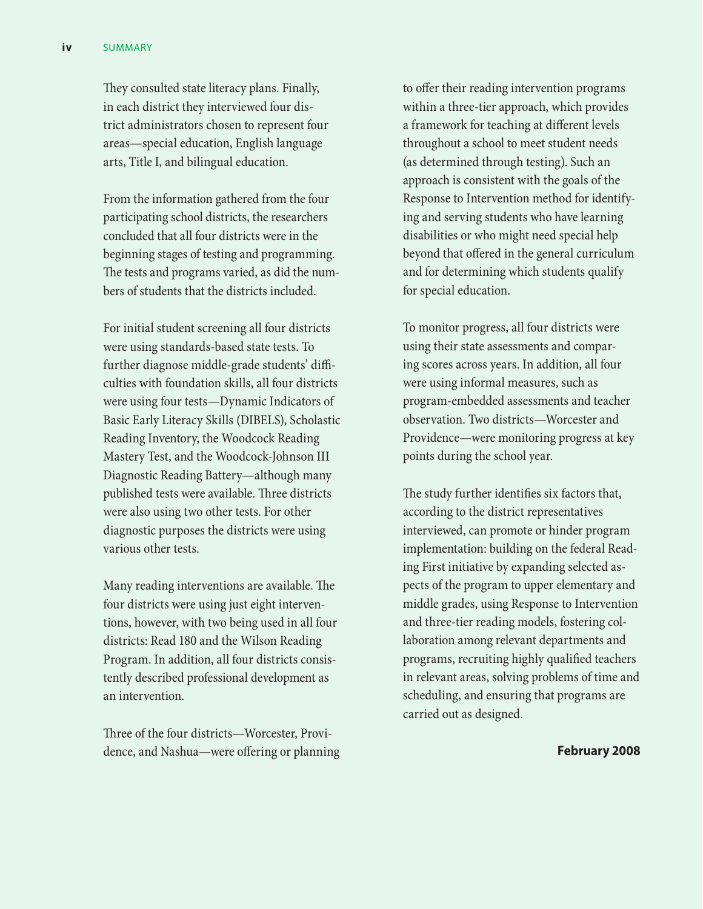They consulted state literacy plans. Finally, in each district they interviewed four district administrators chosen to represent four areas—special education, English language arts, Title I, and bilingual education.

From the information gathered from the four participating school districts, the researchers concluded that all four districts were in the beginning stages of testing and programming. The tests and programs varied, as did the numbers of students that the districts included.

For initial student screening all four districts were using standards-based state tests. To further diagnose middle-grade students' difficulties with foundation skills, all four districts were using four tests—Dynamic Indicators of Basic Early Literacy Skills (DIBELS), Scholastic Reading Inventory, the Woodcock Reading Mastery Test, and the Woodcock-Johnson III Diagnostic Reading Battery—although many published tests were available. Three districts were also using two other tests. For other diagnostic purposes the districts were using various other tests.

Many reading interventions are available. The four districts were using just eight interventions, however, with two being used in all four districts: Read 180 and the Wilson Reading Program. In addition, all four districts consistently described professional development as an intervention.

Three of the four districts—Worcester, Providence, and Nashua—were offering or planning to offer their reading intervention programs within a three-tier approach, which provides a framework for teaching at different levels throughout a school to meet student needs (as determined through testing). Such an approach is consistent with the goals of the Response to Intervention method for identifying and serving students who have learning disabilities or who might need special help beyond that offered in the general curriculum and for determining which students qualify for special education.

To monitor progress, all four districts were using their state assessments and comparing scores across years. In addition, all four were using informal measures, such as program-embedded assessments and teacher observation. Two districts—Worcester and Providence—were monitoring progress at key points during the school year.

The study further identifies six factors that, according to the district representatives interviewed, can promote or hinder program implementation: building on the federal Reading First initiative by expanding selected aspects of the program to upper elementary and middle grades, using Response to Intervention and three-tier reading models, fostering collaboration among relevant departments and programs, recruiting highly qualified teachers in relevant areas, solving problems of time and scheduling, and ensuring that programs are carried out as designed.

**February 2008**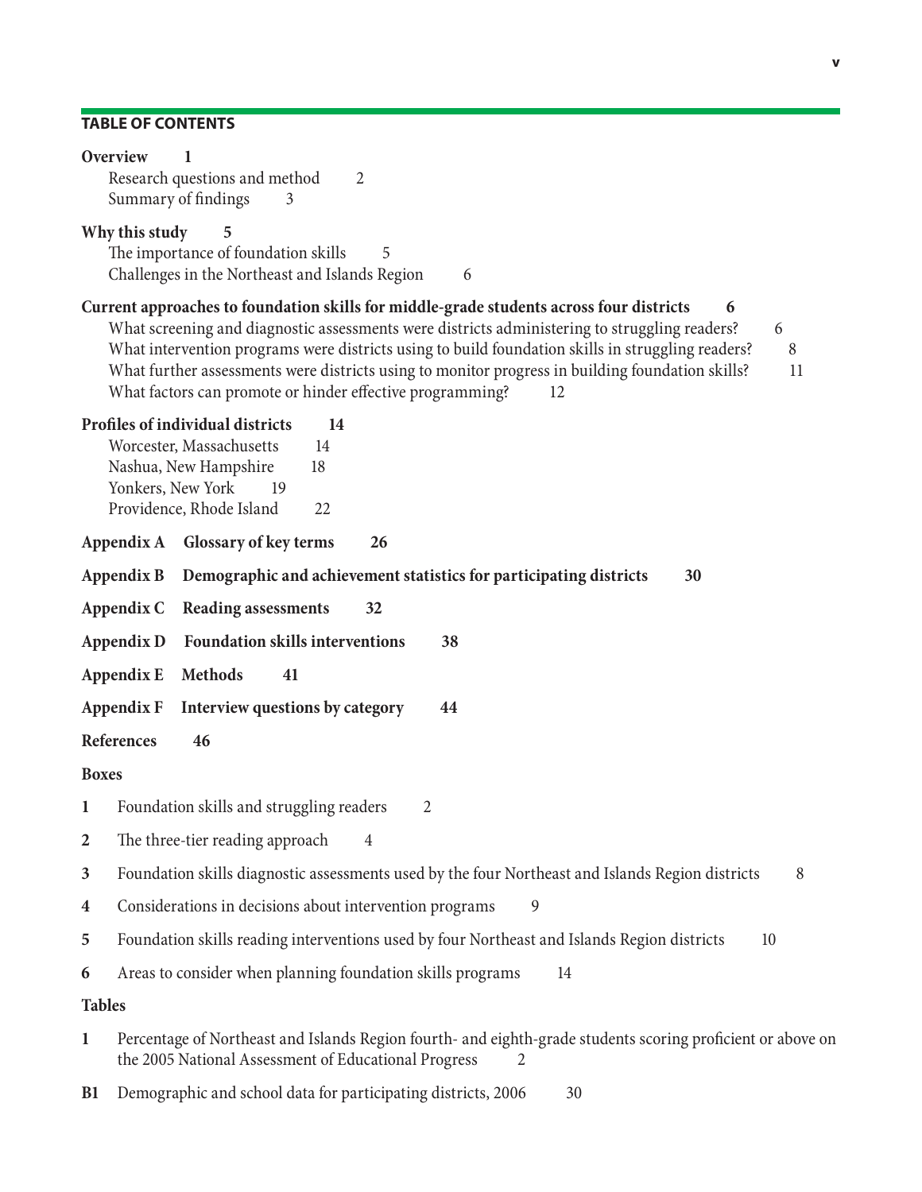## TABLE OF CONTENTS

**Overview** **1**
- Research questions and method 2
- Summary of findings 3

**Why this study** **5**
- The importance of foundation skills 5
- Challenges in the Northeast and Islands Region 6

**Current approaches to foundation skills for middle-grade students across four districts** **6**
- What screening and diagnostic assessments were districts administering to struggling readers? 6
- What intervention programs were districts using to build foundation skills in struggling readers? 8
- What further assessments were districts using to monitor progress in building foundation skills? 11
- What factors can promote or hinder effective programming? 12

**Profiles of individual districts** **14**
- Worcester, Massachusetts 14
- Nashua, New Hampshire 18
- Yonkers, New York 19
- Providence, Rhode Island 22

**Appendix A Glossary of key terms 26**

**Appendix B Demographic and achievement statistics for participating districts 30**

**Appendix C Reading assessments 32**

**Appendix D Foundation skills interventions 38**

**Appendix E Methods 41**

**Appendix F Interview questions by category 44**

**References 46**

**Boxes**

**1** Foundation skills and struggling readers 2

**2** The three-tier reading approach 4

**3** Foundation skills diagnostic assessments used by the four Northeast and Islands Region districts 8

**4** Considerations in decisions about intervention programs 9

**5** Foundation skills reading interventions used by four Northeast and Islands Region districts 10

**6** Areas to consider when planning foundation skills programs 14

**Tables**

**1** Percentage of Northeast and Islands Region fourth- and eighth-grade students scoring proficient or above on the 2005 National Assessment of Educational Progress 2

**B1** Demographic and school data for participating districts, 2006 30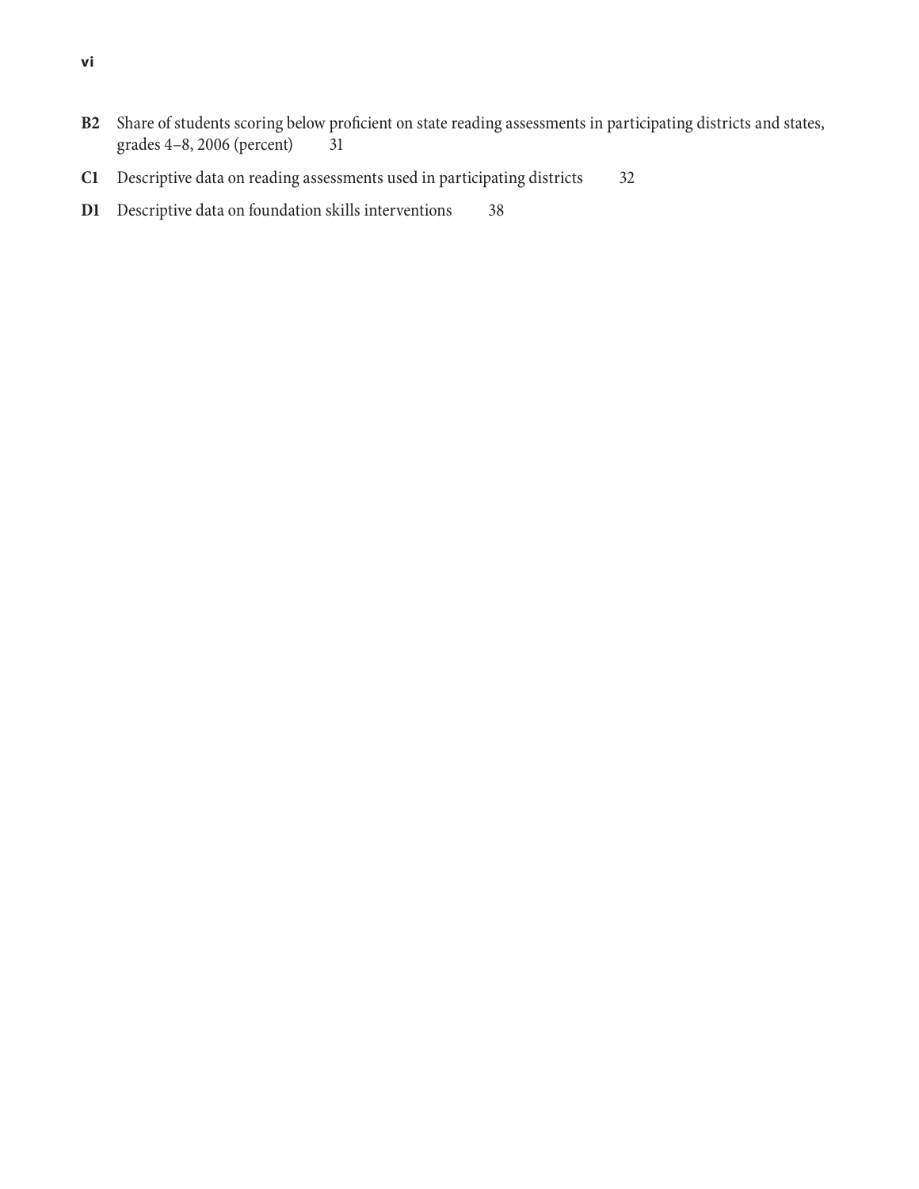**B2** Share of students scoring below proficient on state reading assessments in participating districts and states, grades 4–8, 2006 (percent) 31

**C1** Descriptive data on reading assessments used in participating districts 32

**D1** Descriptive data on foundation skills interventions 38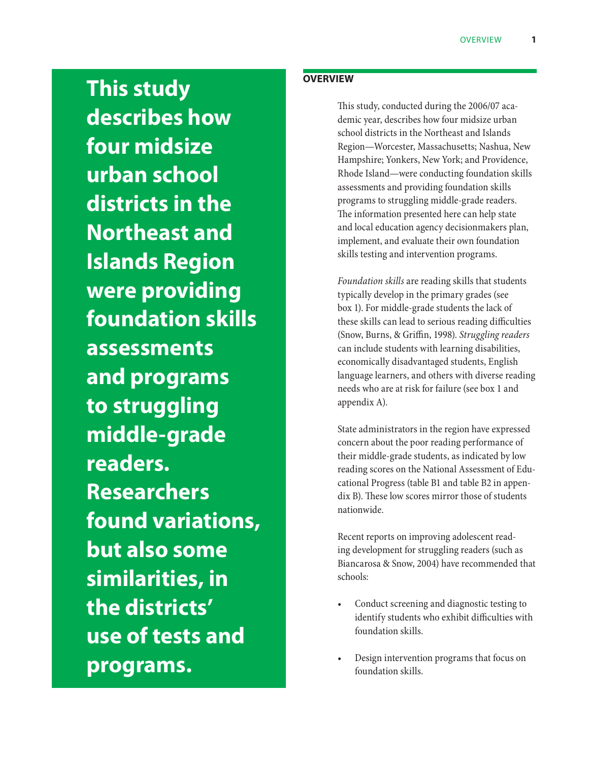**This study describes how four midsize urban school districts in the Northeast and Islands Region were providing foundation skills assessments and programs to struggling middle-grade readers. Researchers found variations, but also some similarities, in the districts' use of tests and programs.**

## OVERVIEW

This study, conducted during the 2006/07 academic year, describes how four midsize urban school districts in the Northeast and Islands Region—Worcester, Massachusetts; Nashua, New Hampshire; Yonkers, New York; and Providence, Rhode Island—were conducting foundation skills assessments and providing foundation skills programs to struggling middle-grade readers. The information presented here can help state and local education agency decisionmakers plan, implement, and evaluate their own foundation skills testing and intervention programs.

*Foundation skills* are reading skills that students typically develop in the primary grades (see box 1). For middle-grade students the lack of these skills can lead to serious reading difficulties (Snow, Burns, & Griffin, 1998). *Struggling readers* can include students with learning disabilities, economically disadvantaged students, English language learners, and others with diverse reading needs who are at risk for failure (see box 1 and appendix A).

State administrators in the region have expressed concern about the poor reading performance of their middle-grade students, as indicated by low reading scores on the National Assessment of Educational Progress (table B1 and table B2 in appendix B). These low scores mirror those of students nationwide.

Recent reports on improving adolescent reading development for struggling readers (such as Biancarosa & Snow, 2004) have recommended that schools:

- Conduct screening and diagnostic testing to identify students who exhibit difficulties with foundation skills.
- Design intervention programs that focus on foundation skills.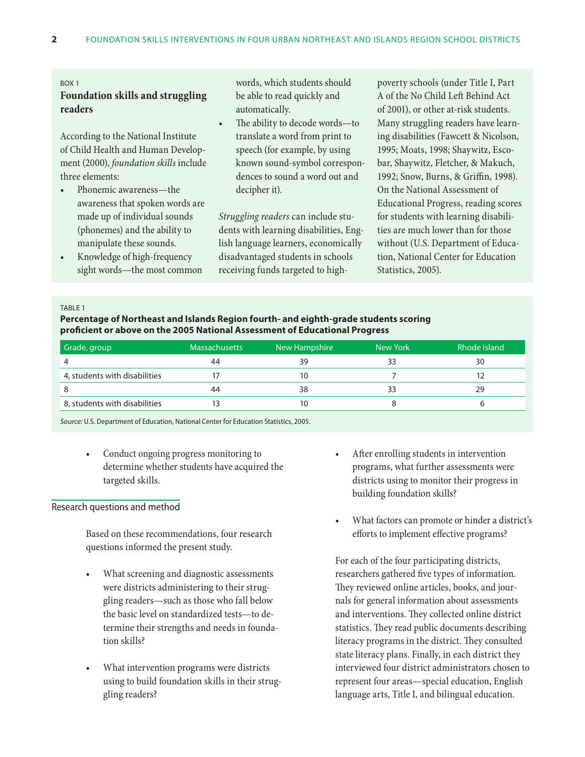BOX 1

### Foundation skills and struggling readers

According to the National Institute of Child Health and Human Development (2000), *foundation skills* include three elements:

- Phonemic awareness—the awareness that spoken words are made up of individual sounds (phonemes) and the ability to manipulate these sounds.
- Knowledge of high-frequency sight words—the most common words, which students should be able to read quickly and automatically.
- The ability to decode words—to translate a word from print to speech (for example, by using known sound-symbol correspondences to sound a word out and decipher it).

*Struggling readers* can include students with learning disabilities, English language learners, economically disadvantaged students in schools receiving funds targeted to high-poverty schools (under Title I, Part A of the No Child Left Behind Act of 2001), or other at-risk students. Many struggling readers have learning disabilities (Fawcett & Nicolson, 1995; Moats, 1998; Shaywitz, Escobar, Shaywitz, Fletcher, & Makuch, 1992; Snow, Burns, & Griffin, 1998). On the National Assessment of Educational Progress, reading scores for students with learning disabilities are much lower than for those without (U.S. Department of Education, National Center for Education Statistics, 2005).

TABLE 1

**Percentage of Northeast and Islands Region fourth- and eighth-grade students scoring proficient or above on the 2005 National Assessment of Educational Progress**

| Grade, group | Massachusetts | New Hampshire | New York | Rhode Island |
|---|---|---|---|---|
| 4 | 44 | 39 | 33 | 30 |
| 4, students with disabilities | 17 | 10 | 7 | 12 |
| 8 | 44 | 38 | 33 | 29 |
| 8, students with disabilities | 13 | 10 | 8 | 6 |

*Source:* U.S. Department of Education, National Center for Education Statistics, 2005.

- Conduct ongoing progress monitoring to determine whether students have acquired the targeted skills.

## Research questions and method

Based on these recommendations, four research questions informed the present study.

- What screening and diagnostic assessments were districts administering to their struggling readers—such as those who fall below the basic level on standardized tests—to determine their strengths and needs in foundation skills?
- What intervention programs were districts using to build foundation skills in their struggling readers?
- After enrolling students in intervention programs, what further assessments were districts using to monitor their progress in building foundation skills?
- What factors can promote or hinder a district's efforts to implement effective programs?

For each of the four participating districts, researchers gathered five types of information. They reviewed online articles, books, and journals for general information about assessments and interventions. They collected online district statistics. They read public documents describing literacy programs in the district. They consulted state literacy plans. Finally, in each district they interviewed four district administrators chosen to represent four areas—special education, English language arts, Title I, and bilingual education.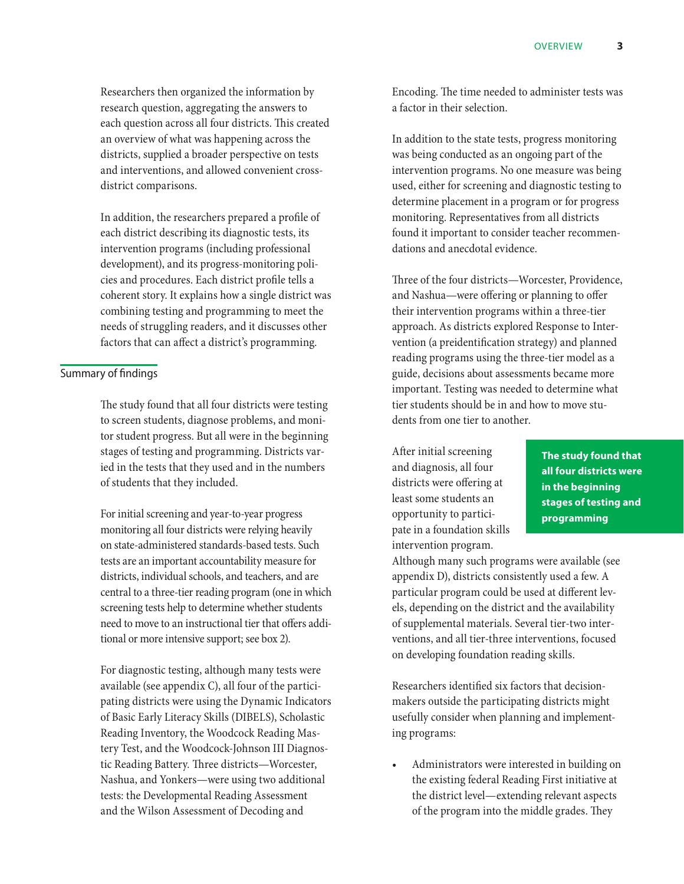Researchers then organized the information by research question, aggregating the answers to each question across all four districts. This created an overview of what was happening across the districts, supplied a broader perspective on tests and interventions, and allowed convenient cross-district comparisons.

In addition, the researchers prepared a profile of each district describing its diagnostic tests, its intervention programs (including professional development), and its progress-monitoring policies and procedures. Each district profile tells a coherent story. It explains how a single district was combining testing and programming to meet the needs of struggling readers, and it discusses other factors that can affect a district's programming.

## Summary of findings

The study found that all four districts were testing to screen students, diagnose problems, and monitor student progress. But all were in the beginning stages of testing and programming. Districts varied in the tests that they used and in the numbers of students that they included.

For initial screening and year-to-year progress monitoring all four districts were relying heavily on state-administered standards-based tests. Such tests are an important accountability measure for districts, individual schools, and teachers, and are central to a three-tier reading program (one in which screening tests help to determine whether students need to move to an instructional tier that offers additional or more intensive support; see box 2).

For diagnostic testing, although many tests were available (see appendix C), all four of the participating districts were using the Dynamic Indicators of Basic Early Literacy Skills (DIBELS), Scholastic Reading Inventory, the Woodcock Reading Mastery Test, and the Woodcock-Johnson III Diagnostic Reading Battery. Three districts—Worcester, Nashua, and Yonkers—were using two additional tests: the Developmental Reading Assessment and the Wilson Assessment of Decoding and Encoding. The time needed to administer tests was a factor in their selection.

In addition to the state tests, progress monitoring was being conducted as an ongoing part of the intervention programs. No one measure was being used, either for screening and diagnostic testing to determine placement in a program or for progress monitoring. Representatives from all districts found it important to consider teacher recommendations and anecdotal evidence.

Three of the four districts—Worcester, Providence, and Nashua—were offering or planning to offer their intervention programs within a three-tier approach. As districts explored Response to Intervention (a preidentification strategy) and planned reading programs using the three-tier model as a guide, decisions about assessments became more important. Testing was needed to determine what tier students should be in and how to move students from one tier to another.

**The study found that all four districts were in the beginning stages of testing and programming**

After initial screening and diagnosis, all four districts were offering at least some students an opportunity to participate in a foundation skills intervention program. Although many such programs were available (see appendix D), districts consistently used a few. A particular program could be used at different levels, depending on the district and the availability of supplemental materials. Several tier-two interventions, and all tier-three interventions, focused on developing foundation reading skills.

Researchers identified six factors that decision-makers outside the participating districts might usefully consider when planning and implementing programs:

- Administrators were interested in building on the existing federal Reading First initiative at the district level—extending relevant aspects of the program into the middle grades. They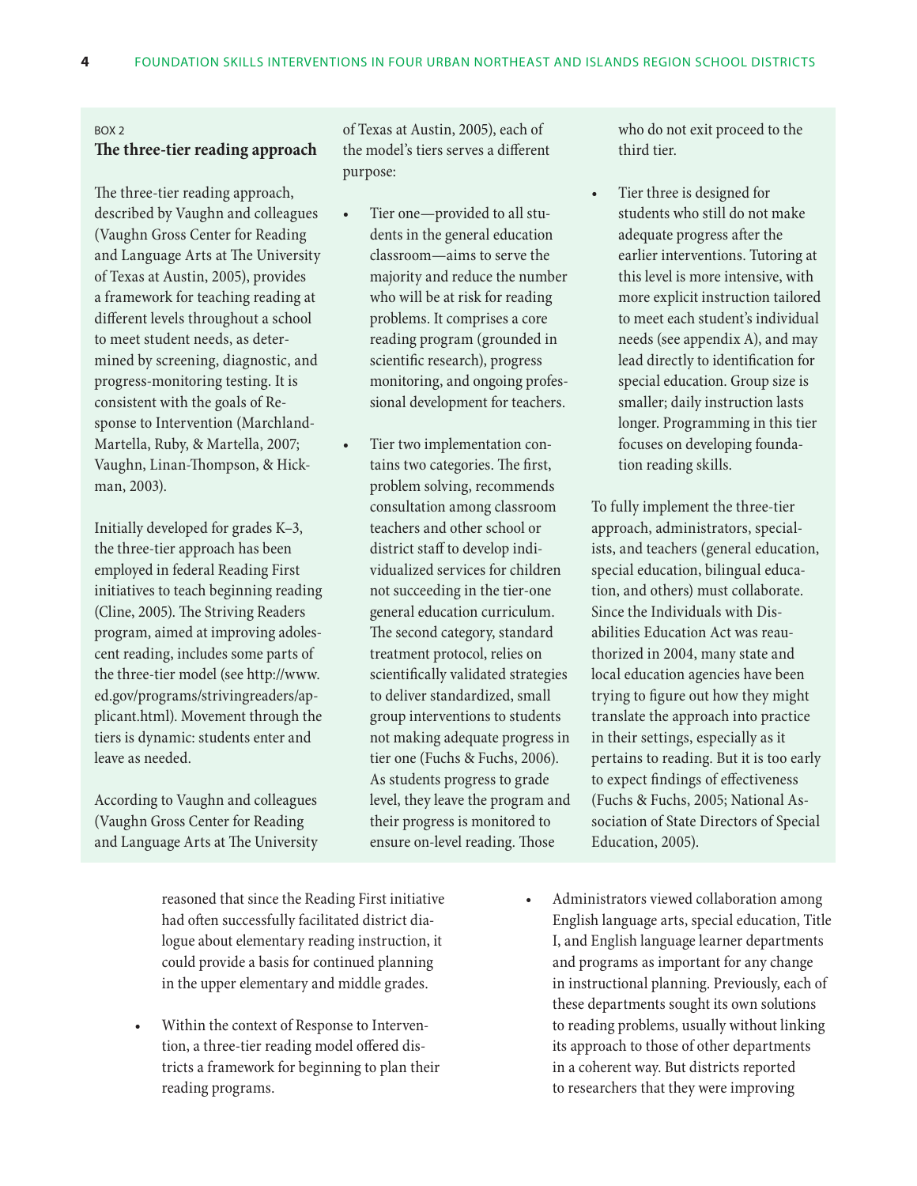BOX 2

### The three-tier reading approach

The three-tier reading approach, described by Vaughn and colleagues (Vaughn Gross Center for Reading and Language Arts at The University of Texas at Austin, 2005), provides a framework for teaching reading at different levels throughout a school to meet student needs, as determined by screening, diagnostic, and progress-monitoring testing. It is consistent with the goals of Response to Intervention (Marchland-Martella, Ruby, & Martella, 2007; Vaughn, Linan-Thompson, & Hickman, 2003).

Initially developed for grades K–3, the three-tier approach has been employed in federal Reading First initiatives to teach beginning reading (Cline, 2005). The Striving Readers program, aimed at improving adolescent reading, includes some parts of the three-tier model (see http://www.ed.gov/programs/strivingreaders/applicant.html). Movement through the tiers is dynamic: students enter and leave as needed.

According to Vaughn and colleagues (Vaughn Gross Center for Reading and Language Arts at The University of Texas at Austin, 2005), each of the model's tiers serves a different purpose:

- Tier one—provided to all students in the general education classroom—aims to serve the majority and reduce the number who will be at risk for reading problems. It comprises a core reading program (grounded in scientific research), progress monitoring, and ongoing professional development for teachers.
- Tier two implementation contains two categories. The first, problem solving, recommends consultation among classroom teachers and other school or district staff to develop individualized services for children not succeeding in the tier-one general education curriculum. The second category, standard treatment protocol, relies on scientifically validated strategies to deliver standardized, small group interventions to students not making adequate progress in tier one (Fuchs & Fuchs, 2006). As students progress to grade level, they leave the program and their progress is monitored to ensure on-level reading. Those who do not exit proceed to the third tier.
- Tier three is designed for students who still do not make adequate progress after the earlier interventions. Tutoring at this level is more intensive, with more explicit instruction tailored to meet each student's individual needs (see appendix A), and may lead directly to identification for special education. Group size is smaller; daily instruction lasts longer. Programming in this tier focuses on developing foundation reading skills.

To fully implement the three-tier approach, administrators, specialists, and teachers (general education, special education, bilingual education, and others) must collaborate. Since the Individuals with Disabilities Education Act was reauthorized in 2004, many state and local education agencies have been trying to figure out how they might translate the approach into practice in their settings, especially as it pertains to reading. But it is too early to expect findings of effectiveness (Fuchs & Fuchs, 2005; National Association of State Directors of Special Education, 2005).

---

reasoned that since the Reading First initiative had often successfully facilitated district dialogue about elementary reading instruction, it could provide a basis for continued planning in the upper elementary and middle grades.

- Within the context of Response to Intervention, a three-tier reading model offered districts a framework for beginning to plan their reading programs.
- Administrators viewed collaboration among English language arts, special education, Title I, and English language learner departments and programs as important for any change in instructional planning. Previously, each of these departments sought its own solutions to reading problems, usually without linking its approach to those of other departments in a coherent way. But districts reported to researchers that they were improving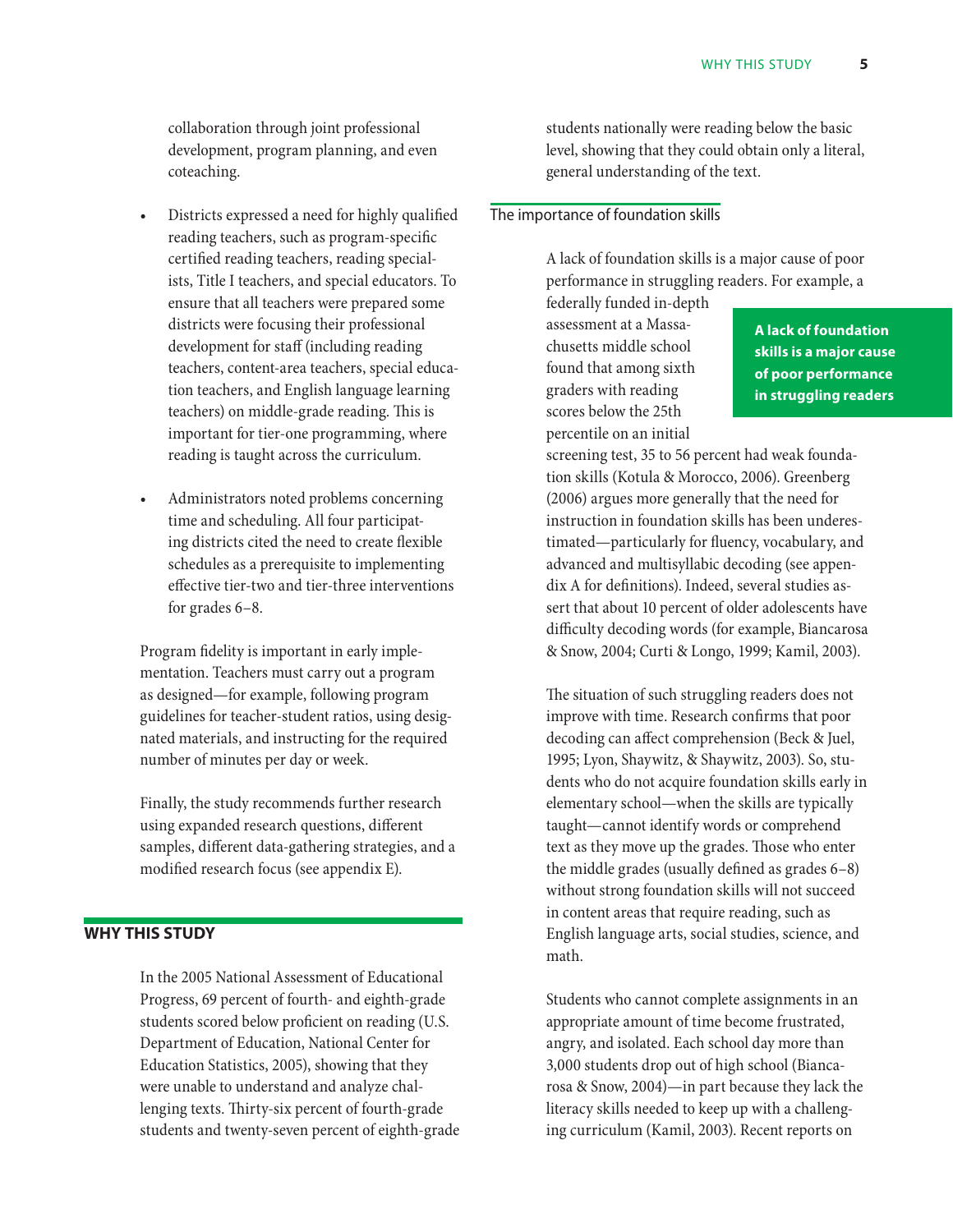collaboration through joint professional development, program planning, and even coteaching.

- Districts expressed a need for highly qualified reading teachers, such as program-specific certified reading teachers, reading specialists, Title I teachers, and special educators. To ensure that all teachers were prepared some districts were focusing their professional development for staff (including reading teachers, content-area teachers, special education teachers, and English language learning teachers) on middle-grade reading. This is important for tier-one programming, where reading is taught across the curriculum.

- Administrators noted problems concerning time and scheduling. All four participating districts cited the need to create flexible schedules as a prerequisite to implementing effective tier-two and tier-three interventions for grades 6–8.

Program fidelity is important in early implementation. Teachers must carry out a program as designed—for example, following program guidelines for teacher-student ratios, using designated materials, and instructing for the required number of minutes per day or week.

Finally, the study recommends further research using expanded research questions, different samples, different data-gathering strategies, and a modified research focus (see appendix E).

## WHY THIS STUDY

In the 2005 National Assessment of Educational Progress, 69 percent of fourth- and eighth-grade students scored below proficient on reading (U.S. Department of Education, National Center for Education Statistics, 2005), showing that they were unable to understand and analyze challenging texts. Thirty-six percent of fourth-grade students and twenty-seven percent of eighth-grade students nationally were reading below the basic level, showing that they could obtain only a literal, general understanding of the text.

### The importance of foundation skills

A lack of foundation skills is a major cause of poor performance in struggling readers. For example, a federally funded in-depth assessment at a Massachusetts middle school found that among sixth graders with reading scores below the 25th percentile on an initial screening test, 35 to 56 percent had weak foundation skills (Kotula & Morocco, 2006). Greenberg (2006) argues more generally that the need for instruction in foundation skills has been underestimated—particularly for fluency, vocabulary, and advanced and multisyllabic decoding (see appendix A for definitions). Indeed, several studies assert that about 10 percent of older adolescents have difficulty decoding words (for example, Biancarosa & Snow, 2004; Curti & Longo, 1999; Kamil, 2003).

**A lack of foundation skills is a major cause of poor performance in struggling readers**

The situation of such struggling readers does not improve with time. Research confirms that poor decoding can affect comprehension (Beck & Juel, 1995; Lyon, Shaywitz, & Shaywitz, 2003). So, students who do not acquire foundation skills early in elementary school—when the skills are typically taught—cannot identify words or comprehend text as they move up the grades. Those who enter the middle grades (usually defined as grades 6–8) without strong foundation skills will not succeed in content areas that require reading, such as English language arts, social studies, science, and math.

Students who cannot complete assignments in an appropriate amount of time become frustrated, angry, and isolated. Each school day more than 3,000 students drop out of high school (Biancarosa & Snow, 2004)—in part because they lack the literacy skills needed to keep up with a challenging curriculum (Kamil, 2003). Recent reports on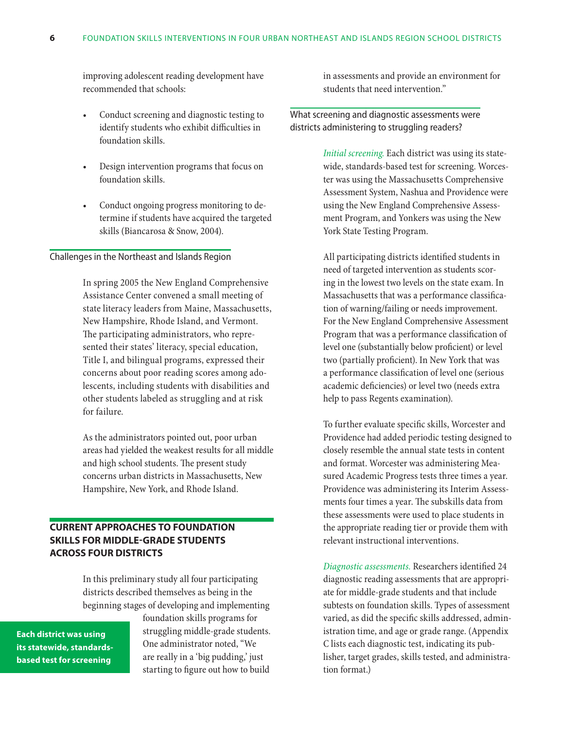improving adolescent reading development have recommended that schools:

- Conduct screening and diagnostic testing to identify students who exhibit difficulties in foundation skills.
- Design intervention programs that focus on foundation skills.
- Conduct ongoing progress monitoring to determine if students have acquired the targeted skills (Biancarosa & Snow, 2004).

### Challenges in the Northeast and Islands Region

In spring 2005 the New England Comprehensive Assistance Center convened a small meeting of state literacy leaders from Maine, Massachusetts, New Hampshire, Rhode Island, and Vermont. The participating administrators, who represented their states' literacy, special education, Title I, and bilingual programs, expressed their concerns about poor reading scores among adolescents, including students with disabilities and other students labeled as struggling and at risk for failure.

As the administrators pointed out, poor urban areas had yielded the weakest results for all middle and high school students. The present study concerns urban districts in Massachusetts, New Hampshire, New York, and Rhode Island.

## CURRENT APPROACHES TO FOUNDATION SKILLS FOR MIDDLE-GRADE STUDENTS ACROSS FOUR DISTRICTS

In this preliminary study all four participating districts described themselves as being in the beginning stages of developing and implementing foundation skills programs for struggling middle-grade students. One administrator noted, "We are really in a 'big pudding,' just starting to figure out how to build in assessments and provide an environment for students that need intervention."

**Each district was using its statewide, standards-based test for screening**

### What screening and diagnostic assessments were districts administering to struggling readers?

*Initial screening.* Each district was using its statewide, standards-based test for screening. Worcester was using the Massachusetts Comprehensive Assessment System, Nashua and Providence were using the New England Comprehensive Assessment Program, and Yonkers was using the New York State Testing Program.

All participating districts identified students in need of targeted intervention as students scoring in the lowest two levels on the state exam. In Massachusetts that was a performance classification of warning/failing or needs improvement. For the New England Comprehensive Assessment Program that was a performance classification of level one (substantially below proficient) or level two (partially proficient). In New York that was a performance classification of level one (serious academic deficiencies) or level two (needs extra help to pass Regents examination).

To further evaluate specific skills, Worcester and Providence had added periodic testing designed to closely resemble the annual state tests in content and format. Worcester was administering Measured Academic Progress tests three times a year. Providence was administering its Interim Assessments four times a year. The subskills data from these assessments were used to place students in the appropriate reading tier or provide them with relevant instructional interventions.

*Diagnostic assessments.* Researchers identified 24 diagnostic reading assessments that are appropriate for middle-grade students and that include subtests on foundation skills. Types of assessment varied, as did the specific skills addressed, administration time, and age or grade range. (Appendix C lists each diagnostic test, indicating its publisher, target grades, skills tested, and administration format.)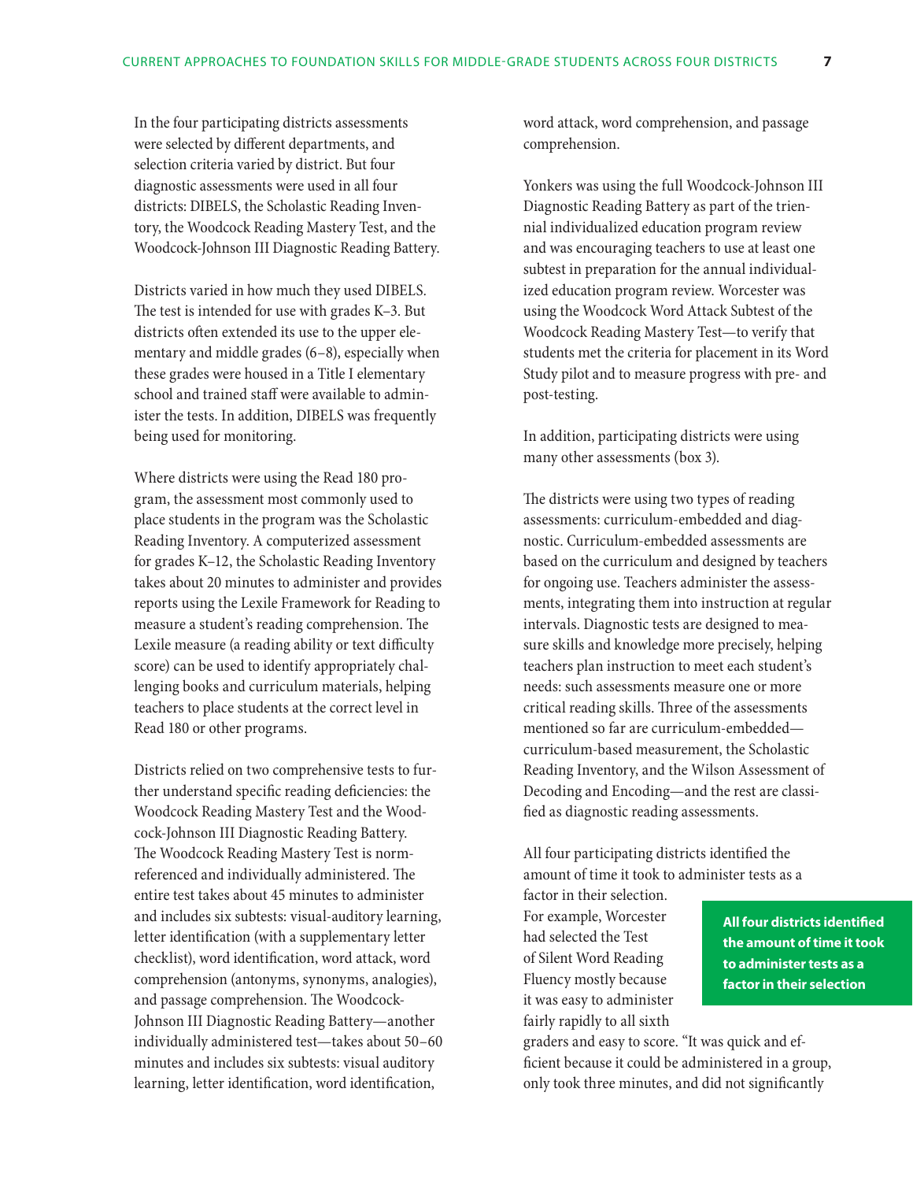In the four participating districts assessments were selected by different departments, and selection criteria varied by district. But four diagnostic assessments were used in all four districts: DIBELS, the Scholastic Reading Inventory, the Woodcock Reading Mastery Test, and the Woodcock-Johnson III Diagnostic Reading Battery.

Districts varied in how much they used DIBELS. The test is intended for use with grades K–3. But districts often extended its use to the upper elementary and middle grades (6–8), especially when these grades were housed in a Title I elementary school and trained staff were available to administer the tests. In addition, DIBELS was frequently being used for monitoring.

Where districts were using the Read 180 program, the assessment most commonly used to place students in the program was the Scholastic Reading Inventory. A computerized assessment for grades K–12, the Scholastic Reading Inventory takes about 20 minutes to administer and provides reports using the Lexile Framework for Reading to measure a student's reading comprehension. The Lexile measure (a reading ability or text difficulty score) can be used to identify appropriately challenging books and curriculum materials, helping teachers to place students at the correct level in Read 180 or other programs.

Districts relied on two comprehensive tests to further understand specific reading deficiencies: the Woodcock Reading Mastery Test and the Woodcock-Johnson III Diagnostic Reading Battery. The Woodcock Reading Mastery Test is norm-referenced and individually administered. The entire test takes about 45 minutes to administer and includes six subtests: visual-auditory learning, letter identification (with a supplementary letter checklist), word identification, word attack, word comprehension (antonyms, synonyms, analogies), and passage comprehension. The Woodcock-Johnson III Diagnostic Reading Battery—another individually administered test—takes about 50–60 minutes and includes six subtests: visual auditory learning, letter identification, word identification, word attack, word comprehension, and passage comprehension.

Yonkers was using the full Woodcock-Johnson III Diagnostic Reading Battery as part of the triennial individualized education program review and was encouraging teachers to use at least one subtest in preparation for the annual individualized education program review. Worcester was using the Woodcock Word Attack Subtest of the Woodcock Reading Mastery Test—to verify that students met the criteria for placement in its Word Study pilot and to measure progress with pre- and post-testing.

In addition, participating districts were using many other assessments (box 3).

The districts were using two types of reading assessments: curriculum-embedded and diagnostic. Curriculum-embedded assessments are based on the curriculum and designed by teachers for ongoing use. Teachers administer the assessments, integrating them into instruction at regular intervals. Diagnostic tests are designed to measure skills and knowledge more precisely, helping teachers plan instruction to meet each student's needs: such assessments measure one or more critical reading skills. Three of the assessments mentioned so far are curriculum-embedded—curriculum-based measurement, the Scholastic Reading Inventory, and the Wilson Assessment of Decoding and Encoding—and the rest are classified as diagnostic reading assessments.

All four participating districts identified the amount of time it took to administer tests as a factor in their selection. For example, Worcester had selected the Test of Silent Word Reading Fluency mostly because it was easy to administer fairly rapidly to all sixth graders and easy to score. "It was quick and efficient because it could be administered in a group, only took three minutes, and did not significantly

**All four districts identified the amount of time it took to administer tests as a factor in their selection**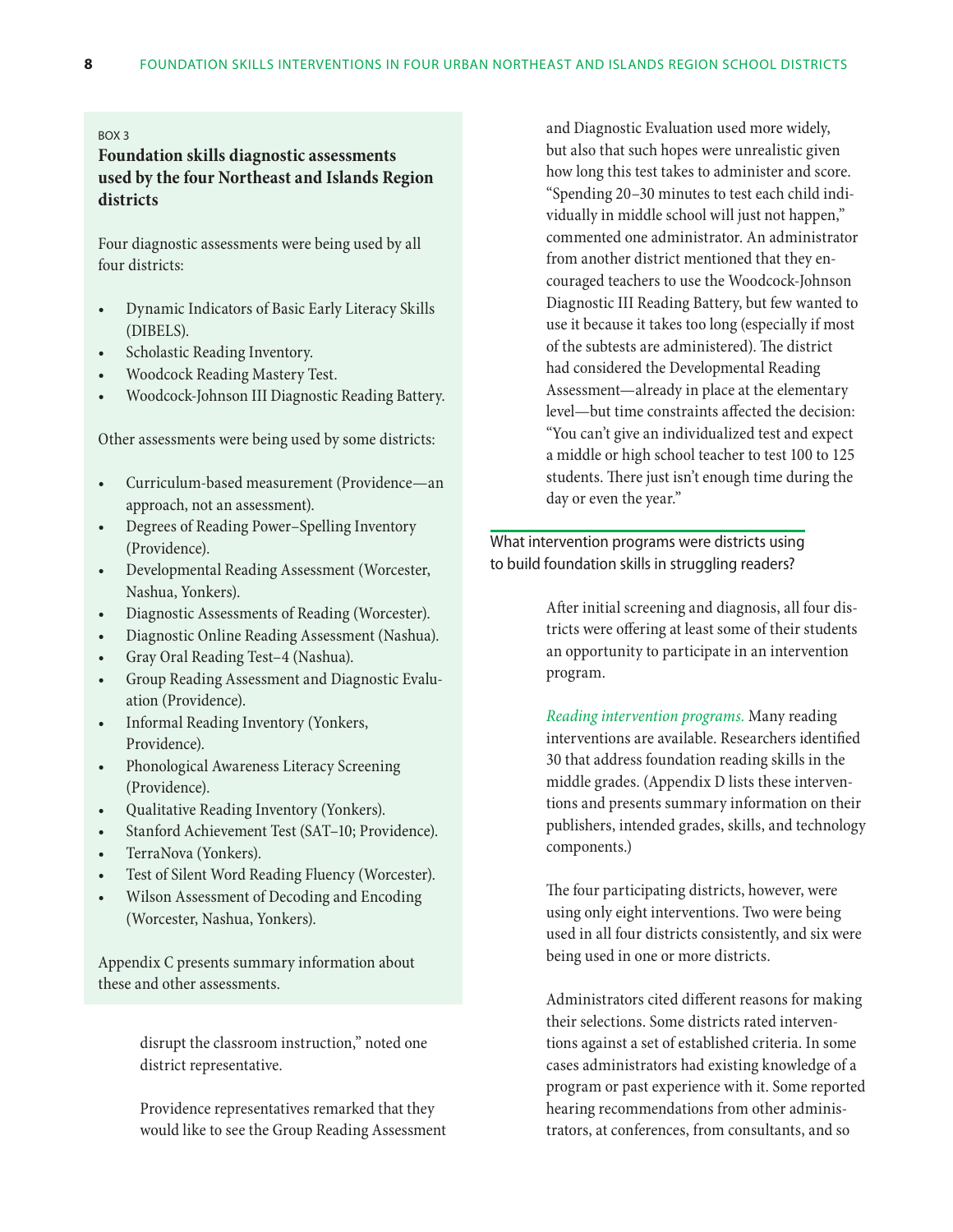BOX 3

### Foundation skills diagnostic assessments used by the four Northeast and Islands Region districts

Four diagnostic assessments were being used by all four districts:

- Dynamic Indicators of Basic Early Literacy Skills (DIBELS).
- Scholastic Reading Inventory.
- Woodcock Reading Mastery Test.
- Woodcock-Johnson III Diagnostic Reading Battery.

Other assessments were being used by some districts:

- Curriculum-based measurement (Providence—an approach, not an assessment).
- Degrees of Reading Power–Spelling Inventory (Providence).
- Developmental Reading Assessment (Worcester, Nashua, Yonkers).
- Diagnostic Assessments of Reading (Worcester).
- Diagnostic Online Reading Assessment (Nashua).
- Gray Oral Reading Test–4 (Nashua).
- Group Reading Assessment and Diagnostic Evaluation (Providence).
- Informal Reading Inventory (Yonkers, Providence).
- Phonological Awareness Literacy Screening (Providence).
- Qualitative Reading Inventory (Yonkers).
- Stanford Achievement Test (SAT–10; Providence).
- TerraNova (Yonkers).
- Test of Silent Word Reading Fluency (Worcester).
- Wilson Assessment of Decoding and Encoding (Worcester, Nashua, Yonkers).

Appendix C presents summary information about these and other assessments.

---

disrupt the classroom instruction," noted one district representative.

Providence representatives remarked that they would like to see the Group Reading Assessment and Diagnostic Evaluation used more widely, but also that such hopes were unrealistic given how long this test takes to administer and score. "Spending 20–30 minutes to test each child individually in middle school will just not happen," commented one administrator. An administrator from another district mentioned that they encouraged teachers to use the Woodcock-Johnson Diagnostic III Reading Battery, but few wanted to use it because it takes too long (especially if most of the subtests are administered). The district had considered the Developmental Reading Assessment—already in place at the elementary level—but time constraints affected the decision: "You can't give an individualized test and expect a middle or high school teacher to test 100 to 125 students. There just isn't enough time during the day or even the year."

## What intervention programs were districts using to build foundation skills in struggling readers?

After initial screening and diagnosis, all four districts were offering at least some of their students an opportunity to participate in an intervention program.

*Reading intervention programs.* Many reading interventions are available. Researchers identified 30 that address foundation reading skills in the middle grades. (Appendix D lists these interventions and presents summary information on their publishers, intended grades, skills, and technology components.)

The four participating districts, however, were using only eight interventions. Two were being used in all four districts consistently, and six were being used in one or more districts.

Administrators cited different reasons for making their selections. Some districts rated interventions against a set of established criteria. In some cases administrators had existing knowledge of a program or past experience with it. Some reported hearing recommendations from other administrators, at conferences, from consultants, and so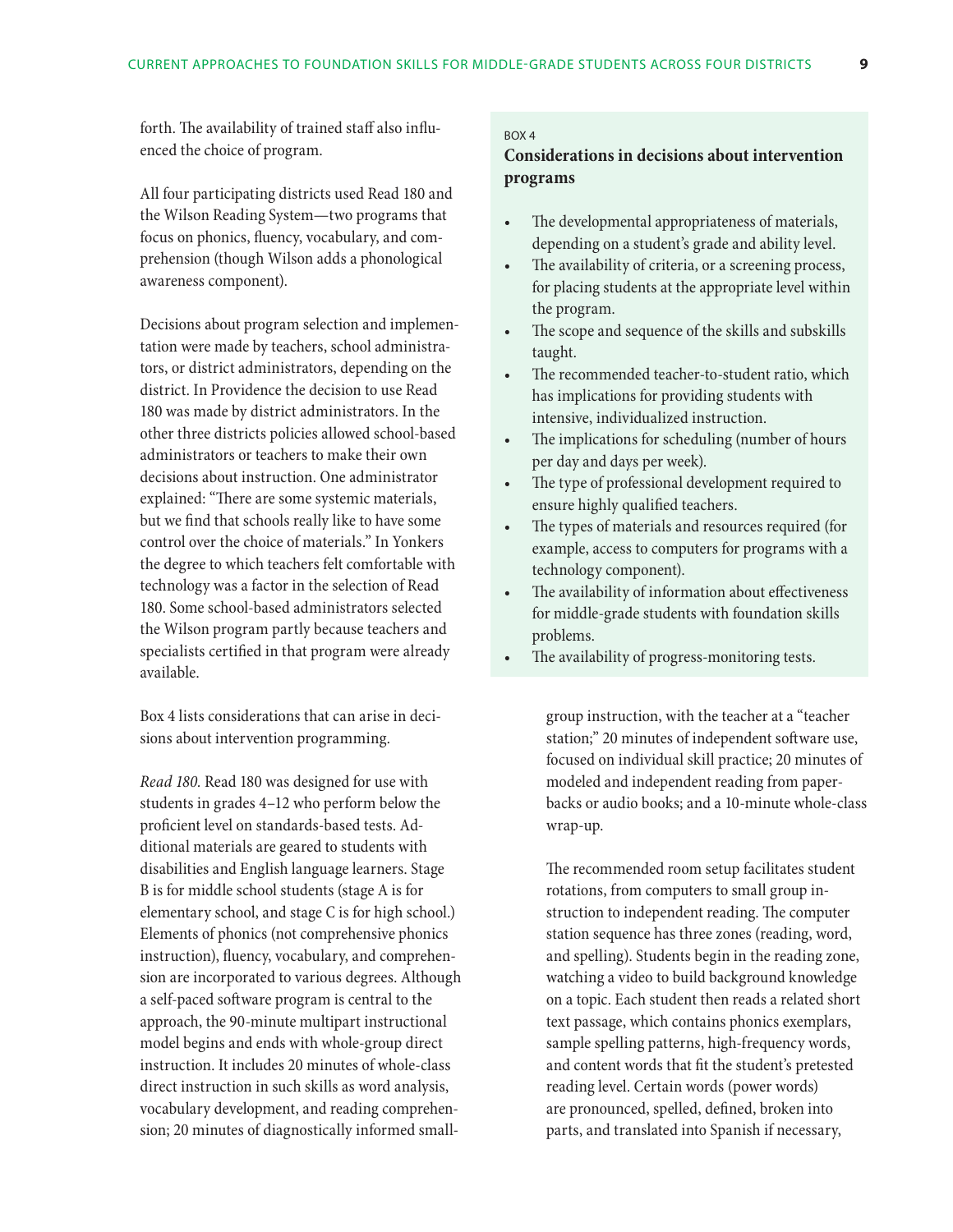forth. The availability of trained staff also influenced the choice of program.

All four participating districts used Read 180 and the Wilson Reading System—two programs that focus on phonics, fluency, vocabulary, and comprehension (though Wilson adds a phonological awareness component).

Decisions about program selection and implementation were made by teachers, school administrators, or district administrators, depending on the district. In Providence the decision to use Read 180 was made by district administrators. In the other three districts policies allowed school-based administrators or teachers to make their own decisions about instruction. One administrator explained: "There are some systemic materials, but we find that schools really like to have some control over the choice of materials." In Yonkers the degree to which teachers felt comfortable with technology was a factor in the selection of Read 180. Some school-based administrators selected the Wilson program partly because teachers and specialists certified in that program were already available.

Box 4 lists considerations that can arise in decisions about intervention programming.

BOX 4

### Considerations in decisions about intervention programs

- The developmental appropriateness of materials, depending on a student's grade and ability level.
- The availability of criteria, or a screening process, for placing students at the appropriate level within the program.
- The scope and sequence of the skills and subskills taught.
- The recommended teacher-to-student ratio, which has implications for providing students with intensive, individualized instruction.
- The implications for scheduling (number of hours per day and days per week).
- The type of professional development required to ensure highly qualified teachers.
- The types of materials and resources required (for example, access to computers for programs with a technology component).
- The availability of information about effectiveness for middle-grade students with foundation skills problems.
- The availability of progress-monitoring tests.

*Read 180.* Read 180 was designed for use with students in grades 4–12 who perform below the proficient level on standards-based tests. Additional materials are geared to students with disabilities and English language learners. Stage B is for middle school students (stage A is for elementary school, and stage C is for high school.) Elements of phonics (not comprehensive phonics instruction), fluency, vocabulary, and comprehension are incorporated to various degrees. Although a self-paced software program is central to the approach, the 90-minute multipart instructional model begins and ends with whole-group direct instruction. It includes 20 minutes of whole-class direct instruction in such skills as word analysis, vocabulary development, and reading comprehension; 20 minutes of diagnostically informed small-group instruction, with the teacher at a "teacher station;" 20 minutes of independent software use, focused on individual skill practice; 20 minutes of modeled and independent reading from paperbacks or audio books; and a 10-minute whole-class wrap-up.

The recommended room setup facilitates student rotations, from computers to small group instruction to independent reading. The computer station sequence has three zones (reading, word, and spelling). Students begin in the reading zone, watching a video to build background knowledge on a topic. Each student then reads a related short text passage, which contains phonics exemplars, sample spelling patterns, high-frequency words, and content words that fit the student's pretested reading level. Certain words (power words) are pronounced, spelled, defined, broken into parts, and translated into Spanish if necessary,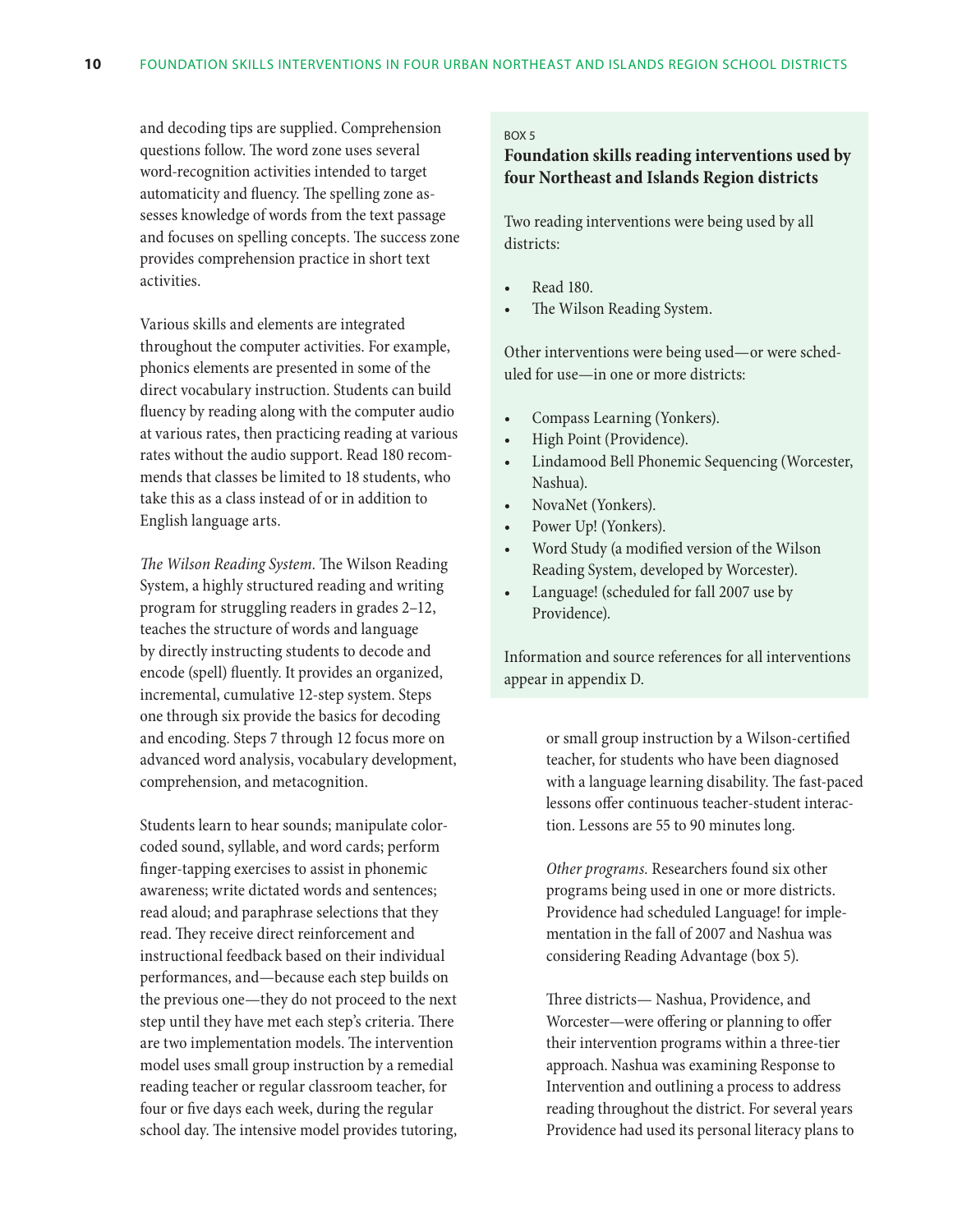and decoding tips are supplied. Comprehension questions follow. The word zone uses several word-recognition activities intended to target automaticity and fluency. The spelling zone assesses knowledge of words from the text passage and focuses on spelling concepts. The success zone provides comprehension practice in short text activities.

Various skills and elements are integrated throughout the computer activities. For example, phonics elements are presented in some of the direct vocabulary instruction. Students can build fluency by reading along with the computer audio at various rates, then practicing reading at various rates without the audio support. Read 180 recommends that classes be limited to 18 students, who take this as a class instead of or in addition to English language arts.

*The Wilson Reading System.* The Wilson Reading System, a highly structured reading and writing program for struggling readers in grades 2–12, teaches the structure of words and language by directly instructing students to decode and encode (spell) fluently. It provides an organized, incremental, cumulative 12-step system. Steps one through six provide the basics for decoding and encoding. Steps 7 through 12 focus more on advanced word analysis, vocabulary development, comprehension, and metacognition.

Students learn to hear sounds; manipulate color-coded sound, syllable, and word cards; perform finger-tapping exercises to assist in phonemic awareness; write dictated words and sentences; read aloud; and paraphrase selections that they read. They receive direct reinforcement and instructional feedback based on their individual performances, and—because each step builds on the previous one—they do not proceed to the next step until they have met each step's criteria. There are two implementation models. The intervention model uses small group instruction by a remedial reading teacher or regular classroom teacher, for four or five days each week, during the regular school day. The intensive model provides tutoring, or small group instruction by a Wilson-certified teacher, for students who have been diagnosed with a language learning disability. The fast-paced lessons offer continuous teacher-student interaction. Lessons are 55 to 90 minutes long.

BOX 5

**Foundation skills reading interventions used by four Northeast and Islands Region districts**

Two reading interventions were being used by all districts:

- Read 180.
- The Wilson Reading System.

Other interventions were being used—or were scheduled for use—in one or more districts:

- Compass Learning (Yonkers).
- High Point (Providence).
- Lindamood Bell Phonemic Sequencing (Worcester, Nashua).
- NovaNet (Yonkers).
- Power Up! (Yonkers).
- Word Study (a modified version of the Wilson Reading System, developed by Worcester).
- Language! (scheduled for fall 2007 use by Providence).

Information and source references for all interventions appear in appendix D.

*Other programs.* Researchers found six other programs being used in one or more districts. Providence had scheduled Language! for implementation in the fall of 2007 and Nashua was considering Reading Advantage (box 5).

Three districts— Nashua, Providence, and Worcester—were offering or planning to offer their intervention programs within a three-tier approach. Nashua was examining Response to Intervention and outlining a process to address reading throughout the district. For several years Providence had used its personal literacy plans to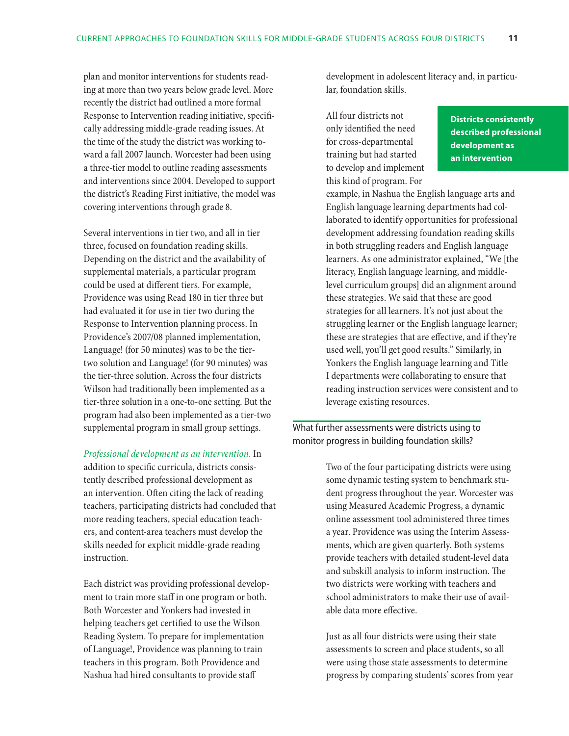plan and monitor interventions for students reading at more than two years below grade level. More recently the district had outlined a more formal Response to Intervention reading initiative, specifically addressing middle-grade reading issues. At the time of the study the district was working toward a fall 2007 launch. Worcester had been using a three-tier model to outline reading assessments and interventions since 2004. Developed to support the district's Reading First initiative, the model was covering interventions through grade 8.

Several interventions in tier two, and all in tier three, focused on foundation reading skills. Depending on the district and the availability of supplemental materials, a particular program could be used at different tiers. For example, Providence was using Read 180 in tier three but had evaluated it for use in tier two during the Response to Intervention planning process. In Providence's 2007/08 planned implementation, Language! (for 50 minutes) was to be the tier-two solution and Language! (for 90 minutes) was the tier-three solution. Across the four districts Wilson had traditionally been implemented as a tier-three solution in a one-to-one setting. But the program had also been implemented as a tier-two supplemental program in small group settings.

*Professional development as an intervention.* In addition to specific curricula, districts consistently described professional development as an intervention. Often citing the lack of reading teachers, participating districts had concluded that more reading teachers, special education teachers, and content-area teachers must develop the skills needed for explicit middle-grade reading instruction.

Each district was providing professional development to train more staff in one program or both. Both Worcester and Yonkers had invested in helping teachers get certified to use the Wilson Reading System. To prepare for implementation of Language!, Providence was planning to train teachers in this program. Both Providence and Nashua had hired consultants to provide staff development in adolescent literacy and, in particular, foundation skills.

**Districts consistently described professional development as an intervention**

All four districts not only identified the need for cross-departmental training but had started to develop and implement this kind of program. For example, in Nashua the English language arts and English language learning departments had collaborated to identify opportunities for professional development addressing foundation reading skills in both struggling readers and English language learners. As one administrator explained, "We [the literacy, English language learning, and middle-level curriculum groups] did an alignment around these strategies. We said that these are good strategies for all learners. It's not just about the struggling learner or the English language learner; these are strategies that are effective, and if they're used well, you'll get good results." Similarly, in Yonkers the English language learning and Title I departments were collaborating to ensure that reading instruction services were consistent and to leverage existing resources.

## What further assessments were districts using to monitor progress in building foundation skills?

Two of the four participating districts were using some dynamic testing system to benchmark student progress throughout the year. Worcester was using Measured Academic Progress, a dynamic online assessment tool administered three times a year. Providence was using the Interim Assessments, which are given quarterly. Both systems provide teachers with detailed student-level data and subskill analysis to inform instruction. The two districts were working with teachers and school administrators to make their use of available data more effective.

Just as all four districts were using their state assessments to screen and place students, so all were using those state assessments to determine progress by comparing students' scores from year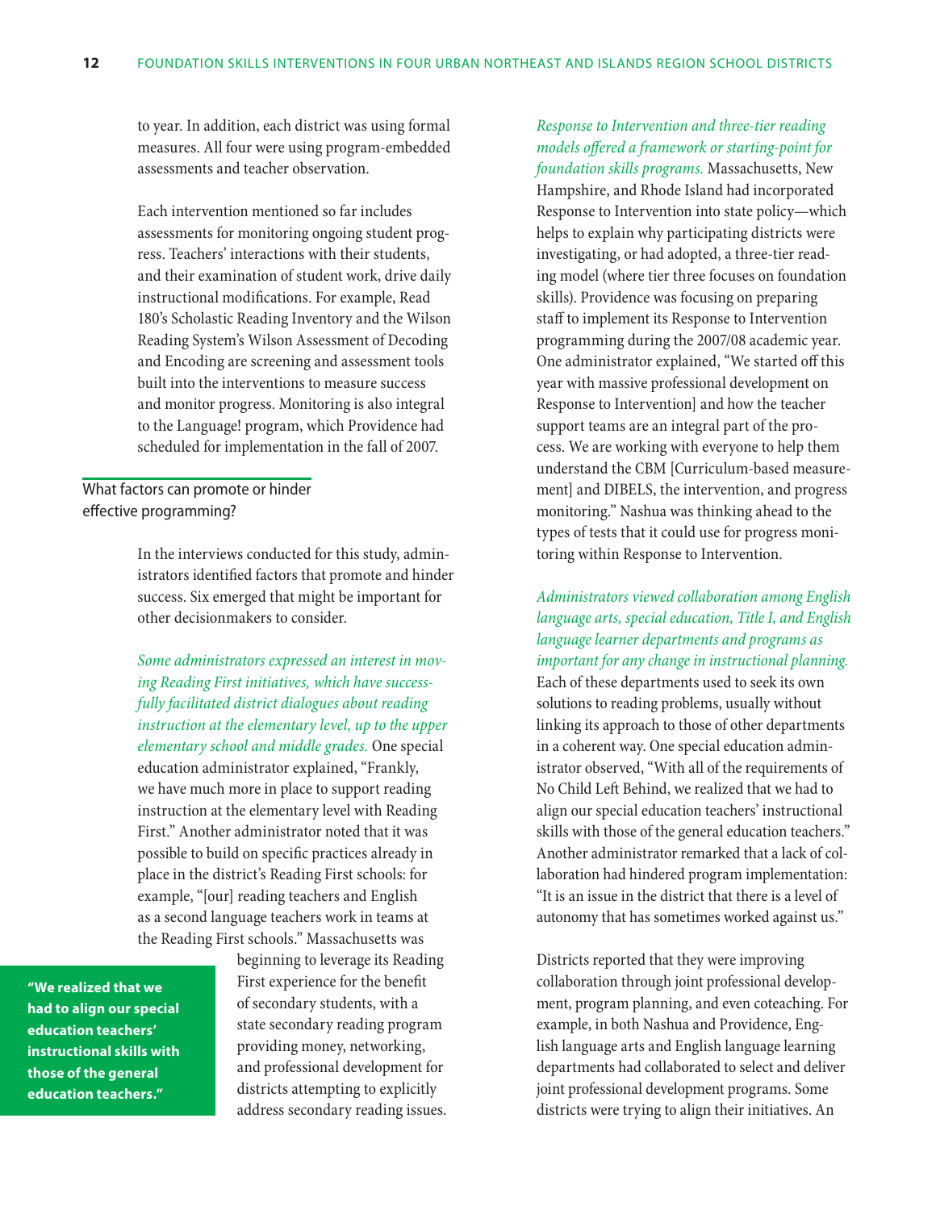to year. In addition, each district was using formal measures. All four were using program-embedded assessments and teacher observation.

Each intervention mentioned so far includes assessments for monitoring ongoing student progress. Teachers' interactions with their students, and their examination of student work, drive daily instructional modifications. For example, Read 180's Scholastic Reading Inventory and the Wilson Reading System's Wilson Assessment of Decoding and Encoding are screening and assessment tools built into the interventions to measure success and monitor progress. Monitoring is also integral to the Language! program, which Providence had scheduled for implementation in the fall of 2007.

## What factors can promote or hinder effective programming?

In the interviews conducted for this study, administrators identified factors that promote and hinder success. Six emerged that might be important for other decisionmakers to consider.

*Some administrators expressed an interest in moving Reading First initiatives, which have successfully facilitated district dialogues about reading instruction at the elementary level, up to the upper elementary school and middle grades.* One special education administrator explained, "Frankly, we have much more in place to support reading instruction at the elementary level with Reading First." Another administrator noted that it was possible to build on specific practices already in place in the district's Reading First schools: for example, "[our] reading teachers and English as a second language teachers work in teams at the Reading First schools." Massachusetts was beginning to leverage its Reading First experience for the benefit of secondary students, with a state secondary reading program providing money, networking, and professional development for districts attempting to explicitly address secondary reading issues.

**"We realized that we had to align our special education teachers' instructional skills with those of the general education teachers."**

*Response to Intervention and three-tier reading models offered a framework or starting-point for foundation skills programs.* Massachusetts, New Hampshire, and Rhode Island had incorporated Response to Intervention into state policy—which helps to explain why participating districts were investigating, or had adopted, a three-tier reading model (where tier three focuses on foundation skills). Providence was focusing on preparing staff to implement its Response to Intervention programming during the 2007/08 academic year. One administrator explained, "We started off this year with massive professional development on Response to Intervention] and how the teacher support teams are an integral part of the process. We are working with everyone to help them understand the CBM [Curriculum-based measurement] and DIBELS, the intervention, and progress monitoring." Nashua was thinking ahead to the types of tests that it could use for progress monitoring within Response to Intervention.

*Administrators viewed collaboration among English language arts, special education, Title I, and English language learner departments and programs as important for any change in instructional planning.* Each of these departments used to seek its own solutions to reading problems, usually without linking its approach to those of other departments in a coherent way. One special education administrator observed, "With all of the requirements of No Child Left Behind, we realized that we had to align our special education teachers' instructional skills with those of the general education teachers." Another administrator remarked that a lack of collaboration had hindered program implementation: "It is an issue in the district that there is a level of autonomy that has sometimes worked against us."

Districts reported that they were improving collaboration through joint professional development, program planning, and even coteaching. For example, in both Nashua and Providence, English language arts and English language learning departments had collaborated to select and deliver joint professional development programs. Some districts were trying to align their initiatives. An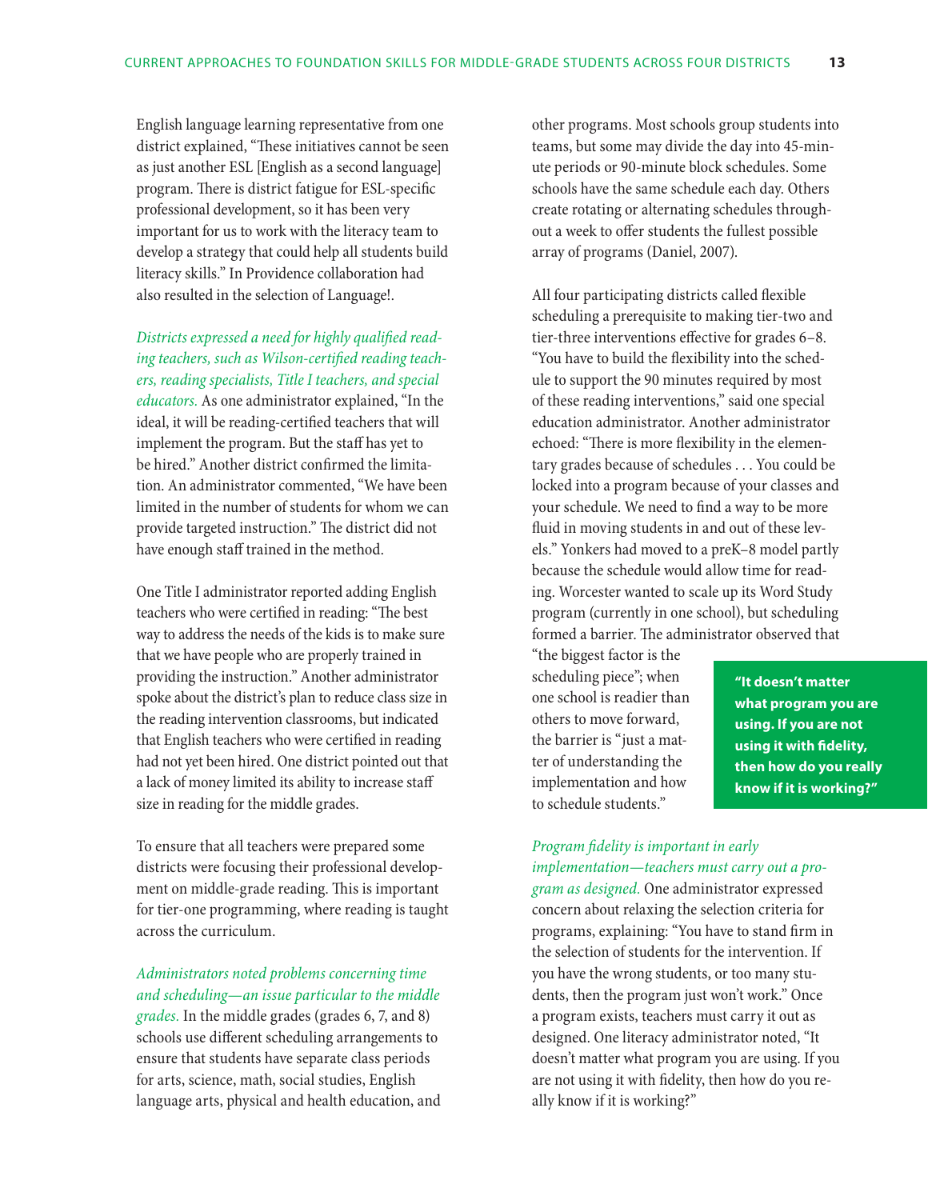English language learning representative from one district explained, "These initiatives cannot be seen as just another ESL [English as a second language] program. There is district fatigue for ESL-specific professional development, so it has been very important for us to work with the literacy team to develop a strategy that could help all students build literacy skills." In Providence collaboration had also resulted in the selection of Language!.

*Districts expressed a need for highly qualified reading teachers, such as Wilson-certified reading teachers, reading specialists, Title I teachers, and special educators.* As one administrator explained, "In the ideal, it will be reading-certified teachers that will implement the program. But the staff has yet to be hired." Another district confirmed the limitation. An administrator commented, "We have been limited in the number of students for whom we can provide targeted instruction." The district did not have enough staff trained in the method.

One Title I administrator reported adding English teachers who were certified in reading: "The best way to address the needs of the kids is to make sure that we have people who are properly trained in providing the instruction." Another administrator spoke about the district's plan to reduce class size in the reading intervention classrooms, but indicated that English teachers who were certified in reading had not yet been hired. One district pointed out that a lack of money limited its ability to increase staff size in reading for the middle grades.

To ensure that all teachers were prepared some districts were focusing their professional development on middle-grade reading. This is important for tier-one programming, where reading is taught across the curriculum.

*Administrators noted problems concerning time and scheduling—an issue particular to the middle grades.* In the middle grades (grades 6, 7, and 8) schools use different scheduling arrangements to ensure that students have separate class periods for arts, science, math, social studies, English language arts, physical and health education, and other programs. Most schools group students into teams, but some may divide the day into 45-minute periods or 90-minute block schedules. Some schools have the same schedule each day. Others create rotating or alternating schedules throughout a week to offer students the fullest possible array of programs (Daniel, 2007).

All four participating districts called flexible scheduling a prerequisite to making tier-two and tier-three interventions effective for grades 6–8. "You have to build the flexibility into the schedule to support the 90 minutes required by most of these reading interventions," said one special education administrator. Another administrator echoed: "There is more flexibility in the elementary grades because of schedules . . . You could be locked into a program because of your classes and your schedule. We need to find a way to be more fluid in moving students in and out of these levels." Yonkers had moved to a preK–8 model partly because the schedule would allow time for reading. Worcester wanted to scale up its Word Study program (currently in one school), but scheduling formed a barrier. The administrator observed that "the biggest factor is the scheduling piece"; when one school is readier than others to move forward, the barrier is "just a matter of understanding the implementation and how to schedule students."

**"It doesn't matter what program you are using. If you are not using it with fidelity, then how do you really know if it is working?"**

*Program fidelity is important in early implementation—teachers must carry out a program as designed.* One administrator expressed concern about relaxing the selection criteria for programs, explaining: "You have to stand firm in the selection of students for the intervention. If you have the wrong students, or too many students, then the program just won't work." Once a program exists, teachers must carry it out as designed. One literacy administrator noted, "It doesn't matter what program you are using. If you are not using it with fidelity, then how do you really know if it is working?"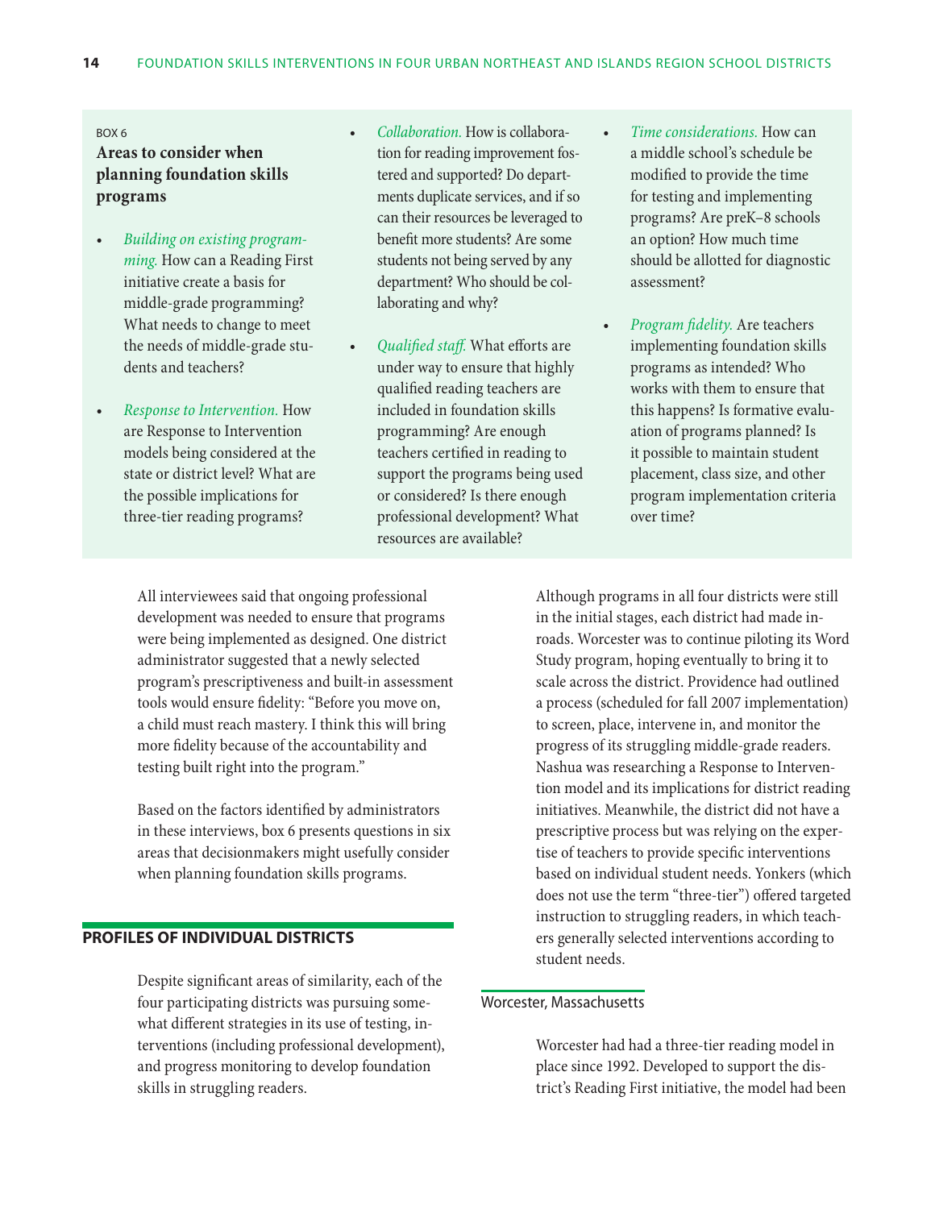BOX 6

**Areas to consider when planning foundation skills programs**

- *Building on existing programming.* How can a Reading First initiative create a basis for middle-grade programming? What needs to change to meet the needs of middle-grade students and teachers?
- *Response to Intervention.* How are Response to Intervention models being considered at the state or district level? What are the possible implications for three-tier reading programs?
- *Collaboration.* How is collaboration for reading improvement fostered and supported? Do departments duplicate services, and if so can their resources be leveraged to benefit more students? Are some students not being served by any department? Who should be collaborating and why?
- *Qualified staff.* What efforts are under way to ensure that highly qualified reading teachers are included in foundation skills programming? Are enough teachers certified in reading to support the programs being used or considered? Is there enough professional development? What resources are available?
- *Time considerations.* How can a middle school's schedule be modified to provide the time for testing and implementing programs? Are preK–8 schools an option? How much time should be allotted for diagnostic assessment?
- *Program fidelity.* Are teachers implementing foundation skills programs as intended? Who works with them to ensure that this happens? Is formative evaluation of programs planned? Is it possible to maintain student placement, class size, and other program implementation criteria over time?

All interviewees said that ongoing professional development was needed to ensure that programs were being implemented as designed. One district administrator suggested that a newly selected program's prescriptiveness and built-in assessment tools would ensure fidelity: "Before you move on, a child must reach mastery. I think this will bring more fidelity because of the accountability and testing built right into the program."

Based on the factors identified by administrators in these interviews, box 6 presents questions in six areas that decisionmakers might usefully consider when planning foundation skills programs.

## PROFILES OF INDIVIDUAL DISTRICTS

Despite significant areas of similarity, each of the four participating districts was pursuing somewhat different strategies in its use of testing, interventions (including professional development), and progress monitoring to develop foundation skills in struggling readers.

Although programs in all four districts were still in the initial stages, each district had made inroads. Worcester was to continue piloting its Word Study program, hoping eventually to bring it to scale across the district. Providence had outlined a process (scheduled for fall 2007 implementation) to screen, place, intervene in, and monitor the progress of its struggling middle-grade readers. Nashua was researching a Response to Intervention model and its implications for district reading initiatives. Meanwhile, the district did not have a prescriptive process but was relying on the expertise of teachers to provide specific interventions based on individual student needs. Yonkers (which does not use the term "three-tier") offered targeted instruction to struggling readers, in which teachers generally selected interventions according to student needs.

### Worcester, Massachusetts

Worcester had had a three-tier reading model in place since 1992. Developed to support the district's Reading First initiative, the model had been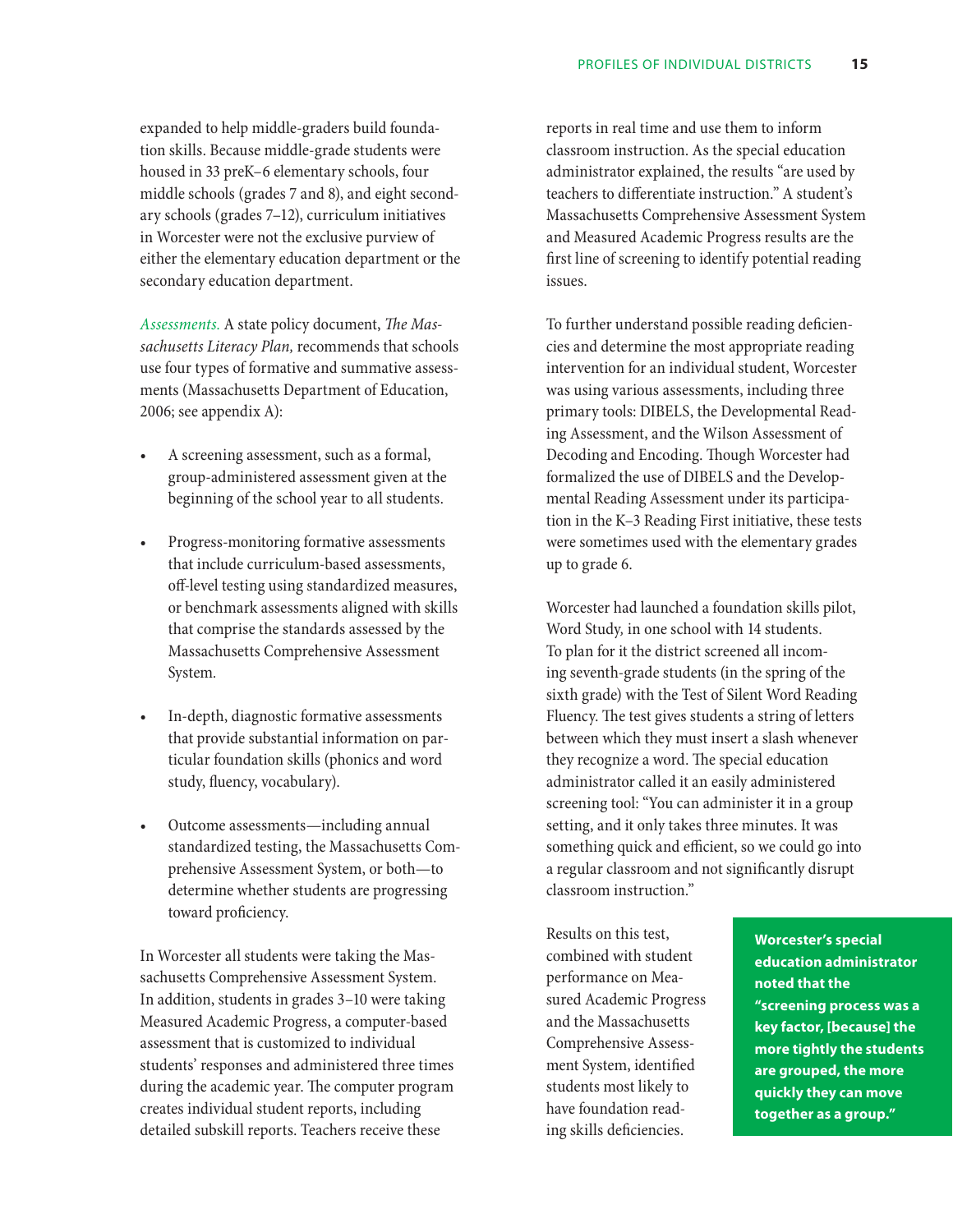expanded to help middle-graders build foundation skills. Because middle-grade students were housed in 33 preK–6 elementary schools, four middle schools (grades 7 and 8), and eight secondary schools (grades 7–12), curriculum initiatives in Worcester were not the exclusive purview of either the elementary education department or the secondary education department.

*Assessments.* A state policy document, *The Massachusetts Literacy Plan,* recommends that schools use four types of formative and summative assessments (Massachusetts Department of Education, 2006; see appendix A):

- A screening assessment, such as a formal, group-administered assessment given at the beginning of the school year to all students.
- Progress-monitoring formative assessments that include curriculum-based assessments, off-level testing using standardized measures, or benchmark assessments aligned with skills that comprise the standards assessed by the Massachusetts Comprehensive Assessment System.
- In-depth, diagnostic formative assessments that provide substantial information on particular foundation skills (phonics and word study, fluency, vocabulary).
- Outcome assessments—including annual standardized testing, the Massachusetts Comprehensive Assessment System, or both—to determine whether students are progressing toward proficiency.

In Worcester all students were taking the Massachusetts Comprehensive Assessment System. In addition, students in grades 3–10 were taking Measured Academic Progress, a computer-based assessment that is customized to individual students' responses and administered three times during the academic year. The computer program creates individual student reports, including detailed subskill reports. Teachers receive these reports in real time and use them to inform classroom instruction. As the special education administrator explained, the results "are used by teachers to differentiate instruction." A student's Massachusetts Comprehensive Assessment System and Measured Academic Progress results are the first line of screening to identify potential reading issues.

To further understand possible reading deficiencies and determine the most appropriate reading intervention for an individual student, Worcester was using various assessments, including three primary tools: DIBELS, the Developmental Reading Assessment, and the Wilson Assessment of Decoding and Encoding. Though Worcester had formalized the use of DIBELS and the Developmental Reading Assessment under its participation in the K–3 Reading First initiative, these tests were sometimes used with the elementary grades up to grade 6.

Worcester had launched a foundation skills pilot, Word Study, in one school with 14 students. To plan for it the district screened all incoming seventh-grade students (in the spring of the sixth grade) with the Test of Silent Word Reading Fluency. The test gives students a string of letters between which they must insert a slash whenever they recognize a word. The special education administrator called it an easily administered screening tool: "You can administer it in a group setting, and it only takes three minutes. It was something quick and efficient, so we could go into a regular classroom and not significantly disrupt classroom instruction."

Results on this test, combined with student performance on Measured Academic Progress and the Massachusetts Comprehensive Assessment System, identified students most likely to have foundation reading skills deficiencies.

**Worcester's special education administrator noted that the "screening process was a key factor, [because] the more tightly the students are grouped, the more quickly they can move together as a group."**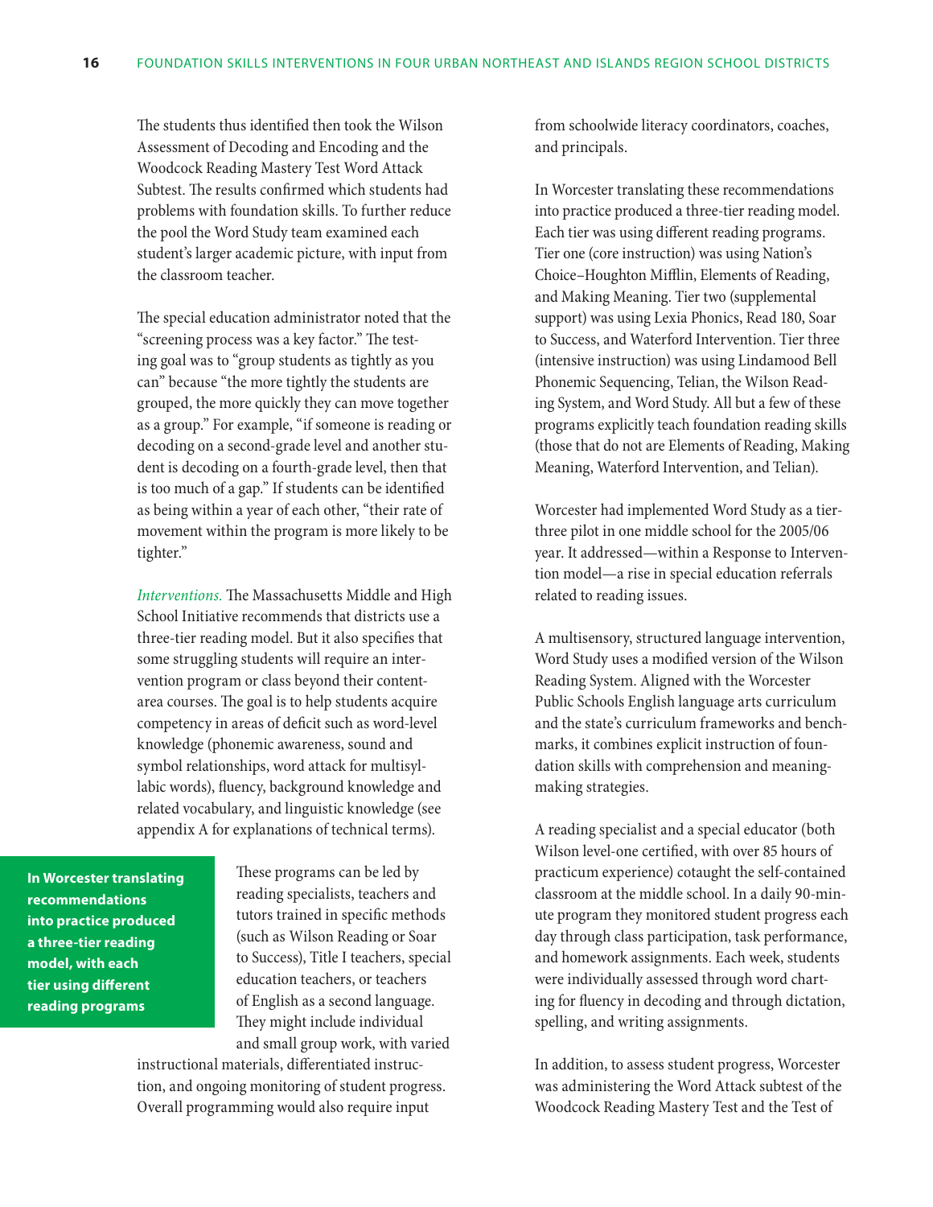The students thus identified then took the Wilson Assessment of Decoding and Encoding and the Woodcock Reading Mastery Test Word Attack Subtest. The results confirmed which students had problems with foundation skills. To further reduce the pool the Word Study team examined each student's larger academic picture, with input from the classroom teacher.

The special education administrator noted that the "screening process was a key factor." The testing goal was to "group students as tightly as you can" because "the more tightly the students are grouped, the more quickly they can move together as a group." For example, "if someone is reading or decoding on a second-grade level and another student is decoding on a fourth-grade level, then that is too much of a gap." If students can be identified as being within a year of each other, "their rate of movement within the program is more likely to be tighter."

*Interventions.* The Massachusetts Middle and High School Initiative recommends that districts use a three-tier reading model. But it also specifies that some struggling students will require an intervention program or class beyond their content-area courses. The goal is to help students acquire competency in areas of deficit such as word-level knowledge (phonemic awareness, sound and symbol relationships, word attack for multisyllabic words), fluency, background knowledge and related vocabulary, and linguistic knowledge (see appendix A for explanations of technical terms).

**In Worcester translating recommendations into practice produced a three-tier reading model, with each tier using different reading programs**

These programs can be led by reading specialists, teachers and tutors trained in specific methods (such as Wilson Reading or Soar to Success), Title I teachers, special education teachers, or teachers of English as a second language. They might include individual and small group work, with varied instructional materials, differentiated instruction, and ongoing monitoring of student progress. Overall programming would also require input from schoolwide literacy coordinators, coaches, and principals.

In Worcester translating these recommendations into practice produced a three-tier reading model. Each tier was using different reading programs. Tier one (core instruction) was using Nation's Choice–Houghton Mifflin, Elements of Reading, and Making Meaning. Tier two (supplemental support) was using Lexia Phonics, Read 180, Soar to Success, and Waterford Intervention. Tier three (intensive instruction) was using Lindamood Bell Phonemic Sequencing, Telian, the Wilson Reading System, and Word Study. All but a few of these programs explicitly teach foundation reading skills (those that do not are Elements of Reading, Making Meaning, Waterford Intervention, and Telian).

Worcester had implemented Word Study as a tier-three pilot in one middle school for the 2005/06 year. It addressed—within a Response to Intervention model—a rise in special education referrals related to reading issues.

A multisensory, structured language intervention, Word Study uses a modified version of the Wilson Reading System. Aligned with the Worcester Public Schools English language arts curriculum and the state's curriculum frameworks and benchmarks, it combines explicit instruction of foundation skills with comprehension and meaning-making strategies.

A reading specialist and a special educator (both Wilson level-one certified, with over 85 hours of practicum experience) cotaught the self-contained classroom at the middle school. In a daily 90-minute program they monitored student progress each day through class participation, task performance, and homework assignments. Each week, students were individually assessed through word charting for fluency in decoding and through dictation, spelling, and writing assignments.

In addition, to assess student progress, Worcester was administering the Word Attack subtest of the Woodcock Reading Mastery Test and the Test of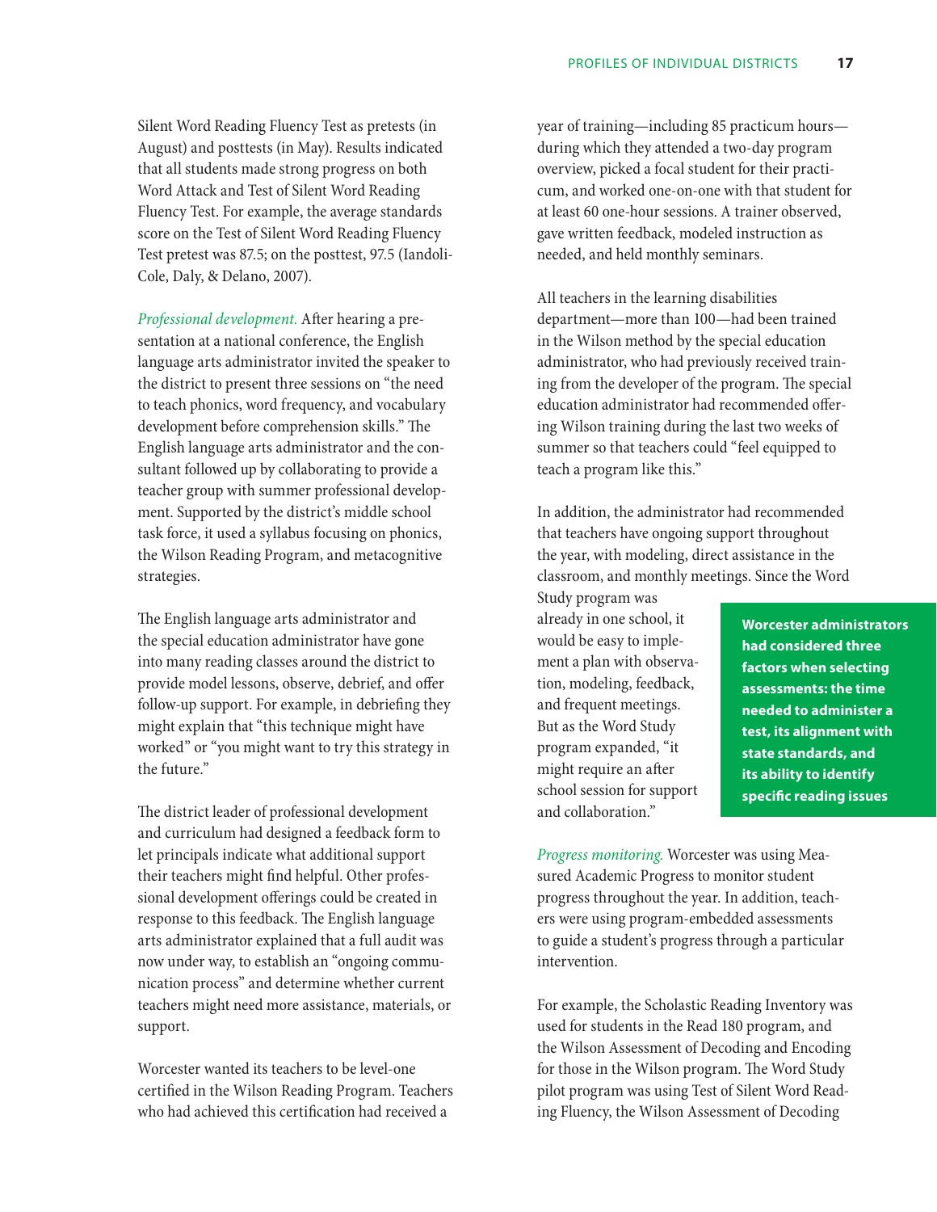Silent Word Reading Fluency Test as pretests (in August) and posttests (in May). Results indicated that all students made strong progress on both Word Attack and Test of Silent Word Reading Fluency Test. For example, the average standards score on the Test of Silent Word Reading Fluency Test pretest was 87.5; on the posttest, 97.5 (Iandoli-Cole, Daly, & Delano, 2007).

*Professional development.* After hearing a presentation at a national conference, the English language arts administrator invited the speaker to the district to present three sessions on "the need to teach phonics, word frequency, and vocabulary development before comprehension skills." The English language arts administrator and the consultant followed up by collaborating to provide a teacher group with summer professional development. Supported by the district's middle school task force, it used a syllabus focusing on phonics, the Wilson Reading Program, and metacognitive strategies.

The English language arts administrator and the special education administrator have gone into many reading classes around the district to provide model lessons, observe, debrief, and offer follow-up support. For example, in debriefing they might explain that "this technique might have worked" or "you might want to try this strategy in the future."

The district leader of professional development and curriculum had designed a feedback form to let principals indicate what additional support their teachers might find helpful. Other professional development offerings could be created in response to this feedback. The English language arts administrator explained that a full audit was now under way, to establish an "ongoing communication process" and determine whether current teachers might need more assistance, materials, or support.

Worcester wanted its teachers to be level-one certified in the Wilson Reading Program. Teachers who had achieved this certification had received a year of training—including 85 practicum hours—during which they attended a two-day program overview, picked a focal student for their practicum, and worked one-on-one with that student for at least 60 one-hour sessions. A trainer observed, gave written feedback, modeled instruction as needed, and held monthly seminars.

All teachers in the learning disabilities department—more than 100—had been trained in the Wilson method by the special education administrator, who had previously received training from the developer of the program. The special education administrator had recommended offering Wilson training during the last two weeks of summer so that teachers could "feel equipped to teach a program like this."

In addition, the administrator had recommended that teachers have ongoing support throughout the year, with modeling, direct assistance in the classroom, and monthly meetings. Since the Word Study program was already in one school, it would be easy to implement a plan with observation, modeling, feedback, and frequent meetings. But as the Word Study program expanded, "it might require an after school session for support and collaboration."

**Worcester administrators had considered three factors when selecting assessments: the time needed to administer a test, its alignment with state standards, and its ability to identify specific reading issues**

*Progress monitoring.* Worcester was using Measured Academic Progress to monitor student progress throughout the year. In addition, teachers were using program-embedded assessments to guide a student's progress through a particular intervention.

For example, the Scholastic Reading Inventory was used for students in the Read 180 program, and the Wilson Assessment of Decoding and Encoding for those in the Wilson program. The Word Study pilot program was using Test of Silent Word Reading Fluency, the Wilson Assessment of Decoding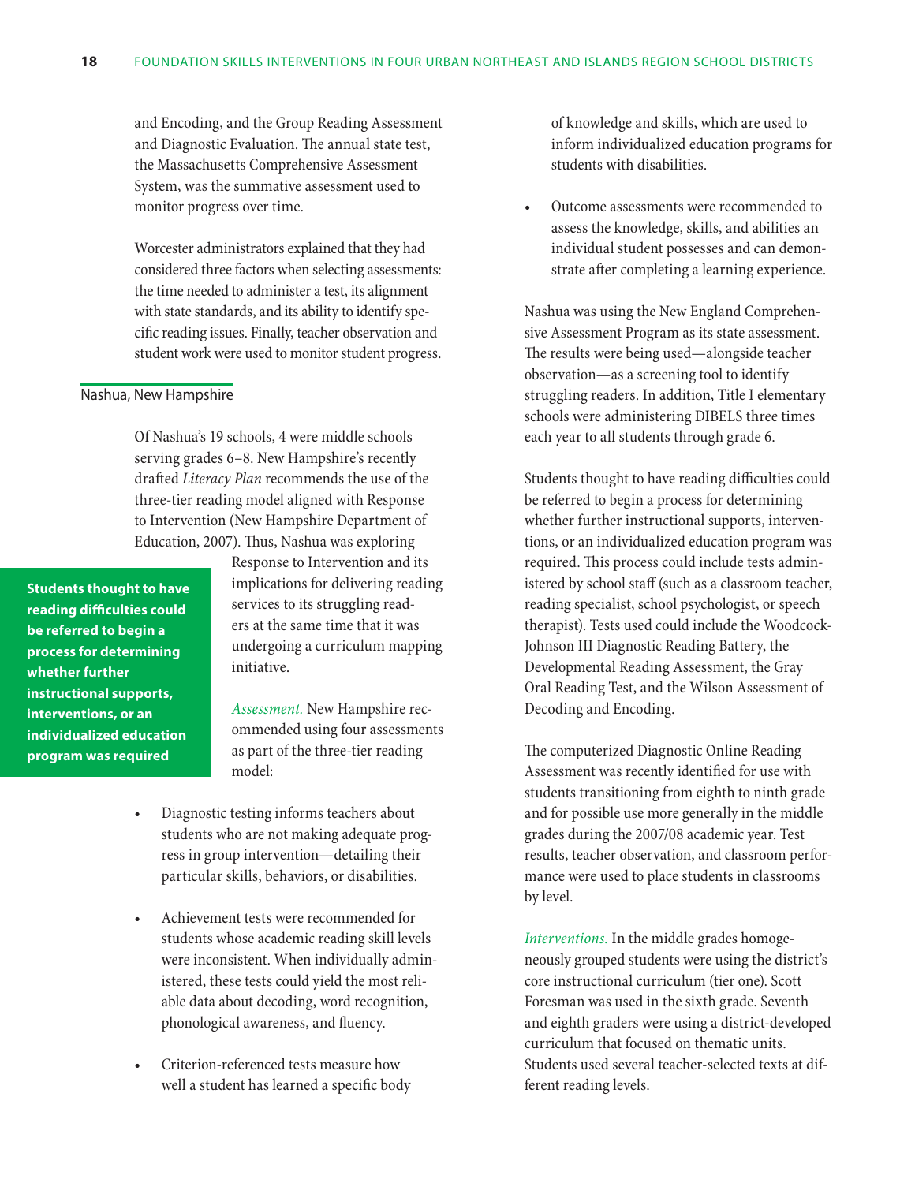and Encoding, and the Group Reading Assessment and Diagnostic Evaluation. The annual state test, the Massachusetts Comprehensive Assessment System, was the summative assessment used to monitor progress over time.

Worcester administrators explained that they had considered three factors when selecting assessments: the time needed to administer a test, its alignment with state standards, and its ability to identify specific reading issues. Finally, teacher observation and student work were used to monitor student progress.

## Nashua, New Hampshire

Of Nashua's 19 schools, 4 were middle schools serving grades 6–8. New Hampshire's recently drafted *Literacy Plan* recommends the use of the three-tier reading model aligned with Response to Intervention (New Hampshire Department of Education, 2007). Thus, Nashua was exploring Response to Intervention and its implications for delivering reading services to its struggling readers at the same time that it was undergoing a curriculum mapping initiative.

**Students thought to have reading difficulties could be referred to begin a process for determining whether further instructional supports, interventions, or an individualized education program was required**

*Assessment.* New Hampshire recommended using four assessments as part of the three-tier reading model:

- Diagnostic testing informs teachers about students who are not making adequate progress in group intervention—detailing their particular skills, behaviors, or disabilities.
- Achievement tests were recommended for students whose academic reading skill levels were inconsistent. When individually administered, these tests could yield the most reliable data about decoding, word recognition, phonological awareness, and fluency.
- Criterion-referenced tests measure how well a student has learned a specific body of knowledge and skills, which are used to inform individualized education programs for students with disabilities.
- Outcome assessments were recommended to assess the knowledge, skills, and abilities an individual student possesses and can demonstrate after completing a learning experience.

Nashua was using the New England Comprehensive Assessment Program as its state assessment. The results were being used—alongside teacher observation—as a screening tool to identify struggling readers. In addition, Title I elementary schools were administering DIBELS three times each year to all students through grade 6.

Students thought to have reading difficulties could be referred to begin a process for determining whether further instructional supports, interventions, or an individualized education program was required. This process could include tests administered by school staff (such as a classroom teacher, reading specialist, school psychologist, or speech therapist). Tests used could include the Woodcock-Johnson III Diagnostic Reading Battery, the Developmental Reading Assessment, the Gray Oral Reading Test, and the Wilson Assessment of Decoding and Encoding.

The computerized Diagnostic Online Reading Assessment was recently identified for use with students transitioning from eighth to ninth grade and for possible use more generally in the middle grades during the 2007/08 academic year. Test results, teacher observation, and classroom performance were used to place students in classrooms by level.

*Interventions.* In the middle grades homogeneously grouped students were using the district's core instructional curriculum (tier one). Scott Foresman was used in the sixth grade. Seventh and eighth graders were using a district-developed curriculum that focused on thematic units. Students used several teacher-selected texts at different reading levels.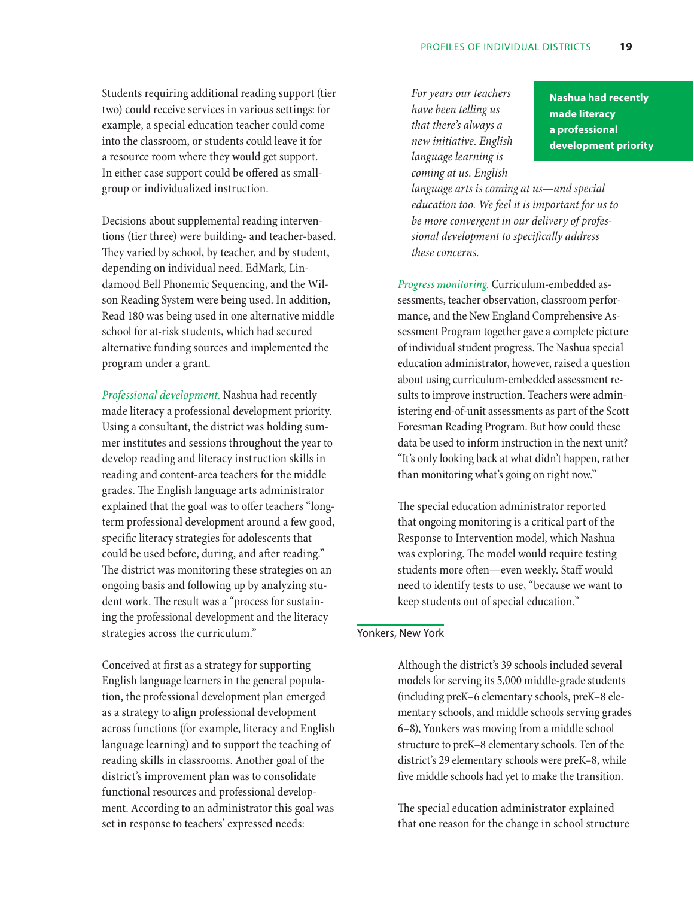Students requiring additional reading support (tier two) could receive services in various settings: for example, a special education teacher could come into the classroom, or students could leave it for a resource room where they would get support. In either case support could be offered as small-group or individualized instruction.

Decisions about supplemental reading interventions (tier three) were building- and teacher-based. They varied by school, by teacher, and by student, depending on individual need. EdMark, Lindamood Bell Phonemic Sequencing, and the Wilson Reading System were being used. In addition, Read 180 was being used in one alternative middle school for at-risk students, which had secured alternative funding sources and implemented the program under a grant.

*Professional development.* Nashua had recently made literacy a professional development priority. Using a consultant, the district was holding summer institutes and sessions throughout the year to develop reading and literacy instruction skills in reading and content-area teachers for the middle grades. The English language arts administrator explained that the goal was to offer teachers "long-term professional development around a few good, specific literacy strategies for adolescents that could be used before, during, and after reading." The district was monitoring these strategies on an ongoing basis and following up by analyzing student work. The result was a "process for sustaining the professional development and the literacy strategies across the curriculum."

Conceived at first as a strategy for supporting English language learners in the general population, the professional development plan emerged as a strategy to align professional development across functions (for example, literacy and English language learning) and to support the teaching of reading skills in classrooms. Another goal of the district's improvement plan was to consolidate functional resources and professional development. According to an administrator this goal was set in response to teachers' expressed needs:

> *For years our teachers have been telling us that there's always a new initiative. English language learning is coming at us. English language arts is coming at us—and special education too. We feel it is important for us to be more convergent in our delivery of professional development to specifically address these concerns.*

**Nashua had recently made literacy a professional development priority**

*Progress monitoring.* Curriculum-embedded assessments, teacher observation, classroom performance, and the New England Comprehensive Assessment Program together gave a complete picture of individual student progress. The Nashua special education administrator, however, raised a question about using curriculum-embedded assessment results to improve instruction. Teachers were administering end-of-unit assessments as part of the Scott Foresman Reading Program. But how could these data be used to inform instruction in the next unit? "It's only looking back at what didn't happen, rather than monitoring what's going on right now."

The special education administrator reported that ongoing monitoring is a critical part of the Response to Intervention model, which Nashua was exploring. The model would require testing students more often—even weekly. Staff would need to identify tests to use, "because we want to keep students out of special education."

## Yonkers, New York

Although the district's 39 schools included several models for serving its 5,000 middle-grade students (including preK–6 elementary schools, preK–8 elementary schools, and middle schools serving grades 6–8), Yonkers was moving from a middle school structure to preK–8 elementary schools. Ten of the district's 29 elementary schools were preK–8, while five middle schools had yet to make the transition.

The special education administrator explained that one reason for the change in school structure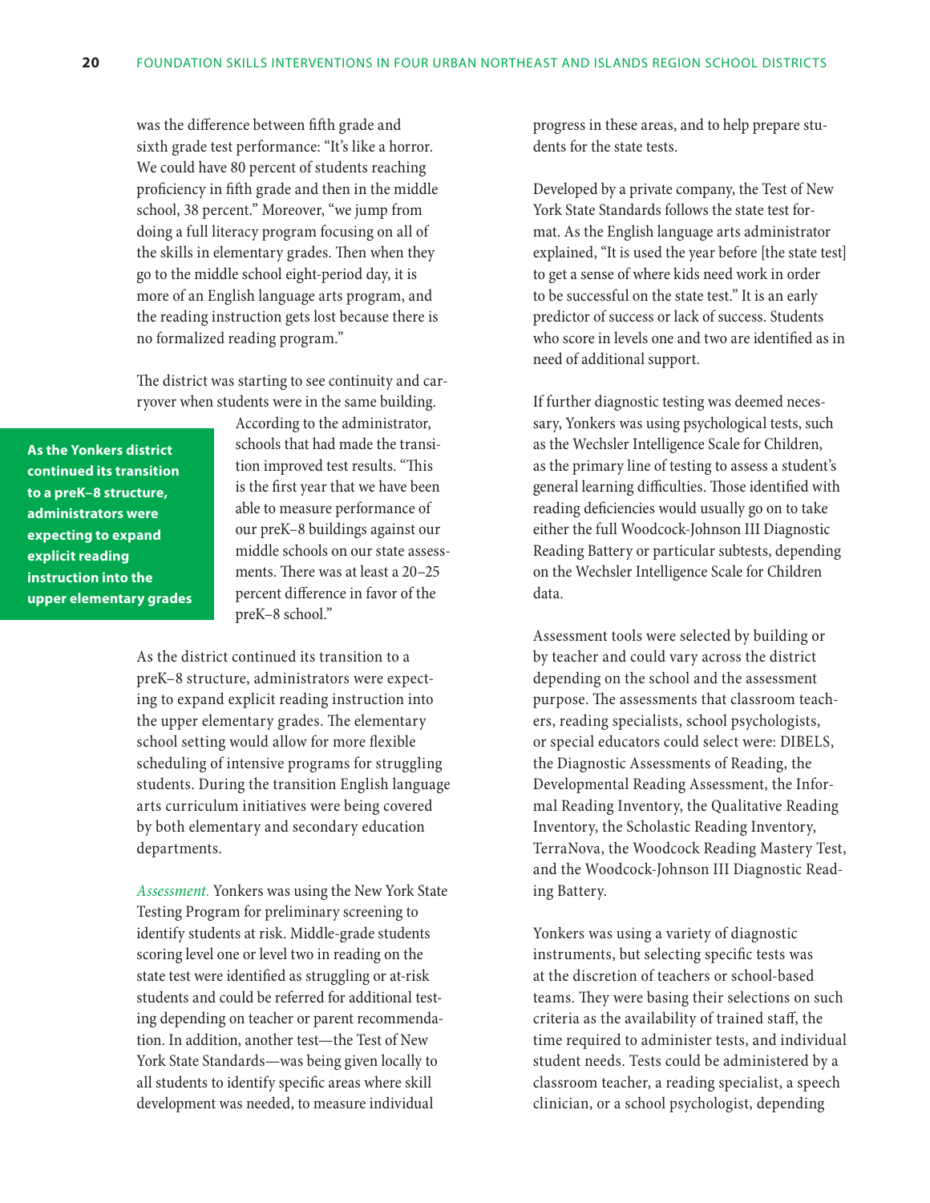was the difference between fifth grade and sixth grade test performance: "It's like a horror. We could have 80 percent of students reaching proficiency in fifth grade and then in the middle school, 38 percent." Moreover, "we jump from doing a full literacy program focusing on all of the skills in elementary grades. Then when they go to the middle school eight-period day, it is more of an English language arts program, and the reading instruction gets lost because there is no formalized reading program."

The district was starting to see continuity and carryover when students were in the same building. According to the administrator, schools that had made the transition improved test results. "This is the first year that we have been able to measure performance of our preK–8 buildings against our middle schools on our state assessments. There was at least a 20–25 percent difference in favor of the preK–8 school."

**As the Yonkers district continued its transition to a preK–8 structure, administrators were expecting to expand explicit reading instruction into the upper elementary grades**

As the district continued its transition to a preK–8 structure, administrators were expecting to expand explicit reading instruction into the upper elementary grades. The elementary school setting would allow for more flexible scheduling of intensive programs for struggling students. During the transition English language arts curriculum initiatives were being covered by both elementary and secondary education departments.

*Assessment.* Yonkers was using the New York State Testing Program for preliminary screening to identify students at risk. Middle-grade students scoring level one or level two in reading on the state test were identified as struggling or at-risk students and could be referred for additional testing depending on teacher or parent recommendation. In addition, another test—the Test of New York State Standards—was being given locally to all students to identify specific areas where skill development was needed, to measure individual progress in these areas, and to help prepare students for the state tests.

Developed by a private company, the Test of New York State Standards follows the state test format. As the English language arts administrator explained, "It is used the year before [the state test] to get a sense of where kids need work in order to be successful on the state test." It is an early predictor of success or lack of success. Students who score in levels one and two are identified as in need of additional support.

If further diagnostic testing was deemed necessary, Yonkers was using psychological tests, such as the Wechsler Intelligence Scale for Children, as the primary line of testing to assess a student's general learning difficulties. Those identified with reading deficiencies would usually go on to take either the full Woodcock-Johnson III Diagnostic Reading Battery or particular subtests, depending on the Wechsler Intelligence Scale for Children data.

Assessment tools were selected by building or by teacher and could vary across the district depending on the school and the assessment purpose. The assessments that classroom teachers, reading specialists, school psychologists, or special educators could select were: DIBELS, the Diagnostic Assessments of Reading, the Developmental Reading Assessment, the Informal Reading Inventory, the Qualitative Reading Inventory, the Scholastic Reading Inventory, TerraNova, the Woodcock Reading Mastery Test, and the Woodcock-Johnson III Diagnostic Reading Battery.

Yonkers was using a variety of diagnostic instruments, but selecting specific tests was at the discretion of teachers or school-based teams. They were basing their selections on such criteria as the availability of trained staff, the time required to administer tests, and individual student needs. Tests could be administered by a classroom teacher, a reading specialist, a speech clinician, or a school psychologist, depending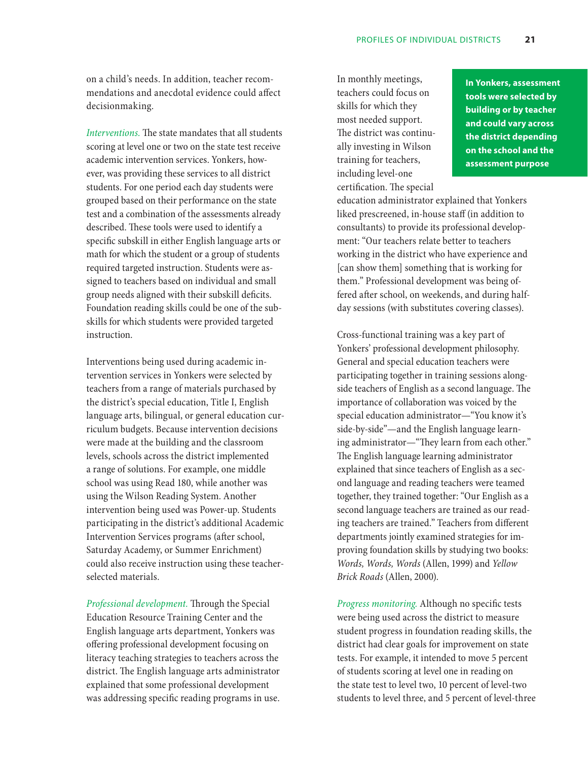on a child's needs. In addition, teacher recommendations and anecdotal evidence could affect decisionmaking.

*Interventions.* The state mandates that all students scoring at level one or two on the state test receive academic intervention services. Yonkers, however, was providing these services to all district students. For one period each day students were grouped based on their performance on the state test and a combination of the assessments already described. These tools were used to identify a specific subskill in either English language arts or math for which the student or a group of students required targeted instruction. Students were assigned to teachers based on individual and small group needs aligned with their subskill deficits. Foundation reading skills could be one of the subskills for which students were provided targeted instruction.

Interventions being used during academic intervention services in Yonkers were selected by teachers from a range of materials purchased by the district's special education, Title I, English language arts, bilingual, or general education curriculum budgets. Because intervention decisions were made at the building and the classroom levels, schools across the district implemented a range of solutions. For example, one middle school was using Read 180, while another was using the Wilson Reading System. Another intervention being used was Power-up. Students participating in the district's additional Academic Intervention Services programs (after school, Saturday Academy, or Summer Enrichment) could also receive instruction using these teacher-selected materials.

*Professional development.* Through the Special Education Resource Training Center and the English language arts department, Yonkers was offering professional development focusing on literacy teaching strategies to teachers across the district. The English language arts administrator explained that some professional development was addressing specific reading programs in use. In monthly meetings, teachers could focus on skills for which they most needed support. The district was continually investing in Wilson training for teachers, including level-one certification. The special education administrator explained that Yonkers liked prescreened, in-house staff (in addition to consultants) to provide its professional development: "Our teachers relate better to teachers working in the district who have experience and [can show them] something that is working for them." Professional development was being offered after school, on weekends, and during half-day sessions (with substitutes covering classes).

**In Yonkers, assessment tools were selected by building or by teacher and could vary across the district depending on the school and the assessment purpose**

Cross-functional training was a key part of Yonkers' professional development philosophy. General and special education teachers were participating together in training sessions alongside teachers of English as a second language. The importance of collaboration was voiced by the special education administrator—"You know it's side-by-side"—and the English language learning administrator—"They learn from each other." The English language learning administrator explained that since teachers of English as a second language and reading teachers were teamed together, they trained together: "Our English as a second language teachers are trained as our reading teachers are trained." Teachers from different departments jointly examined strategies for improving foundation skills by studying two books: *Words, Words, Words* (Allen, 1999) and *Yellow Brick Roads* (Allen, 2000).

*Progress monitoring.* Although no specific tests were being used across the district to measure student progress in foundation reading skills, the district had clear goals for improvement on state tests. For example, it intended to move 5 percent of students scoring at level one in reading on the state test to level two, 10 percent of level-two students to level three, and 5 percent of level-three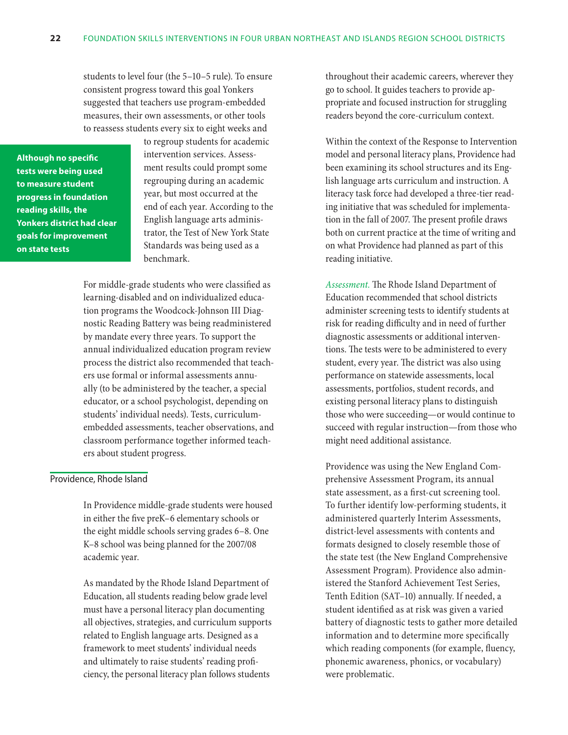students to level four (the 5–10–5 rule). To ensure consistent progress toward this goal Yonkers suggested that teachers use program-embedded measures, their own assessments, or other tools to reassess students every six to eight weeks and to regroup students for academic intervention services. Assessment results could prompt some regrouping during an academic year, but most occurred at the end of each year. According to the English language arts administrator, the Test of New York State Standards was being used as a benchmark.

**Although no specific tests were being used to measure student progress in foundation reading skills, the Yonkers district had clear goals for improvement on state tests**

For middle-grade students who were classified as learning-disabled and on individualized education programs the Woodcock-Johnson III Diagnostic Reading Battery was being readministered by mandate every three years. To support the annual individualized education program review process the district also recommended that teachers use formal or informal assessments annually (to be administered by the teacher, a special educator, or a school psychologist, depending on students' individual needs). Tests, curriculum-embedded assessments, teacher observations, and classroom performance together informed teachers about student progress.

## Providence, Rhode Island

In Providence middle-grade students were housed in either the five preK–6 elementary schools or the eight middle schools serving grades 6–8. One K–8 school was being planned for the 2007/08 academic year.

As mandated by the Rhode Island Department of Education, all students reading below grade level must have a personal literacy plan documenting all objectives, strategies, and curriculum supports related to English language arts. Designed as a framework to meet students' individual needs and ultimately to raise students' reading proficiency, the personal literacy plan follows students throughout their academic careers, wherever they go to school. It guides teachers to provide appropriate and focused instruction for struggling readers beyond the core-curriculum context.

Within the context of the Response to Intervention model and personal literacy plans, Providence had been examining its school structures and its English language arts curriculum and instruction. A literacy task force had developed a three-tier reading initiative that was scheduled for implementation in the fall of 2007. The present profile draws both on current practice at the time of writing and on what Providence had planned as part of this reading initiative.

*Assessment.* The Rhode Island Department of Education recommended that school districts administer screening tests to identify students at risk for reading difficulty and in need of further diagnostic assessments or additional interventions. The tests were to be administered to every student, every year. The district was also using performance on statewide assessments, local assessments, portfolios, student records, and existing personal literacy plans to distinguish those who were succeeding—or would continue to succeed with regular instruction—from those who might need additional assistance.

Providence was using the New England Comprehensive Assessment Program, its annual state assessment, as a first-cut screening tool. To further identify low-performing students, it administered quarterly Interim Assessments, district-level assessments with contents and formats designed to closely resemble those of the state test (the New England Comprehensive Assessment Program). Providence also administered the Stanford Achievement Test Series, Tenth Edition (SAT–10) annually. If needed, a student identified as at risk was given a varied battery of diagnostic tests to gather more detailed information and to determine more specifically which reading components (for example, fluency, phonemic awareness, phonics, or vocabulary) were problematic.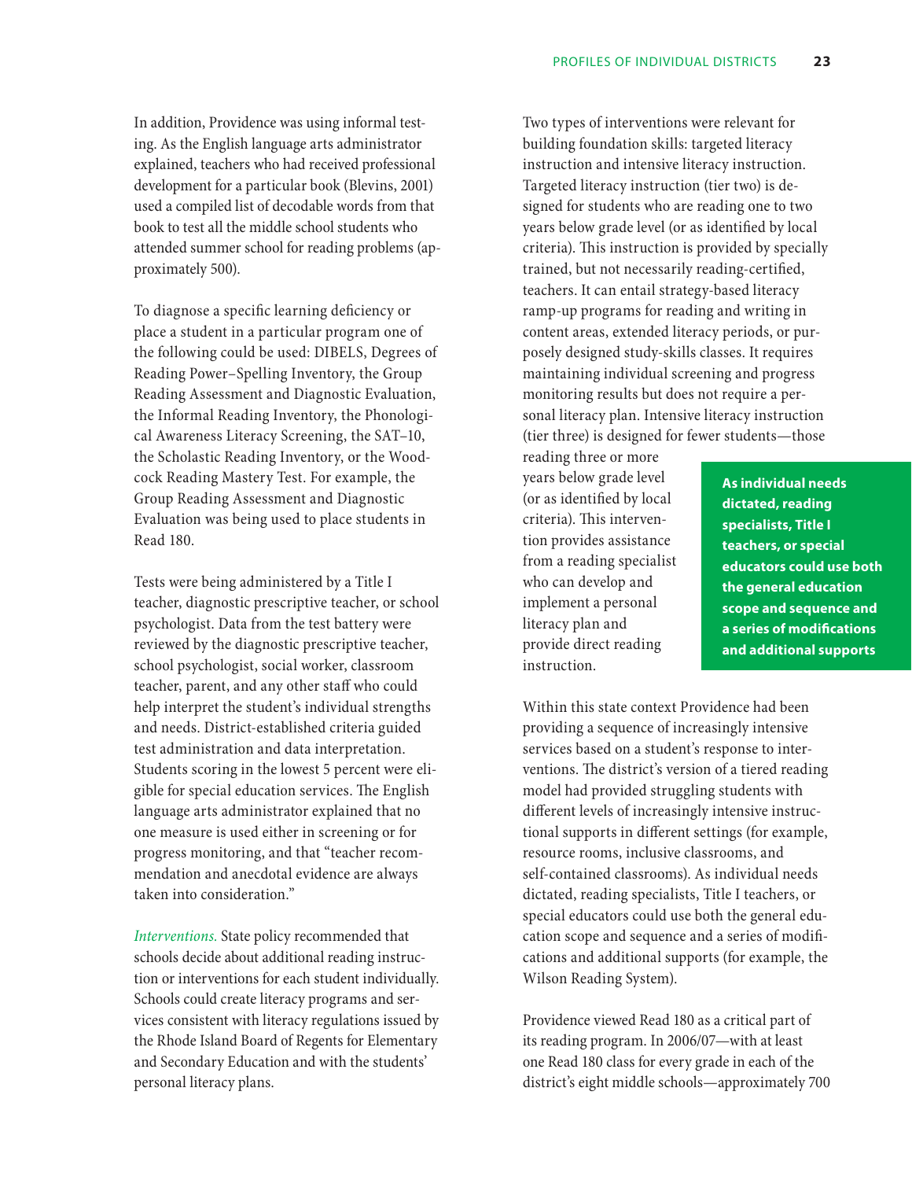In addition, Providence was using informal testing. As the English language arts administrator explained, teachers who had received professional development for a particular book (Blevins, 2001) used a compiled list of decodable words from that book to test all the middle school students who attended summer school for reading problems (approximately 500).

To diagnose a specific learning deficiency or place a student in a particular program one of the following could be used: DIBELS, Degrees of Reading Power–Spelling Inventory, the Group Reading Assessment and Diagnostic Evaluation, the Informal Reading Inventory, the Phonological Awareness Literacy Screening, the SAT–10, the Scholastic Reading Inventory, or the Woodcock Reading Mastery Test. For example, the Group Reading Assessment and Diagnostic Evaluation was being used to place students in Read 180.

Tests were being administered by a Title I teacher, diagnostic prescriptive teacher, or school psychologist. Data from the test battery were reviewed by the diagnostic prescriptive teacher, school psychologist, social worker, classroom teacher, parent, and any other staff who could help interpret the student's individual strengths and needs. District-established criteria guided test administration and data interpretation. Students scoring in the lowest 5 percent were eligible for special education services. The English language arts administrator explained that no one measure is used either in screening or for progress monitoring, and that "teacher recommendation and anecdotal evidence are always taken into consideration."

*Interventions.* State policy recommended that schools decide about additional reading instruction or interventions for each student individually. Schools could create literacy programs and services consistent with literacy regulations issued by the Rhode Island Board of Regents for Elementary and Secondary Education and with the students' personal literacy plans.

Two types of interventions were relevant for building foundation skills: targeted literacy instruction and intensive literacy instruction. Targeted literacy instruction (tier two) is designed for students who are reading one to two years below grade level (or as identified by local criteria). This instruction is provided by specially trained, but not necessarily reading-certified, teachers. It can entail strategy-based literacy ramp-up programs for reading and writing in content areas, extended literacy periods, or purposely designed study-skills classes. It requires maintaining individual screening and progress monitoring results but does not require a personal literacy plan. Intensive literacy instruction (tier three) is designed for fewer students—those reading three or more years below grade level (or as identified by local criteria). This intervention provides assistance from a reading specialist who can develop and implement a personal literacy plan and provide direct reading instruction.

**As individual needs dictated, reading specialists, Title I teachers, or special educators could use both the general education scope and sequence and a series of modifications and additional supports**

Within this state context Providence had been providing a sequence of increasingly intensive services based on a student's response to interventions. The district's version of a tiered reading model had provided struggling students with different levels of increasingly intensive instructional supports in different settings (for example, resource rooms, inclusive classrooms, and self-contained classrooms). As individual needs dictated, reading specialists, Title I teachers, or special educators could use both the general education scope and sequence and a series of modifications and additional supports (for example, the Wilson Reading System).

Providence viewed Read 180 as a critical part of its reading program. In 2006/07—with at least one Read 180 class for every grade in each of the district's eight middle schools—approximately 700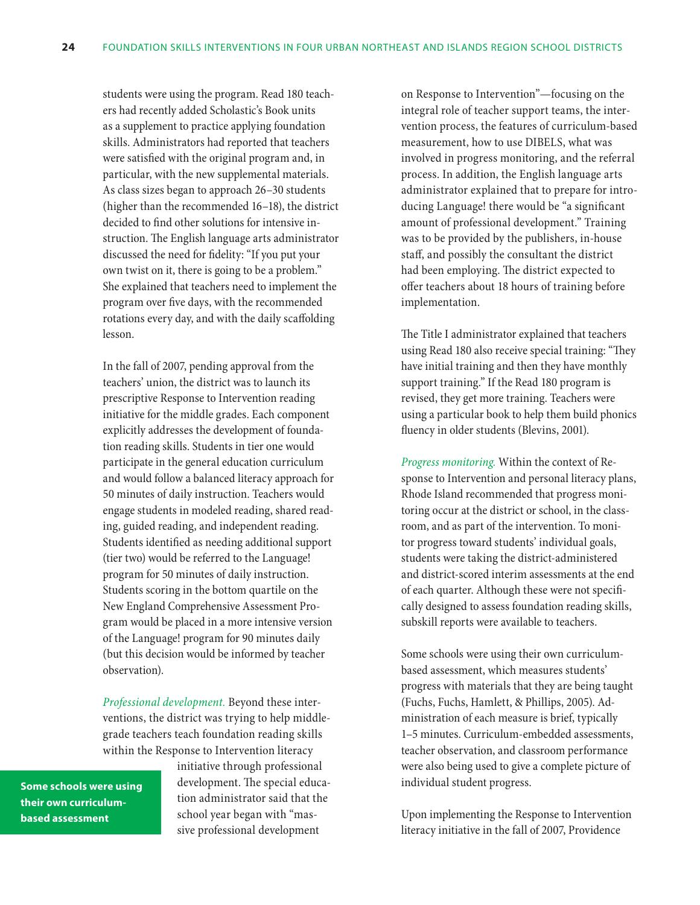students were using the program. Read 180 teachers had recently added Scholastic's Book units as a supplement to practice applying foundation skills. Administrators had reported that teachers were satisfied with the original program and, in particular, with the new supplemental materials. As class sizes began to approach 26–30 students (higher than the recommended 16–18), the district decided to find other solutions for intensive instruction. The English language arts administrator discussed the need for fidelity: "If you put your own twist on it, there is going to be a problem." She explained that teachers need to implement the program over five days, with the recommended rotations every day, and with the daily scaffolding lesson.

In the fall of 2007, pending approval from the teachers' union, the district was to launch its prescriptive Response to Intervention reading initiative for the middle grades. Each component explicitly addresses the development of foundation reading skills. Students in tier one would participate in the general education curriculum and would follow a balanced literacy approach for 50 minutes of daily instruction. Teachers would engage students in modeled reading, shared reading, guided reading, and independent reading. Students identified as needing additional support (tier two) would be referred to the Language! program for 50 minutes of daily instruction. Students scoring in the bottom quartile on the New England Comprehensive Assessment Program would be placed in a more intensive version of the Language! program for 90 minutes daily (but this decision would be informed by teacher observation).

*Professional development.* Beyond these interventions, the district was trying to help middle-grade teachers teach foundation reading skills within the Response to Intervention literacy initiative through professional development. The special education administrator said that the school year began with "massive professional development on Response to Intervention"—focusing on the integral role of teacher support teams, the intervention process, the features of curriculum-based measurement, how to use DIBELS, what was involved in progress monitoring, and the referral process. In addition, the English language arts administrator explained that to prepare for introducing Language! there would be "a significant amount of professional development." Training was to be provided by the publishers, in-house staff, and possibly the consultant the district had been employing. The district expected to offer teachers about 18 hours of training before implementation.

The Title I administrator explained that teachers using Read 180 also receive special training: "They have initial training and then they have monthly support training." If the Read 180 program is revised, they get more training. Teachers were using a particular book to help them build phonics fluency in older students (Blevins, 2001).

*Progress monitoring.* Within the context of Response to Intervention and personal literacy plans, Rhode Island recommended that progress monitoring occur at the district or school, in the classroom, and as part of the intervention. To monitor progress toward students' individual goals, students were taking the district-administered and district-scored interim assessments at the end of each quarter. Although these were not specifically designed to assess foundation reading skills, subskill reports were available to teachers.

Some schools were using their own curriculum-based assessment, which measures students' progress with materials that they are being taught (Fuchs, Fuchs, Hamlett, & Phillips, 2005). Administration of each measure is brief, typically 1–5 minutes. Curriculum-embedded assessments, teacher observation, and classroom performance were also being used to give a complete picture of individual student progress.

**Some schools were using their own curriculum-based assessment**

Upon implementing the Response to Intervention literacy initiative in the fall of 2007, Providence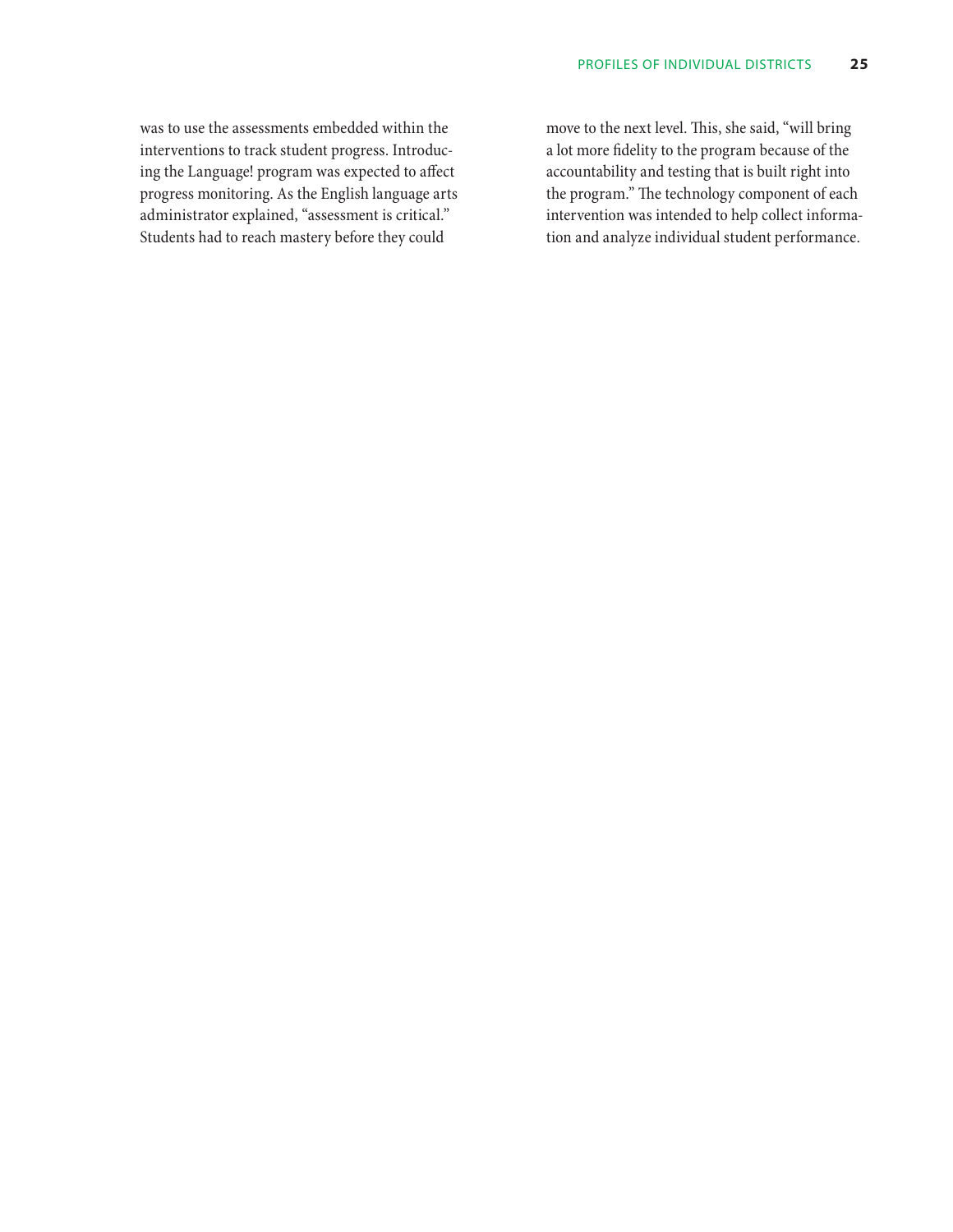was to use the assessments embedded within the interventions to track student progress. Introducing the Language! program was expected to affect progress monitoring. As the English language arts administrator explained, "assessment is critical." Students had to reach mastery before they could move to the next level. This, she said, "will bring a lot more fidelity to the program because of the accountability and testing that is built right into the program." The technology component of each intervention was intended to help collect information and analyze individual student performance.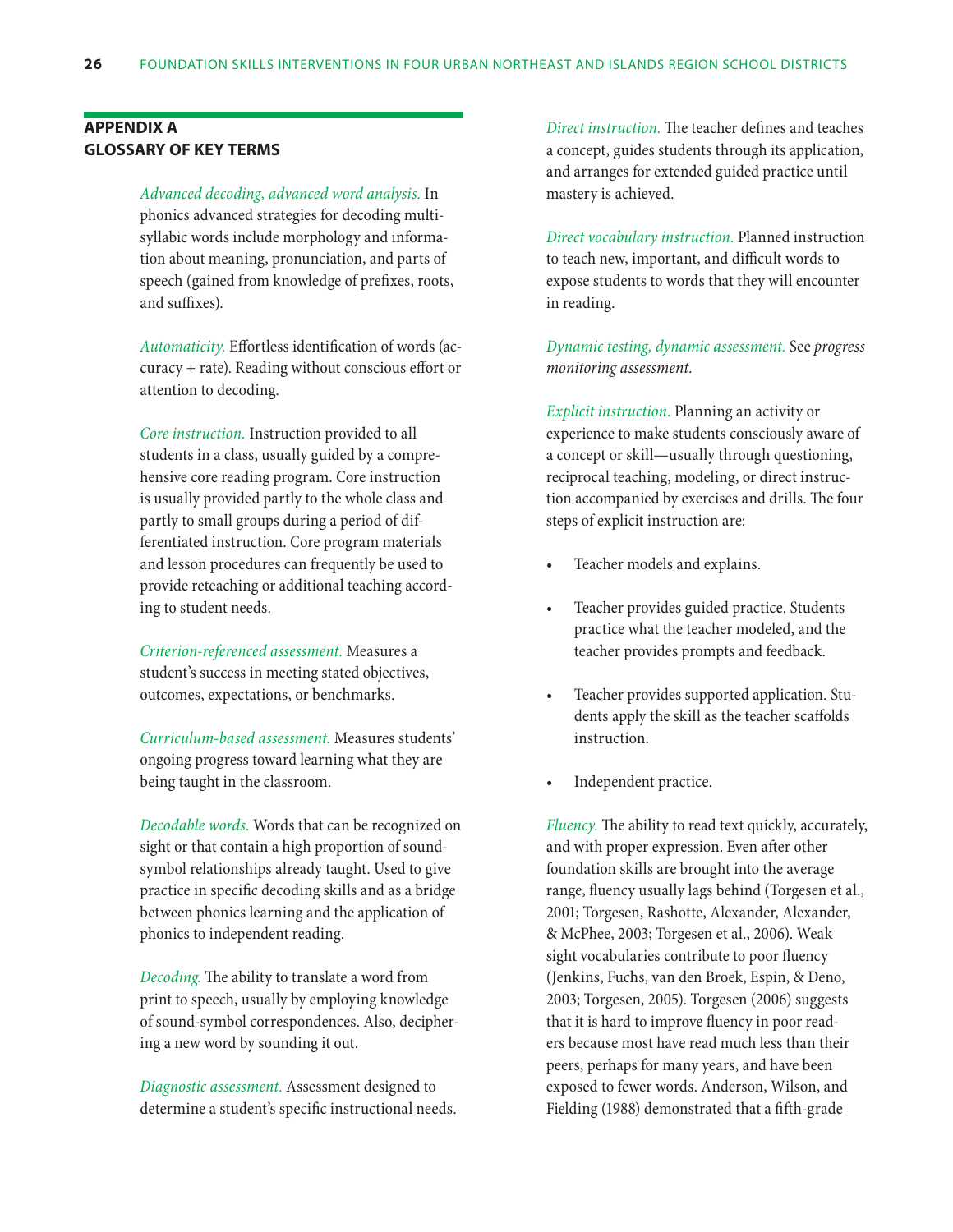## APPENDIX A
## GLOSSARY OF KEY TERMS

*Advanced decoding, advanced word analysis.* In phonics advanced strategies for decoding multisyllabic words include morphology and information about meaning, pronunciation, and parts of speech (gained from knowledge of prefixes, roots, and suffixes).

*Automaticity.* Effortless identification of words (accuracy + rate). Reading without conscious effort or attention to decoding.

*Core instruction.* Instruction provided to all students in a class, usually guided by a comprehensive core reading program. Core instruction is usually provided partly to the whole class and partly to small groups during a period of differentiated instruction. Core program materials and lesson procedures can frequently be used to provide reteaching or additional teaching according to student needs.

*Criterion-referenced assessment.* Measures a student's success in meeting stated objectives, outcomes, expectations, or benchmarks.

*Curriculum-based assessment.* Measures students' ongoing progress toward learning what they are being taught in the classroom.

*Decodable words.* Words that can be recognized on sight or that contain a high proportion of sound-symbol relationships already taught. Used to give practice in specific decoding skills and as a bridge between phonics learning and the application of phonics to independent reading.

*Decoding.* The ability to translate a word from print to speech, usually by employing knowledge of sound-symbol correspondences. Also, deciphering a new word by sounding it out.

*Diagnostic assessment.* Assessment designed to determine a student's specific instructional needs.

*Direct instruction.* The teacher defines and teaches a concept, guides students through its application, and arranges for extended guided practice until mastery is achieved.

*Direct vocabulary instruction.* Planned instruction to teach new, important, and difficult words to expose students to words that they will encounter in reading.

*Dynamic testing, dynamic assessment.* See *progress monitoring assessment.*

*Explicit instruction.* Planning an activity or experience to make students consciously aware of a concept or skill—usually through questioning, reciprocal teaching, modeling, or direct instruction accompanied by exercises and drills. The four steps of explicit instruction are:

- Teacher models and explains.
- Teacher provides guided practice. Students practice what the teacher modeled, and the teacher provides prompts and feedback.
- Teacher provides supported application. Students apply the skill as the teacher scaffolds instruction.
- Independent practice.

*Fluency.* The ability to read text quickly, accurately, and with proper expression. Even after other foundation skills are brought into the average range, fluency usually lags behind (Torgesen et al., 2001; Torgesen, Rashotte, Alexander, Alexander, & McPhee, 2003; Torgesen et al., 2006). Weak sight vocabularies contribute to poor fluency (Jenkins, Fuchs, van den Broek, Espin, & Deno, 2003; Torgesen, 2005). Torgesen (2006) suggests that it is hard to improve fluency in poor readers because most have read much less than their peers, perhaps for many years, and have been exposed to fewer words. Anderson, Wilson, and Fielding (1988) demonstrated that a fifth-grade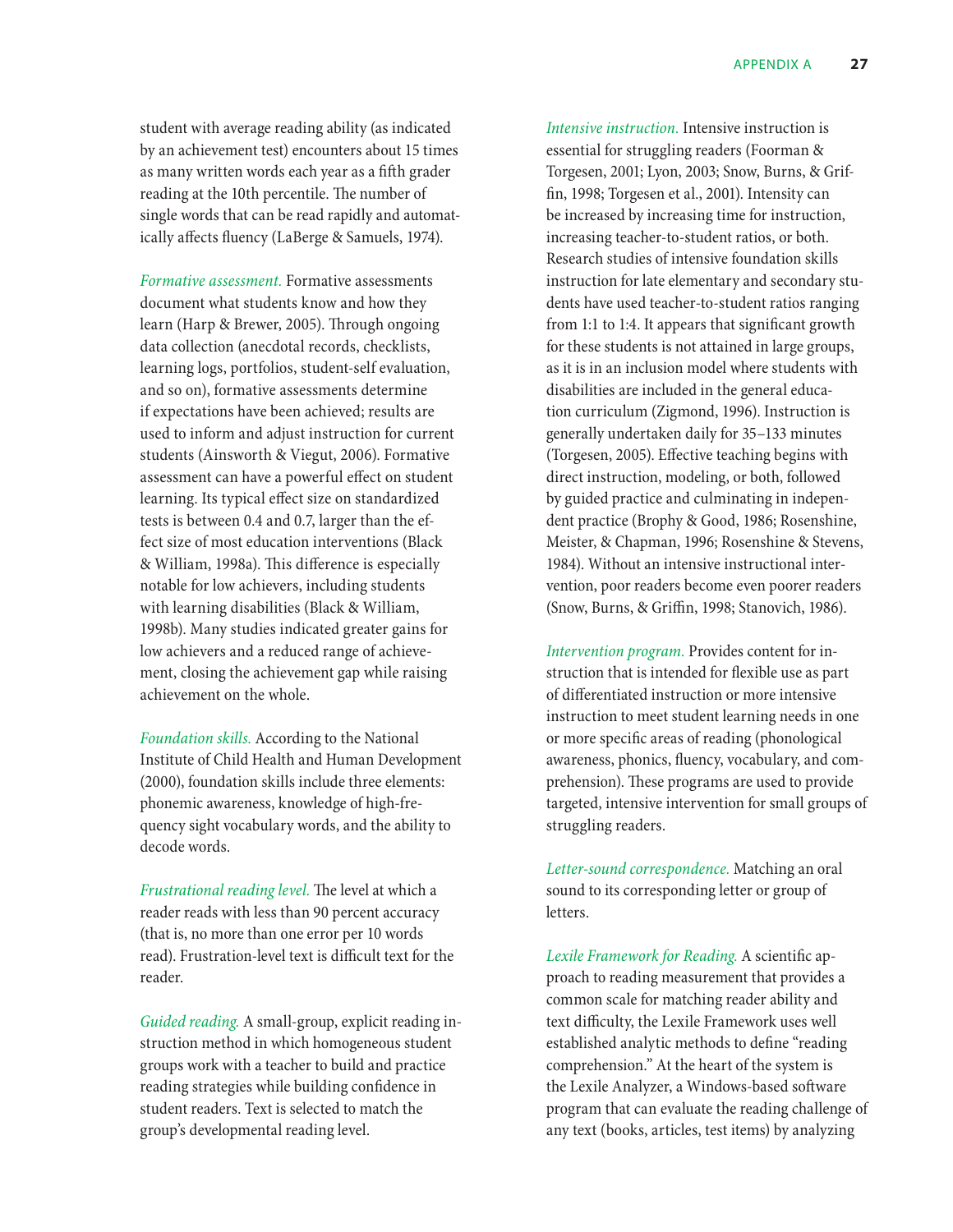student with average reading ability (as indicated by an achievement test) encounters about 15 times as many written words each year as a fifth grader reading at the 10th percentile. The number of single words that can be read rapidly and automatically affects fluency (LaBerge & Samuels, 1974).

*Formative assessment.* Formative assessments document what students know and how they learn (Harp & Brewer, 2005). Through ongoing data collection (anecdotal records, checklists, learning logs, portfolios, student-self evaluation, and so on), formative assessments determine if expectations have been achieved; results are used to inform and adjust instruction for current students (Ainsworth & Viegut, 2006). Formative assessment can have a powerful effect on student learning. Its typical effect size on standardized tests is between 0.4 and 0.7, larger than the effect size of most education interventions (Black & William, 1998a). This difference is especially notable for low achievers, including students with learning disabilities (Black & William, 1998b). Many studies indicated greater gains for low achievers and a reduced range of achievement, closing the achievement gap while raising achievement on the whole.

*Foundation skills.* According to the National Institute of Child Health and Human Development (2000), foundation skills include three elements: phonemic awareness, knowledge of high-frequency sight vocabulary words, and the ability to decode words.

*Frustrational reading level.* The level at which a reader reads with less than 90 percent accuracy (that is, no more than one error per 10 words read). Frustration-level text is difficult text for the reader.

*Guided reading.* A small-group, explicit reading instruction method in which homogeneous student groups work with a teacher to build and practice reading strategies while building confidence in student readers. Text is selected to match the group's developmental reading level.

*Intensive instruction.* Intensive instruction is essential for struggling readers (Foorman & Torgesen, 2001; Lyon, 2003; Snow, Burns, & Griffin, 1998; Torgesen et al., 2001). Intensity can be increased by increasing time for instruction, increasing teacher-to-student ratios, or both. Research studies of intensive foundation skills instruction for late elementary and secondary students have used teacher-to-student ratios ranging from 1:1 to 1:4. It appears that significant growth for these students is not attained in large groups, as it is in an inclusion model where students with disabilities are included in the general education curriculum (Zigmond, 1996). Instruction is generally undertaken daily for 35–133 minutes (Torgesen, 2005). Effective teaching begins with direct instruction, modeling, or both, followed by guided practice and culminating in independent practice (Brophy & Good, 1986; Rosenshine, Meister, & Chapman, 1996; Rosenshine & Stevens, 1984). Without an intensive instructional intervention, poor readers become even poorer readers (Snow, Burns, & Griffin, 1998; Stanovich, 1986).

*Intervention program.* Provides content for instruction that is intended for flexible use as part of differentiated instruction or more intensive instruction to meet student learning needs in one or more specific areas of reading (phonological awareness, phonics, fluency, vocabulary, and comprehension). These programs are used to provide targeted, intensive intervention for small groups of struggling readers.

*Letter-sound correspondence.* Matching an oral sound to its corresponding letter or group of letters.

*Lexile Framework for Reading.* A scientific approach to reading measurement that provides a common scale for matching reader ability and text difficulty, the Lexile Framework uses well established analytic methods to define "reading comprehension." At the heart of the system is the Lexile Analyzer, a Windows-based software program that can evaluate the reading challenge of any text (books, articles, test items) by analyzing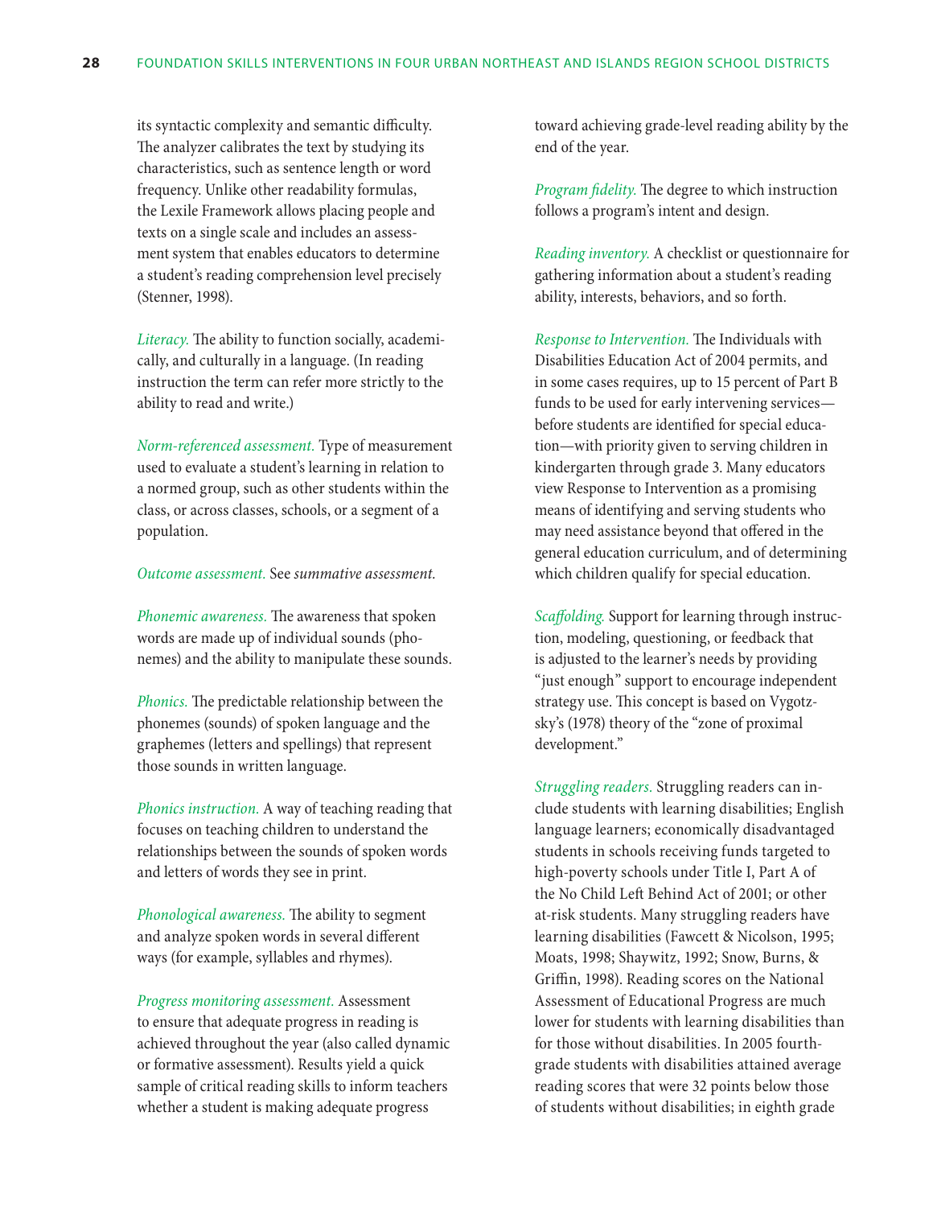its syntactic complexity and semantic difficulty. The analyzer calibrates the text by studying its characteristics, such as sentence length or word frequency. Unlike other readability formulas, the Lexile Framework allows placing people and texts on a single scale and includes an assessment system that enables educators to determine a student's reading comprehension level precisely (Stenner, 1998).

*Literacy.* The ability to function socially, academically, and culturally in a language. (In reading instruction the term can refer more strictly to the ability to read and write.)

*Norm-referenced assessment.* Type of measurement used to evaluate a student's learning in relation to a normed group, such as other students within the class, or across classes, schools, or a segment of a population.

*Outcome assessment.* See *summative assessment.*

*Phonemic awareness.* The awareness that spoken words are made up of individual sounds (phonemes) and the ability to manipulate these sounds.

*Phonics.* The predictable relationship between the phonemes (sounds) of spoken language and the graphemes (letters and spellings) that represent those sounds in written language.

*Phonics instruction.* A way of teaching reading that focuses on teaching children to understand the relationships between the sounds of spoken words and letters of words they see in print.

*Phonological awareness.* The ability to segment and analyze spoken words in several different ways (for example, syllables and rhymes).

*Progress monitoring assessment.* Assessment to ensure that adequate progress in reading is achieved throughout the year (also called dynamic or formative assessment). Results yield a quick sample of critical reading skills to inform teachers whether a student is making adequate progress toward achieving grade-level reading ability by the end of the year.

*Program fidelity.* The degree to which instruction follows a program's intent and design.

*Reading inventory.* A checklist or questionnaire for gathering information about a student's reading ability, interests, behaviors, and so forth.

*Response to Intervention.* The Individuals with Disabilities Education Act of 2004 permits, and in some cases requires, up to 15 percent of Part B funds to be used for early intervening services—before students are identified for special education—with priority given to serving children in kindergarten through grade 3. Many educators view Response to Intervention as a promising means of identifying and serving students who may need assistance beyond that offered in the general education curriculum, and of determining which children qualify for special education.

*Scaffolding.* Support for learning through instruction, modeling, questioning, or feedback that is adjusted to the learner's needs by providing "just enough" support to encourage independent strategy use. This concept is based on Vygotzsky's (1978) theory of the "zone of proximal development."

*Struggling readers.* Struggling readers can include students with learning disabilities; English language learners; economically disadvantaged students in schools receiving funds targeted to high-poverty schools under Title I, Part A of the No Child Left Behind Act of 2001; or other at-risk students. Many struggling readers have learning disabilities (Fawcett & Nicolson, 1995; Moats, 1998; Shaywitz, 1992; Snow, Burns, & Griffin, 1998). Reading scores on the National Assessment of Educational Progress are much lower for students with learning disabilities than for those without disabilities. In 2005 fourth-grade students with disabilities attained average reading scores that were 32 points below those of students without disabilities; in eighth grade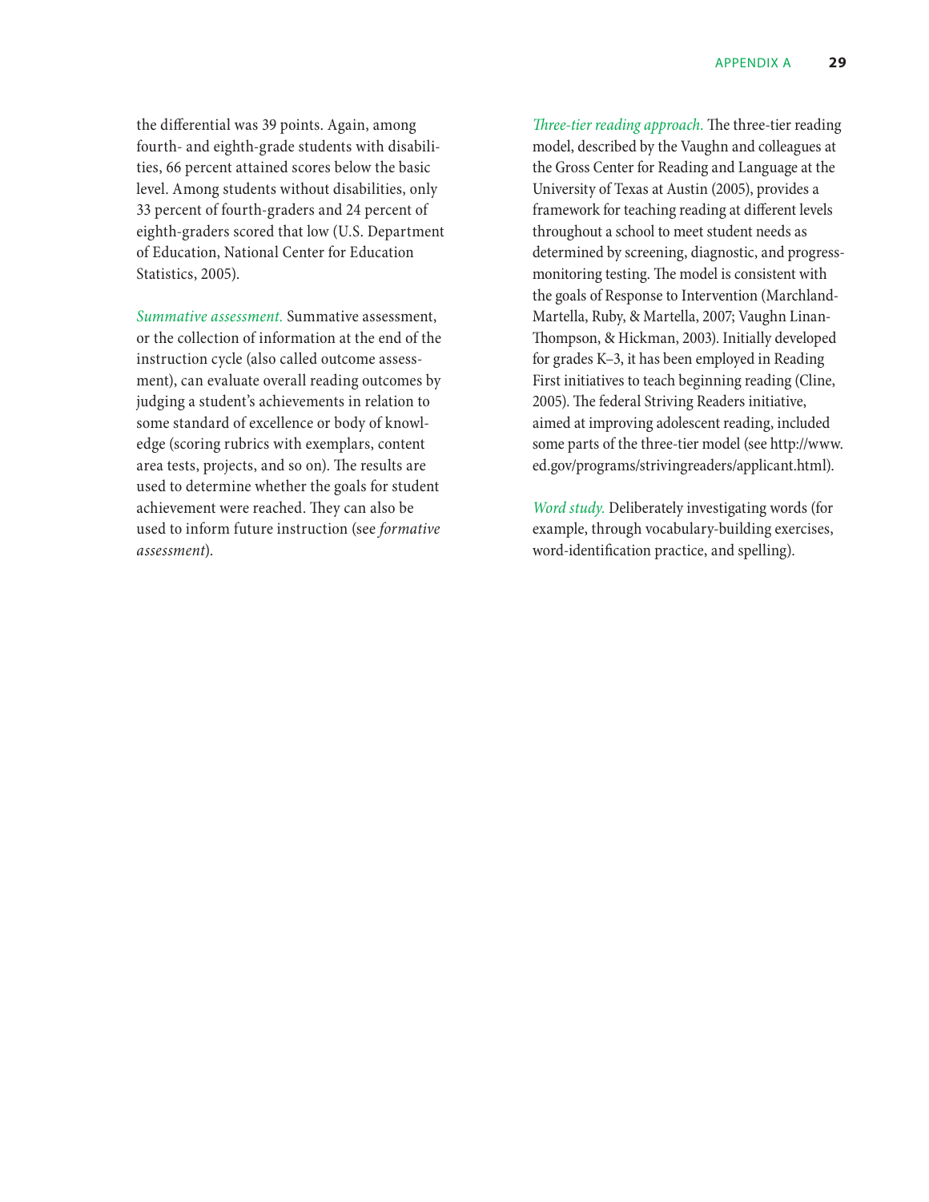the differential was 39 points. Again, among fourth- and eighth-grade students with disabilities, 66 percent attained scores below the basic level. Among students without disabilities, only 33 percent of fourth-graders and 24 percent of eighth-graders scored that low (U.S. Department of Education, National Center for Education Statistics, 2005).

*Summative assessment.* Summative assessment, or the collection of information at the end of the instruction cycle (also called outcome assessment), can evaluate overall reading outcomes by judging a student's achievements in relation to some standard of excellence or body of knowledge (scoring rubrics with exemplars, content area tests, projects, and so on). The results are used to determine whether the goals for student achievement were reached. They can also be used to inform future instruction (see *formative assessment*).

*Three-tier reading approach.* The three-tier reading model, described by the Vaughn and colleagues at the Gross Center for Reading and Language at the University of Texas at Austin (2005), provides a framework for teaching reading at different levels throughout a school to meet student needs as determined by screening, diagnostic, and progress-monitoring testing. The model is consistent with the goals of Response to Intervention (Marchland-Martella, Ruby, & Martella, 2007; Vaughn Linan-Thompson, & Hickman, 2003). Initially developed for grades K–3, it has been employed in Reading First initiatives to teach beginning reading (Cline, 2005). The federal Striving Readers initiative, aimed at improving adolescent reading, included some parts of the three-tier model (see http://www.ed.gov/programs/strivingreaders/applicant.html).

*Word study.* Deliberately investigating words (for example, through vocabulary-building exercises, word-identification practice, and spelling).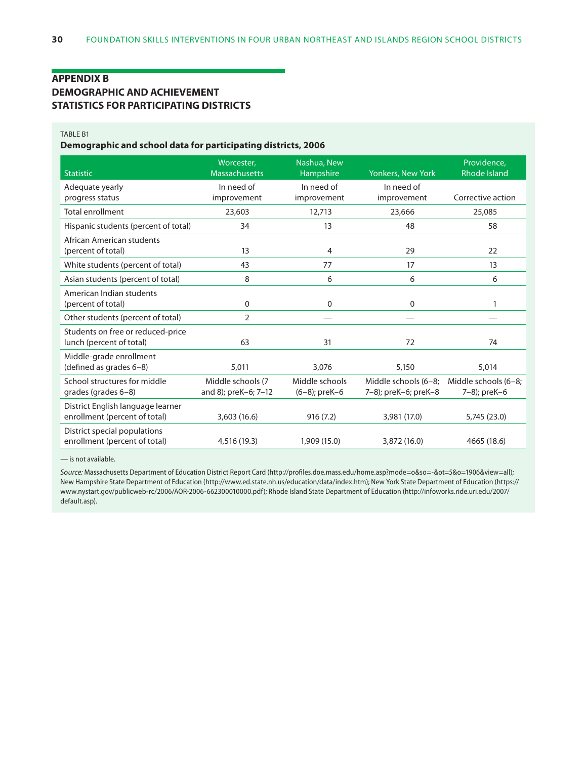## APPENDIX B
## DEMOGRAPHIC AND ACHIEVEMENT STATISTICS FOR PARTICIPATING DISTRICTS

TABLE B1

**Demographic and school data for participating districts, 2006**

| Statistic | Worcester, Massachusetts | Nashua, New Hampshire | Yonkers, New York | Providence, Rhode Island |
|---|---|---|---|---|
| Adequate yearly progress status | In need of improvement | In need of improvement | In need of improvement | Corrective action |
| Total enrollment | 23,603 | 12,713 | 23,666 | 25,085 |
| Hispanic students (percent of total) | 34 | 13 | 48 | 58 |
| African American students (percent of total) | 13 | 4 | 29 | 22 |
| White students (percent of total) | 43 | 77 | 17 | 13 |
| Asian students (percent of total) | 8 | 6 | 6 | 6 |
| American Indian students (percent of total) | 0 | 0 | 0 | 1 |
| Other students (percent of total) | 2 | — | — | — |
| Students on free or reduced-price lunch (percent of total) | 63 | 31 | 72 | 74 |
| Middle-grade enrollment (defined as grades 6–8) | 5,011 | 3,076 | 5,150 | 5,014 |
| School structures for middle grades (grades 6–8) | Middle schools (7 and 8); preK–6; 7–12 | Middle schools (6–8); preK–6 | Middle schools (6–8; 7–8); preK–6; preK–8 | Middle schools (6–8; 7–8); preK–6 |
| District English language learner enrollment (percent of total) | 3,603 (16.6) | 916 (7.2) | 3,981 (17.0) | 5,745 (23.0) |
| District special populations enrollment (percent of total) | 4,516 (19.3) | 1,909 (15.0) | 3,872 (16.0) | 4665 (18.6) |

— is not available.

*Source:* Massachusetts Department of Education District Report Card (http://profiles.doe.mass.edu/home.asp?mode=o&so=-&ot=5&o=1906&view=all); New Hampshire State Department of Education (http://www.ed.state.nh.us/education/data/index.htm); New York State Department of Education (https://www.nystart.gov/publicweb-rc/2006/AOR-2006-662300010000.pdf); Rhode Island State Department of Education (http://infoworks.ride.uri.edu/2007/default.asp).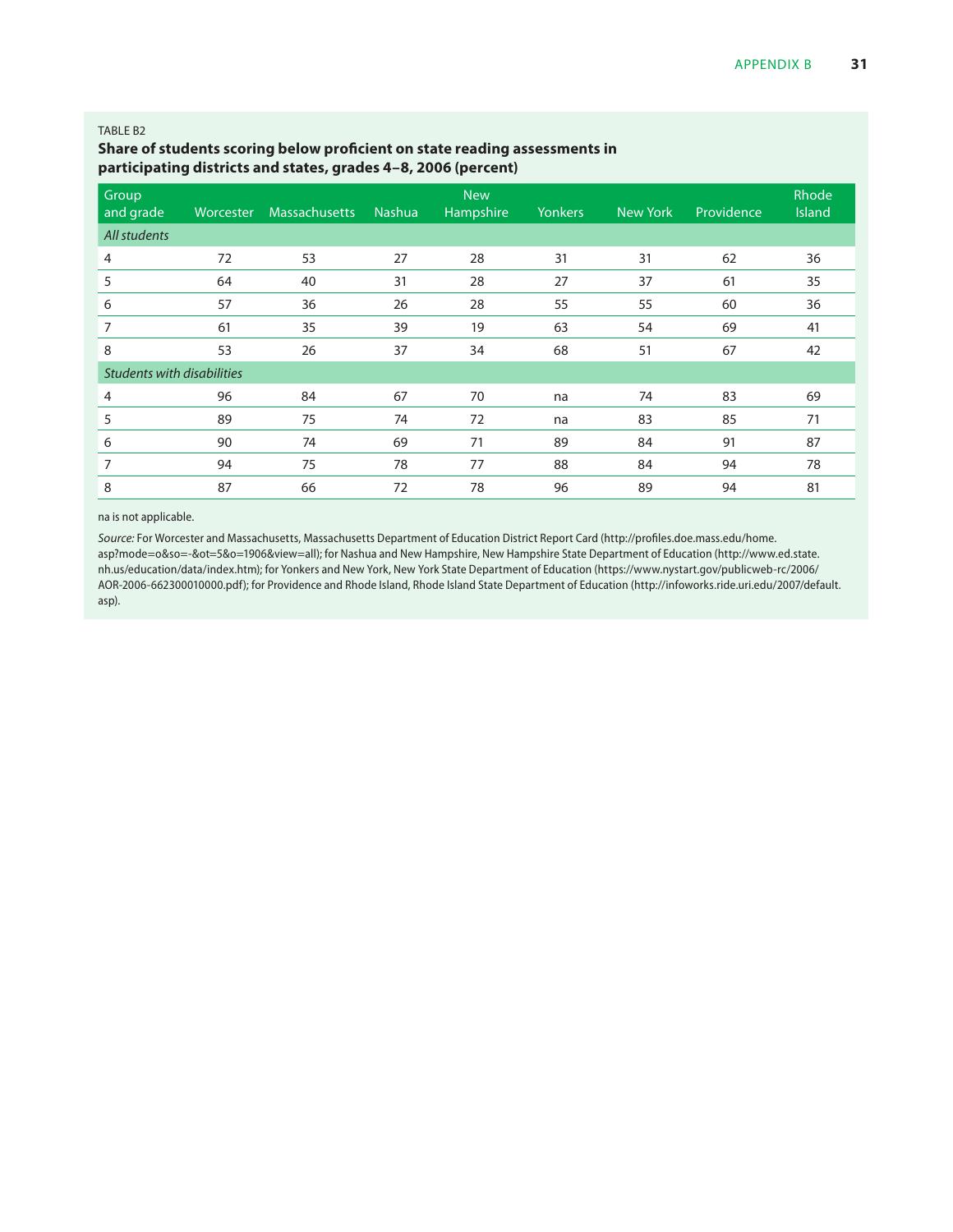TABLE B2

**Share of students scoring below proficient on state reading assessments in participating districts and states, grades 4–8, 2006 (percent)**

| Group and grade | Worcester | Massachusetts | Nashua | New Hampshire | Yonkers | New York | Providence | Rhode Island |
|---|---|---|---|---|---|---|---|---|
| *All students* | | | | | | | | |
| 4 | 72 | 53 | 27 | 28 | 31 | 31 | 62 | 36 |
| 5 | 64 | 40 | 31 | 28 | 27 | 37 | 61 | 35 |
| 6 | 57 | 36 | 26 | 28 | 55 | 55 | 60 | 36 |
| 7 | 61 | 35 | 39 | 19 | 63 | 54 | 69 | 41 |
| 8 | 53 | 26 | 37 | 34 | 68 | 51 | 67 | 42 |
| *Students with disabilities* | | | | | | | | |
| 4 | 96 | 84 | 67 | 70 | na | 74 | 83 | 69 |
| 5 | 89 | 75 | 74 | 72 | na | 83 | 85 | 71 |
| 6 | 90 | 74 | 69 | 71 | 89 | 84 | 91 | 87 |
| 7 | 94 | 75 | 78 | 77 | 88 | 84 | 94 | 78 |
| 8 | 87 | 66 | 72 | 78 | 96 | 89 | 94 | 81 |

na is not applicable.

*Source:* For Worcester and Massachusetts, Massachusetts Department of Education District Report Card (http://profiles.doe.mass.edu/home.asp?mode=o&so=-&ot=5&o=1906&view=all); for Nashua and New Hampshire, New Hampshire State Department of Education (http://www.ed.state.nh.us/education/data/index.htm); for Yonkers and New York, New York State Department of Education (https://www.nystart.gov/publicweb-rc/2006/AOR-2006-662300010000.pdf); for Providence and Rhode Island, Rhode Island State Department of Education (http://infoworks.ride.uri.edu/2007/default.asp).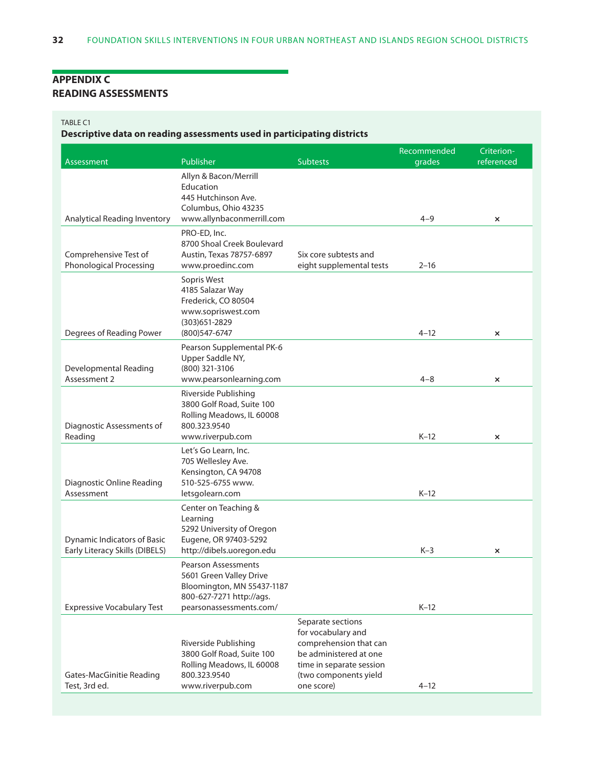## APPENDIX C
## READING ASSESSMENTS

TABLE C1

**Descriptive data on reading assessments used in participating districts**

| Assessment | Publisher | Subtests | Recommended grades | Criterion-referenced |
|---|---|---|---|---|
| Analytical Reading Inventory | Allyn & Bacon/Merrill Education 445 Hutchinson Ave. Columbus, Ohio 43235 www.allynbaconmerrill.com | | 4–9 | × |
| Comprehensive Test of Phonological Processing | PRO-ED, Inc. 8700 Shoal Creek Boulevard Austin, Texas 78757-6897 www.proedinc.com | Six core subtests and eight supplemental tests | 2–16 | |
| Degrees of Reading Power | Sopris West 4185 Salazar Way Frederick, CO 80504 www.sopriswest.com (303)651-2829 (800)547-6747 | | 4–12 | × |
| Developmental Reading Assessment 2 | Pearson Supplemental PK-6 Upper Saddle NY, (800) 321-3106 www.pearsonlearning.com | | 4–8 | × |
| Diagnostic Assessments of Reading | Riverside Publishing 3800 Golf Road, Suite 100 Rolling Meadows, IL 60008 800.323.9540 www.riverpub.com | | K–12 | × |
| Diagnostic Online Reading Assessment | Let's Go Learn, Inc. 705 Wellesley Ave. Kensington, CA 94708 510-525-6755 www. letsgolearn.com | | K–12 | |
| Dynamic Indicators of Basic Early Literacy Skills (DIBELS) | Center on Teaching & Learning 5292 University of Oregon Eugene, OR 97403-5292 http://dibels.uoregon.edu | | K–3 | × |
| Expressive Vocabulary Test | Pearson Assessments 5601 Green Valley Drive Bloomington, MN 55437-1187 800-627-7271 http://ags. pearsonassessments.com/ | | K–12 | |
| Gates-MacGinitie Reading Test, 3rd ed. | Riverside Publishing 3800 Golf Road, Suite 100 Rolling Meadows, IL 60008 800.323.9540 www.riverpub.com | Separate sections for vocabulary and comprehension that can be administered at one time in separate session (two components yield one score) | 4–12 | |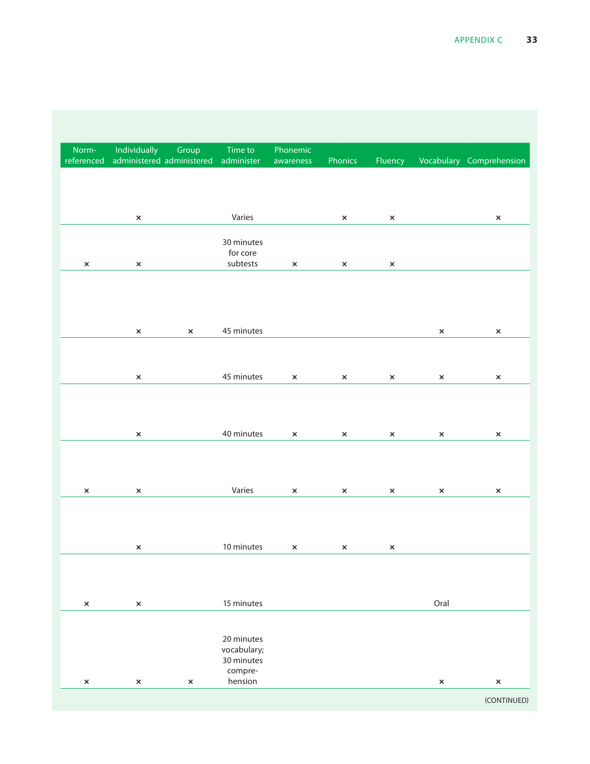| Norm-referenced | Individually administered | Group administered | Time to administer | Phonemic awareness | Phonics | Fluency | Vocabulary | Comprehension |
| --- | --- | --- | --- | --- | --- | --- | --- | --- |
| | × | | Varies | | × | × | | × |
| × | × | | 30 minutes for core subtests | × | × | × | | |
| | × | × | 45 minutes | | | | × | × |
| | × | | 45 minutes | × | × | × | × | × |
| | × | | 40 minutes | × | × | × | × | × |
| × | × | | Varies | × | × | × | × | × |
| | × | | 10 minutes | × | × | × | | |
| × | × | | 15 minutes | | | | Oral | |
| × | × | × | 20 minutes vocabulary; 30 minutes compre-hension | | | | × | × |

(CONTINUED)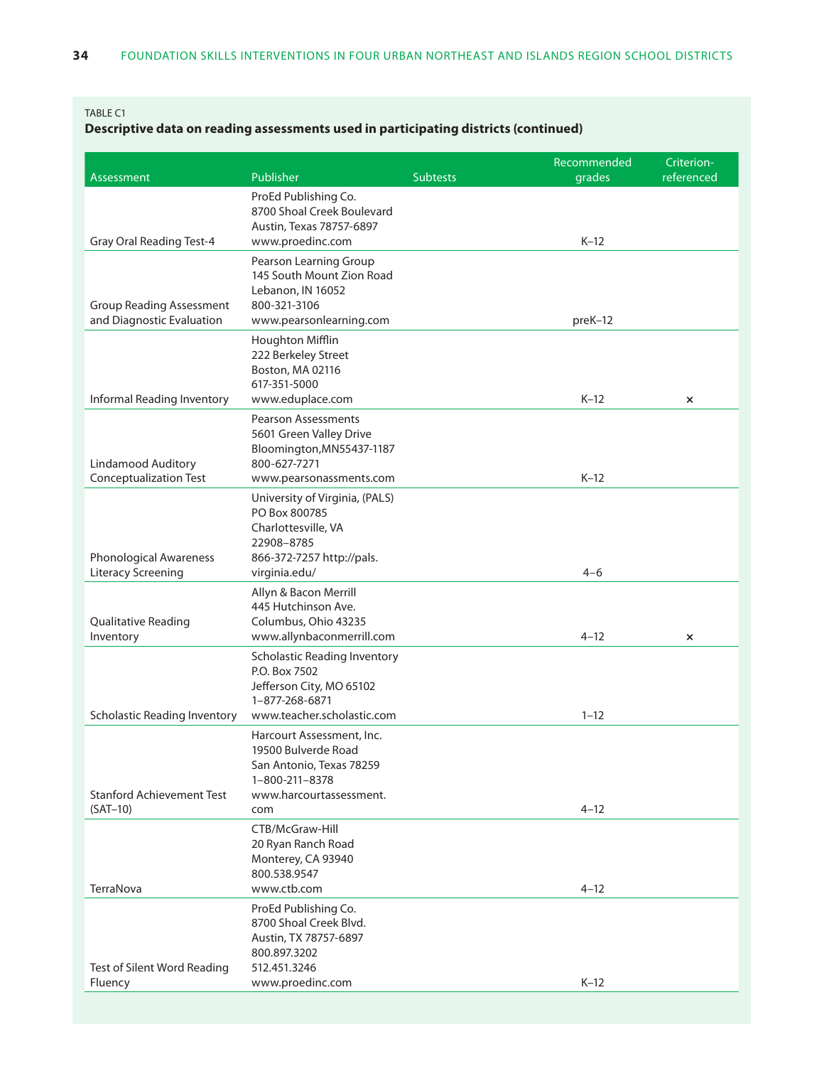TABLE C1

**Descriptive data on reading assessments used in participating districts (continued)**

| Assessment | Publisher | Subtests | Recommended grades | Criterion-referenced |
|---|---|---|---|---|
| Gray Oral Reading Test-4 | ProEd Publishing Co. 8700 Shoal Creek Boulevard Austin, Texas 78757-6897 www.proedinc.com | | K–12 | |
| Group Reading Assessment and Diagnostic Evaluation | Pearson Learning Group 145 South Mount Zion Road Lebanon, IN 16052 800-321-3106 www.pearsonlearning.com | | preK–12 | |
| Informal Reading Inventory | Houghton Mifflin 222 Berkeley Street Boston, MA 02116 617-351-5000 www.eduplace.com | | K–12 | × |
| Lindamood Auditory Conceptualization Test | Pearson Assessments 5601 Green Valley Drive Bloomington,MN55437-1187 800-627-7271 www.pearsonassments.com | | K–12 | |
| Phonological Awareness Literacy Screening | University of Virginia, (PALS) PO Box 800785 Charlottesville, VA 22908–8785 866-372-7257 http://pals.virginia.edu/ | | 4–6 | |
| Qualitative Reading Inventory | Allyn & Bacon Merrill 445 Hutchinson Ave. Columbus, Ohio 43235 www.allynbaconmerrill.com | | 4–12 | × |
| Scholastic Reading Inventory | Scholastic Reading Inventory P.O. Box 7502 Jefferson City, MO 65102 1–877-268-6871 www.teacher.scholastic.com | | 1–12 | |
| Stanford Achievement Test (SAT–10) | Harcourt Assessment, Inc. 19500 Bulverde Road San Antonio, Texas 78259 1–800-211–8378 www.harcourtassessment.com | | 4–12 | |
| TerraNova | CTB/McGraw-Hill 20 Ryan Ranch Road Monterey, CA 93940 800.538.9547 www.ctb.com | | 4–12 | |
| Test of Silent Word Reading Fluency | ProEd Publishing Co. 8700 Shoal Creek Blvd. Austin, TX 78757-6897 800.897.3202 512.451.3246 www.proedinc.com | | K–12 | |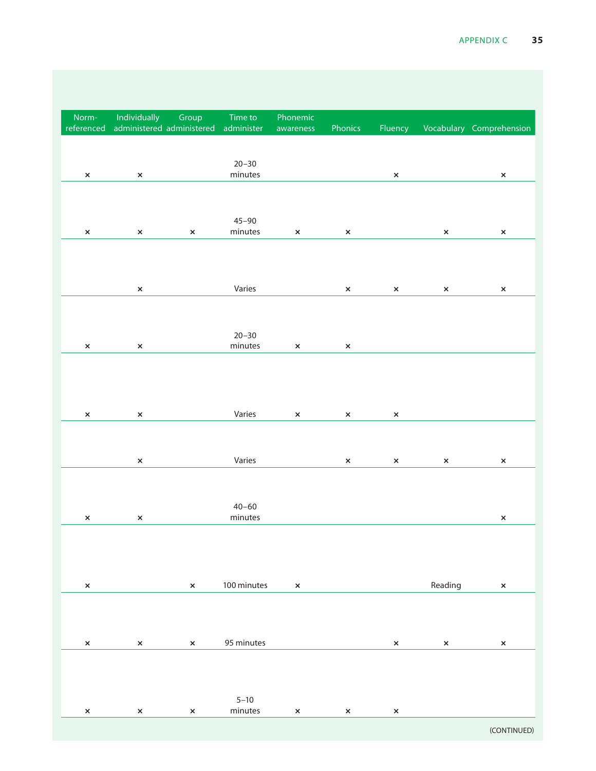| Norm-referenced | Individually administered | Group administered | Time to administer | Phonemic awareness | Phonics | Fluency | Vocabulary | Comprehension |
|---|---|---|---|---|---|---|---|---|
| × | × | | 20–30 minutes | | | × | | × |
| × | × | × | 45–90 minutes | × | × | | × | × |
| | × | | Varies | | × | × | × | × |
| × | × | | 20–30 minutes | × | × | | | |
| × | × | | Varies | × | × | × | | |
| | × | | Varies | | × | × | × | × |
| × | × | | 40–60 minutes | | | | | × |
| × | | × | 100 minutes | × | | | Reading | × |
| × | × | × | 95 minutes | | | × | × | × |
| × | × | × | 5–10 minutes | × | × | × | | |

(CONTINUED)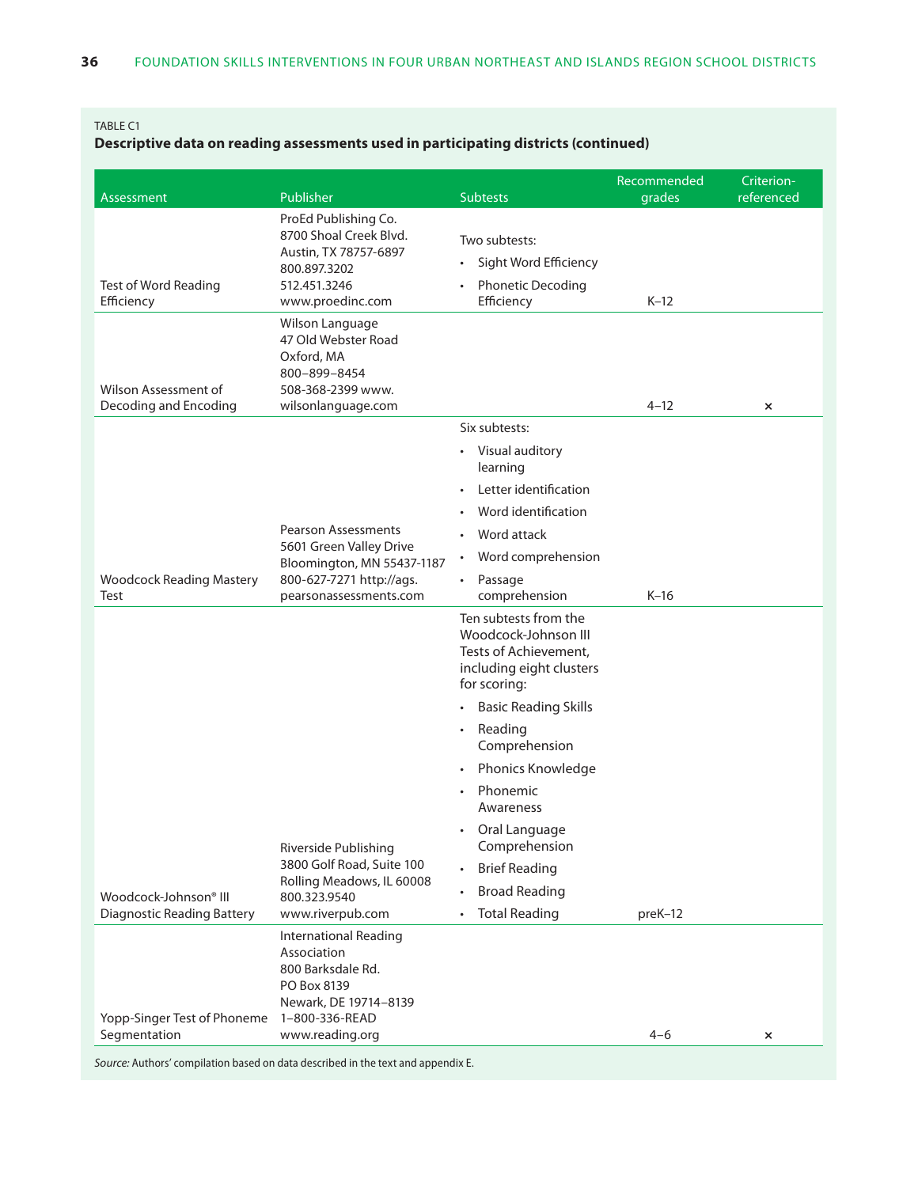TABLE C1

**Descriptive data on reading assessments used in participating districts (continued)**

| Assessment | Publisher | Subtests | Recommended grades | Criterion-referenced |
|---|---|---|---|---|
| Test of Word Reading Efficiency | ProEd Publishing Co.<br>8700 Shoal Creek Blvd.<br>Austin, TX 78757-6897<br>800.897.3202<br>512.451.3246<br>www.proedinc.com | Two subtests:<br>• Sight Word Efficiency<br>• Phonetic Decoding Efficiency | K–12 | |
| Wilson Assessment of Decoding and Encoding | Wilson Language<br>47 Old Webster Road<br>Oxford, MA<br>800–899–8454<br>508-368-2399 www.wilsonlanguage.com | | 4–12 | × |
| Woodcock Reading Mastery Test | Pearson Assessments<br>5601 Green Valley Drive<br>Bloomington, MN 55437-1187<br>800-627-7271 http://ags.pearsonassessments.com | Six subtests:<br>• Visual auditory learning<br>• Letter identification<br>• Word identification<br>• Word attack<br>• Word comprehension<br>• Passage comprehension | K–16 | |
| Woodcock-Johnson® III Diagnostic Reading Battery | Riverside Publishing<br>3800 Golf Road, Suite 100<br>Rolling Meadows, IL 60008<br>800.323.9540<br>www.riverpub.com | Ten subtests from the Woodcock-Johnson III Tests of Achievement, including eight clusters for scoring:<br>• Basic Reading Skills<br>• Reading Comprehension<br>• Phonics Knowledge<br>• Phonemic Awareness<br>• Oral Language Comprehension<br>• Brief Reading<br>• Broad Reading<br>• Total Reading | preK–12 | |
| Yopp-Singer Test of Phoneme Segmentation | International Reading Association<br>800 Barksdale Rd.<br>PO Box 8139<br>Newark, DE 19714–8139<br>1–800-336-READ<br>www.reading.org | | 4–6 | × |

*Source:* Authors' compilation based on data described in the text and appendix E.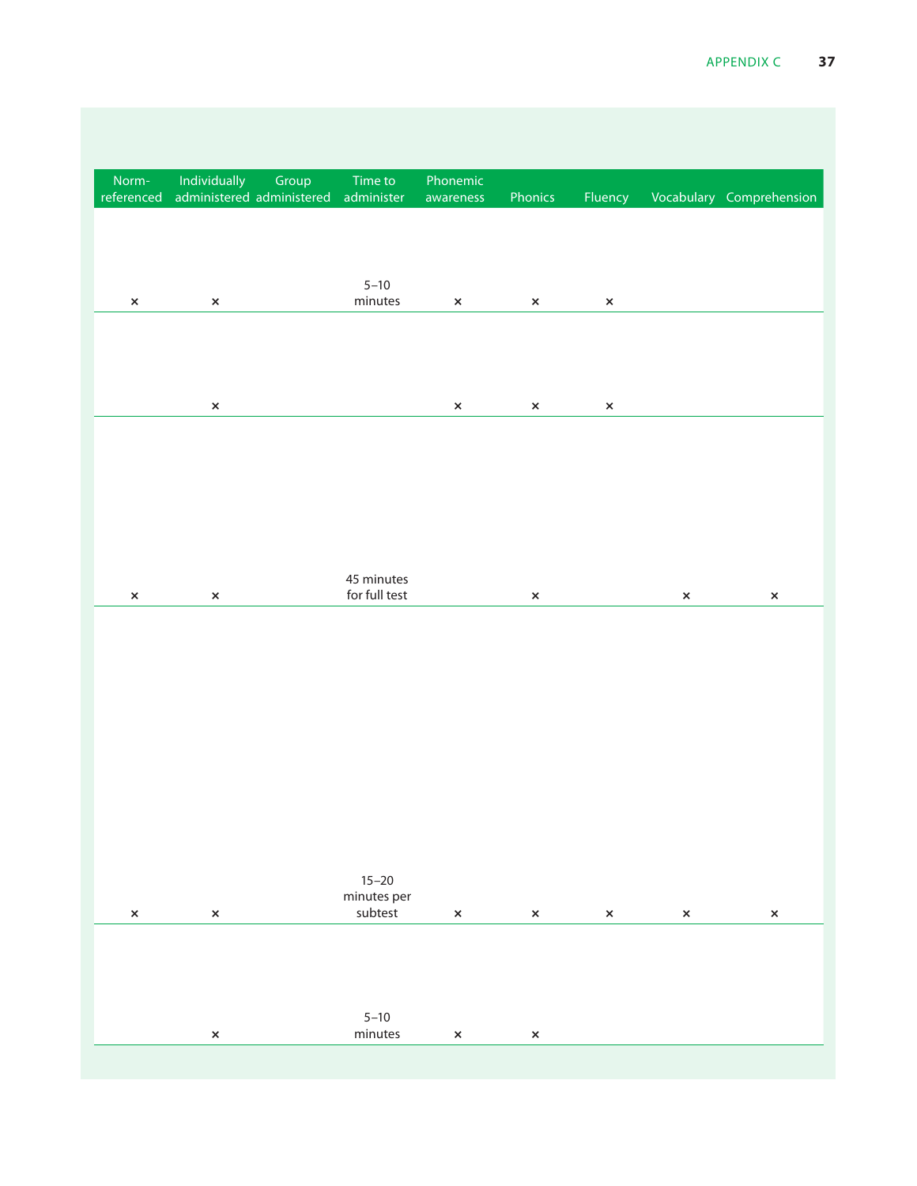| Norm-referenced | Individually administered | Group administered | Time to administer | Phonemic awareness | Phonics | Fluency | Vocabulary | Comprehension |
|---|---|---|---|---|---|---|---|---|
| × | × | | 5–10 minutes | × | × | × | | |
| | × | | | × | × | × | | |
| × | × | | 45 minutes for full test | | × | | × | × |
| × | × | | 15–20 minutes per subtest | × | × | × | × | × |
| | × | | 5–10 minutes | × | × | | | |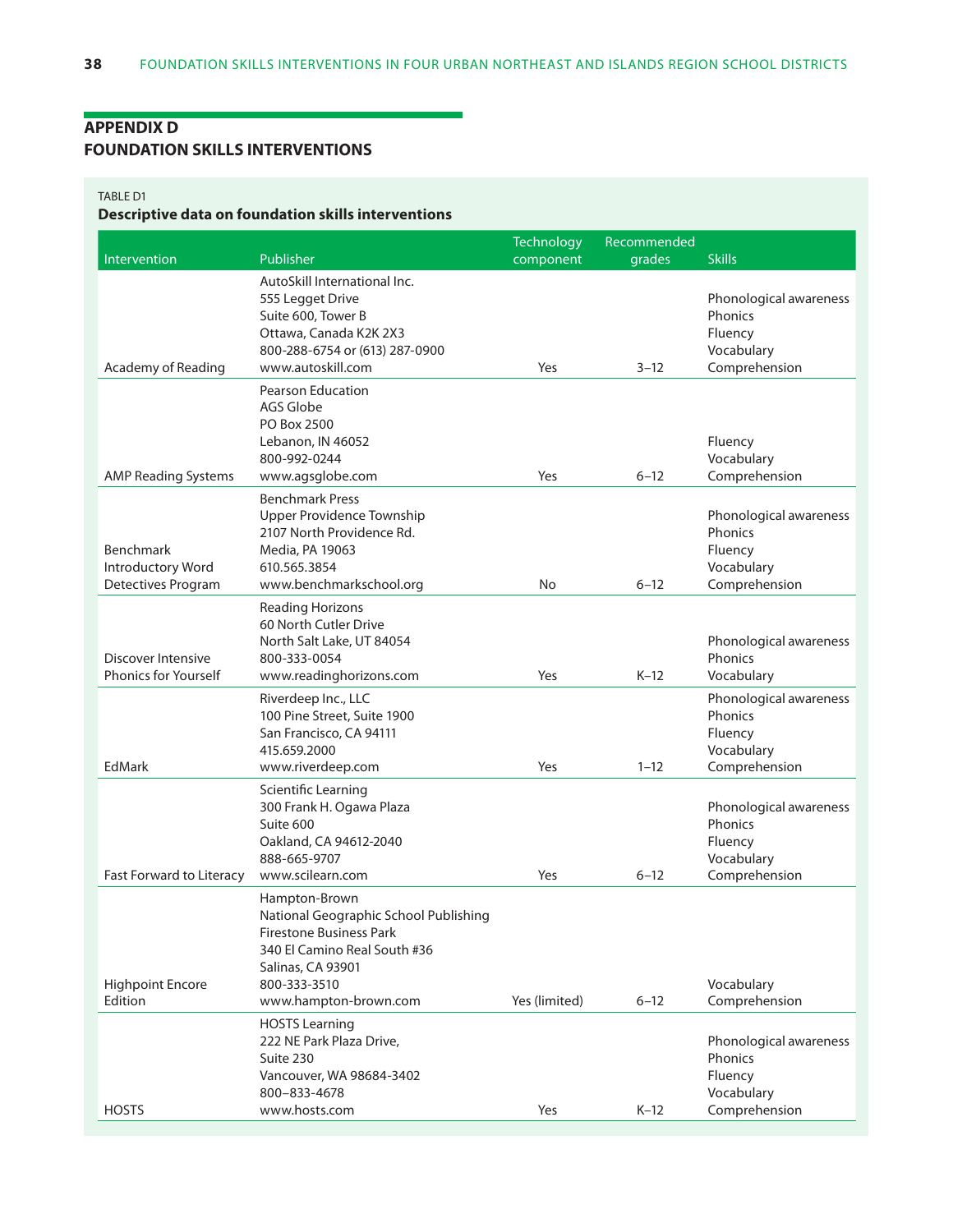## APPENDIX D
## FOUNDATION SKILLS INTERVENTIONS

TABLE D1

**Descriptive data on foundation skills interventions**

| Intervention | Publisher | Technology component | Recommended grades | Skills |
|---|---|---|---|---|
| Academy of Reading | AutoSkill International Inc.<br>555 Legget Drive<br>Suite 600, Tower B<br>Ottawa, Canada K2K 2X3<br>800-288-6754 or (613) 287-0900<br>www.autoskill.com | Yes | 3–12 | Phonological awareness<br>Phonics<br>Fluency<br>Vocabulary<br>Comprehension |
| AMP Reading Systems | Pearson Education<br>AGS Globe<br>PO Box 2500<br>Lebanon, IN 46052<br>800-992-0244<br>www.agsglobe.com | Yes | 6–12 | Fluency<br>Vocabulary<br>Comprehension |
| Benchmark Introductory Word Detectives Program | Benchmark Press<br>Upper Providence Township<br>2107 North Providence Rd.<br>Media, PA 19063<br>610.565.3854<br>www.benchmarkschool.org | No | 6–12 | Phonological awareness<br>Phonics<br>Fluency<br>Vocabulary<br>Comprehension |
| Discover Intensive Phonics for Yourself | Reading Horizons<br>60 North Cutler Drive<br>North Salt Lake, UT 84054<br>800-333-0054<br>www.readinghorizons.com | Yes | K–12 | Phonological awareness<br>Phonics<br>Vocabulary |
| EdMark | Riverdeep Inc., LLC<br>100 Pine Street, Suite 1900<br>San Francisco, CA 94111<br>415.659.2000<br>www.riverdeep.com | Yes | 1–12 | Phonological awareness<br>Phonics<br>Fluency<br>Vocabulary<br>Comprehension |
| Fast Forward to Literacy | Scientific Learning<br>300 Frank H. Ogawa Plaza<br>Suite 600<br>Oakland, CA 94612-2040<br>888-665-9707<br>www.scilearn.com | Yes | 6–12 | Phonological awareness<br>Phonics<br>Fluency<br>Vocabulary<br>Comprehension |
| Highpoint Encore Edition | Hampton-Brown<br>National Geographic School Publishing<br>Firestone Business Park<br>340 El Camino Real South #36<br>Salinas, CA 93901<br>800-333-3510<br>www.hampton-brown.com | Yes (limited) | 6–12 | Vocabulary<br>Comprehension |
| HOSTS | HOSTS Learning<br>222 NE Park Plaza Drive,<br>Suite 230<br>Vancouver, WA 98684-3402<br>800–833-4678<br>www.hosts.com | Yes | K–12 | Phonological awareness<br>Phonics<br>Fluency<br>Vocabulary<br>Comprehension |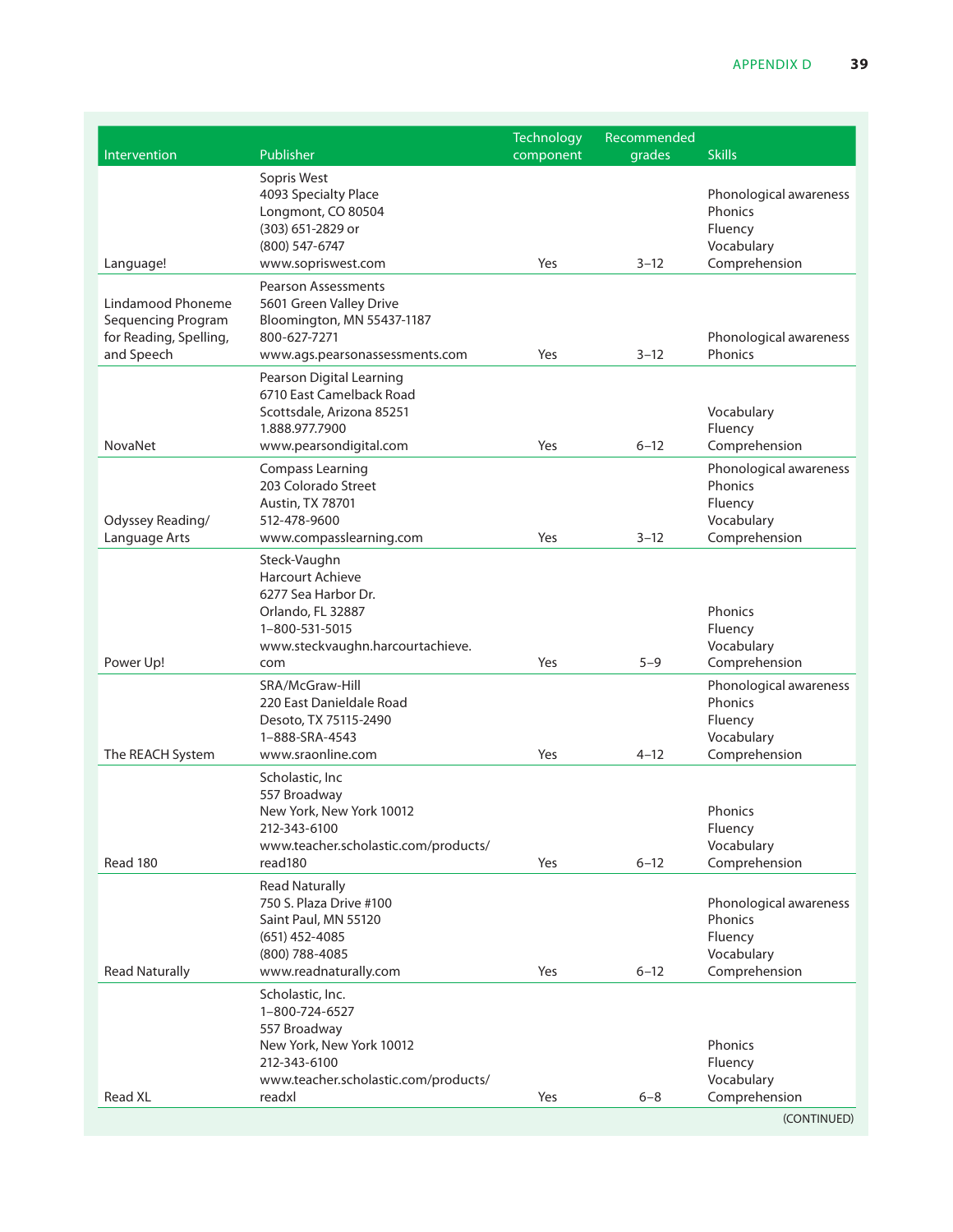| Intervention | Publisher | Technology component | Recommended grades | Skills |
|---|---|---|---|---|
| Language! | Sopris West<br>4093 Specialty Place<br>Longmont, CO 80504<br>(303) 651-2829 or<br>(800) 547-6747<br>www.sopriswest.com | Yes | 3–12 | Phonological awareness<br>Phonics<br>Fluency<br>Vocabulary<br>Comprehension |
| Lindamood Phoneme Sequencing Program for Reading, Spelling, and Speech | Pearson Assessments<br>5601 Green Valley Drive<br>Bloomington, MN 55437-1187<br>800-627-7271<br>www.ags.pearsonassessments.com | Yes | 3–12 | Phonological awareness<br>Phonics |
| NovaNet | Pearson Digital Learning<br>6710 East Camelback Road<br>Scottsdale, Arizona 85251<br>1.888.977.7900<br>www.pearsondigital.com | Yes | 6–12 | Vocabulary<br>Fluency<br>Comprehension |
| Odyssey Reading/ Language Arts | Compass Learning<br>203 Colorado Street<br>Austin, TX 78701<br>512-478-9600<br>www.compasslearning.com | Yes | 3–12 | Phonological awareness<br>Phonics<br>Fluency<br>Vocabulary<br>Comprehension |
| Power Up! | Steck-Vaughn<br>Harcourt Achieve<br>6277 Sea Harbor Dr.<br>Orlando, FL 32887<br>1–800-531-5015<br>www.steckvaughn.harcourtachieve.com | Yes | 5–9 | Phonics<br>Fluency<br>Vocabulary<br>Comprehension |
| The REACH System | SRA/McGraw-Hill<br>220 East Danieldale Road<br>Desoto, TX 75115-2490<br>1–888-SRA-4543<br>www.sraonline.com | Yes | 4–12 | Phonological awareness<br>Phonics<br>Fluency<br>Vocabulary<br>Comprehension |
| Read 180 | Scholastic, Inc<br>557 Broadway<br>New York, New York 10012<br>212-343-6100<br>www.teacher.scholastic.com/products/read180 | Yes | 6–12 | Phonics<br>Fluency<br>Vocabulary<br>Comprehension |
| Read Naturally | Read Naturally<br>750 S. Plaza Drive #100<br>Saint Paul, MN 55120<br>(651) 452-4085<br>(800) 788-4085<br>www.readnaturally.com | Yes | 6–12 | Phonological awareness<br>Phonics<br>Fluency<br>Vocabulary<br>Comprehension |
| Read XL | Scholastic, Inc.<br>1–800-724-6527<br>557 Broadway<br>New York, New York 10012<br>212-343-6100<br>www.teacher.scholastic.com/products/readxl | Yes | 6–8 | Phonics<br>Fluency<br>Vocabulary<br>Comprehension |

(CONTINUED)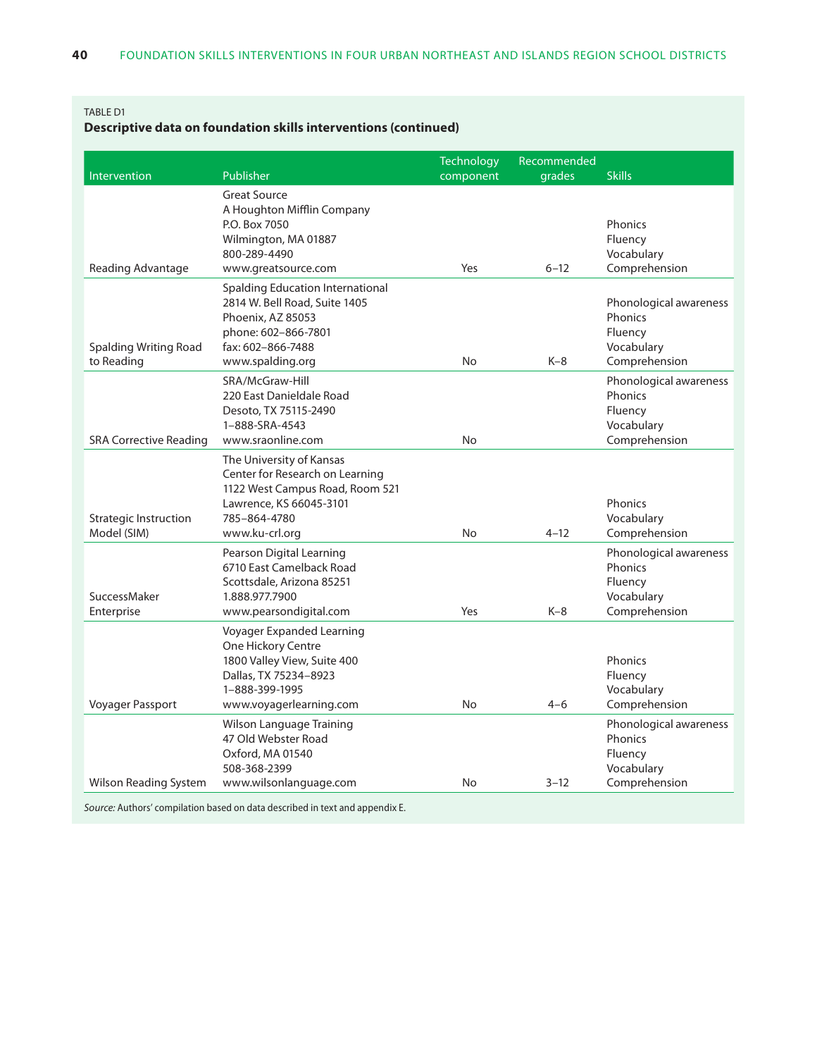TABLE D1

**Descriptive data on foundation skills interventions (continued)**

| Intervention | Publisher | Technology component | Recommended grades | Skills |
|---|---|---|---|---|
| Reading Advantage | Great Source<br>A Houghton Mifflin Company<br>P.O. Box 7050<br>Wilmington, MA 01887<br>800-289-4490<br>www.greatsource.com | Yes | 6–12 | Phonics<br>Fluency<br>Vocabulary<br>Comprehension |
| Spalding Writing Road to Reading | Spalding Education International<br>2814 W. Bell Road, Suite 1405<br>Phoenix, AZ 85053<br>phone: 602–866-7801<br>fax: 602–866-7488<br>www.spalding.org | No | K–8 | Phonological awareness<br>Phonics<br>Fluency<br>Vocabulary<br>Comprehension |
| SRA Corrective Reading | SRA/McGraw-Hill<br>220 East Danieldale Road<br>Desoto, TX 75115-2490<br>1–888-SRA-4543<br>www.sraonline.com | No | | Phonological awareness<br>Phonics<br>Fluency<br>Vocabulary<br>Comprehension |
| Strategic Instruction Model (SIM) | The University of Kansas<br>Center for Research on Learning<br>1122 West Campus Road, Room 521<br>Lawrence, KS 66045-3101<br>785–864-4780<br>www.ku-crl.org | No | 4–12 | Phonics<br>Vocabulary<br>Comprehension |
| SuccessMaker Enterprise | Pearson Digital Learning<br>6710 East Camelback Road<br>Scottsdale, Arizona 85251<br>1.888.977.7900<br>www.pearsondigital.com | Yes | K–8 | Phonological awareness<br>Phonics<br>Fluency<br>Vocabulary<br>Comprehension |
| Voyager Passport | Voyager Expanded Learning<br>One Hickory Centre<br>1800 Valley View, Suite 400<br>Dallas, TX 75234–8923<br>1–888-399-1995<br>www.voyagerlearning.com | No | 4–6 | Phonics<br>Fluency<br>Vocabulary<br>Comprehension |
| Wilson Reading System | Wilson Language Training<br>47 Old Webster Road<br>Oxford, MA 01540<br>508-368-2399<br>www.wilsonlanguage.com | No | 3–12 | Phonological awareness<br>Phonics<br>Fluency<br>Vocabulary<br>Comprehension |

*Source:* Authors' compilation based on data described in text and appendix E.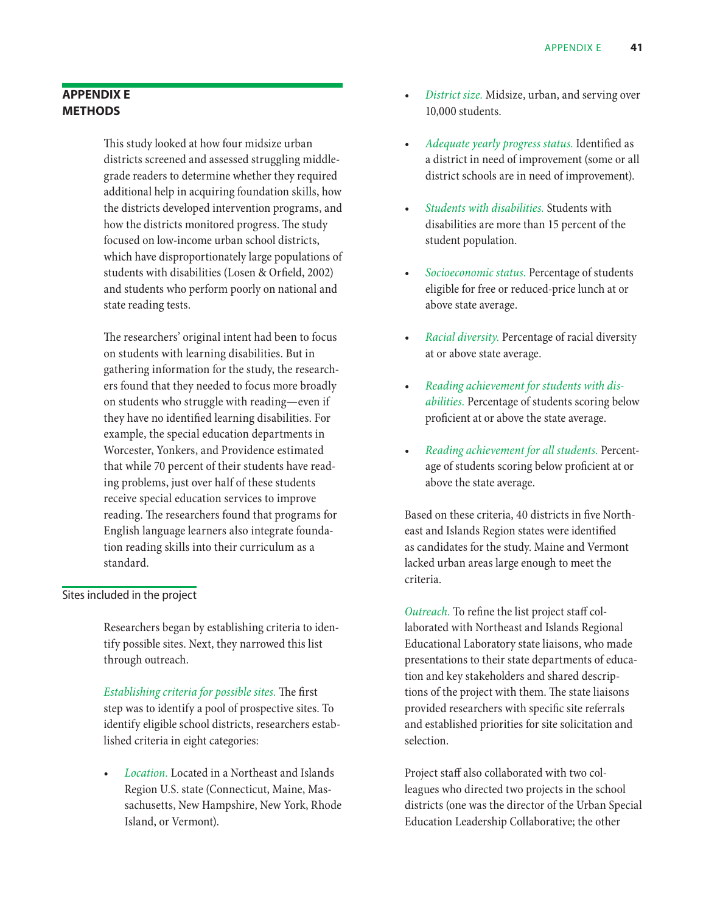## APPENDIX E
## METHODS

This study looked at how four midsize urban districts screened and assessed struggling middle-grade readers to determine whether they required additional help in acquiring foundation skills, how the districts developed intervention programs, and how the districts monitored progress. The study focused on low-income urban school districts, which have disproportionately large populations of students with disabilities (Losen & Orfield, 2002) and students who perform poorly on national and state reading tests.

The researchers' original intent had been to focus on students with learning disabilities. But in gathering information for the study, the researchers found that they needed to focus more broadly on students who struggle with reading—even if they have no identified learning disabilities. For example, the special education departments in Worcester, Yonkers, and Providence estimated that while 70 percent of their students have reading problems, just over half of these students receive special education services to improve reading. The researchers found that programs for English language learners also integrate foundation reading skills into their curriculum as a standard.

### Sites included in the project

Researchers began by establishing criteria to identify possible sites. Next, they narrowed this list through outreach.

*Establishing criteria for possible sites.* The first step was to identify a pool of prospective sites. To identify eligible school districts, researchers established criteria in eight categories:

- *Location.* Located in a Northeast and Islands Region U.S. state (Connecticut, Maine, Massachusetts, New Hampshire, New York, Rhode Island, or Vermont).
- *District size.* Midsize, urban, and serving over 10,000 students.
- *Adequate yearly progress status.* Identified as a district in need of improvement (some or all district schools are in need of improvement).
- *Students with disabilities.* Students with disabilities are more than 15 percent of the student population.
- *Socioeconomic status.* Percentage of students eligible for free or reduced-price lunch at or above state average.
- *Racial diversity.* Percentage of racial diversity at or above state average.
- *Reading achievement for students with disabilities.* Percentage of students scoring below proficient at or above the state average.
- *Reading achievement for all students.* Percentage of students scoring below proficient at or above the state average.

Based on these criteria, 40 districts in five Northeast and Islands Region states were identified as candidates for the study. Maine and Vermont lacked urban areas large enough to meet the criteria.

*Outreach.* To refine the list project staff collaborated with Northeast and Islands Regional Educational Laboratory state liaisons, who made presentations to their state departments of education and key stakeholders and shared descriptions of the project with them. The state liaisons provided researchers with specific site referrals and established priorities for site solicitation and selection.

Project staff also collaborated with two colleagues who directed two projects in the school districts (one was the director of the Urban Special Education Leadership Collaborative; the other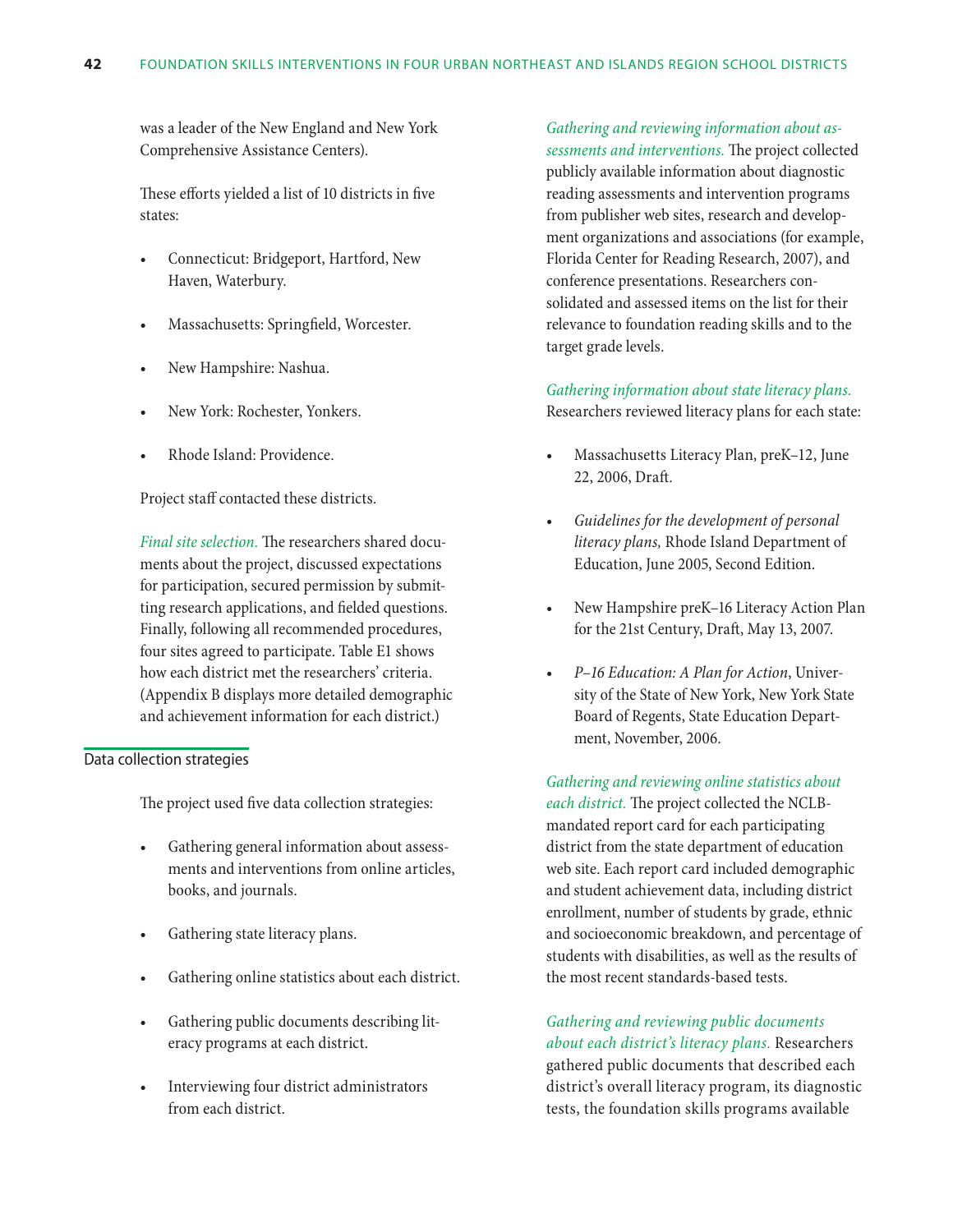was a leader of the New England and New York Comprehensive Assistance Centers).

These efforts yielded a list of 10 districts in five states:

- Connecticut: Bridgeport, Hartford, New Haven, Waterbury.
- Massachusetts: Springfield, Worcester.
- New Hampshire: Nashua.
- New York: Rochester, Yonkers.
- Rhode Island: Providence.

Project staff contacted these districts.

*Final site selection.* The researchers shared documents about the project, discussed expectations for participation, secured permission by submitting research applications, and fielded questions. Finally, following all recommended procedures, four sites agreed to participate. Table E1 shows how each district met the researchers' criteria. (Appendix B displays more detailed demographic and achievement information for each district.)

## Data collection strategies

The project used five data collection strategies:

- Gathering general information about assessments and interventions from online articles, books, and journals.
- Gathering state literacy plans.
- Gathering online statistics about each district.
- Gathering public documents describing literacy programs at each district.
- Interviewing four district administrators from each district.

*Gathering and reviewing information about assessments and interventions.* The project collected publicly available information about diagnostic reading assessments and intervention programs from publisher web sites, research and development organizations and associations (for example, Florida Center for Reading Research, 2007), and conference presentations. Researchers consolidated and assessed items on the list for their relevance to foundation reading skills and to the target grade levels.

*Gathering information about state literacy plans.* Researchers reviewed literacy plans for each state:

- Massachusetts Literacy Plan, preK–12, June 22, 2006, Draft.
- *Guidelines for the development of personal literacy plans,* Rhode Island Department of Education, June 2005, Second Edition.
- New Hampshire preK–16 Literacy Action Plan for the 21st Century, Draft, May 13, 2007.
- *P–16 Education: A Plan for Action*, University of the State of New York, New York State Board of Regents, State Education Department, November, 2006.

*Gathering and reviewing online statistics about each district.* The project collected the NCLB-mandated report card for each participating district from the state department of education web site. Each report card included demographic and student achievement data, including district enrollment, number of students by grade, ethnic and socioeconomic breakdown, and percentage of students with disabilities, as well as the results of the most recent standards-based tests.

*Gathering and reviewing public documents about each district's literacy plans.* Researchers gathered public documents that described each district's overall literacy program, its diagnostic tests, the foundation skills programs available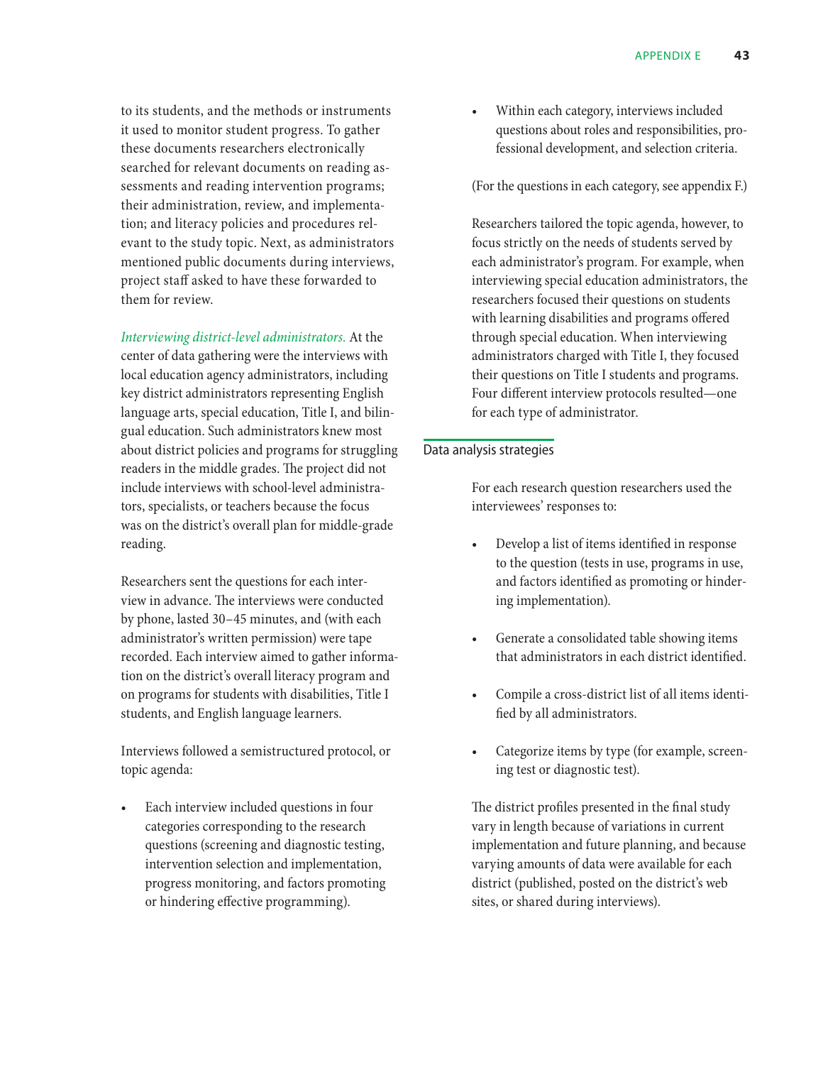to its students, and the methods or instruments it used to monitor student progress. To gather these documents researchers electronically searched for relevant documents on reading assessments and reading intervention programs; their administration, review, and implementation; and literacy policies and procedures relevant to the study topic. Next, as administrators mentioned public documents during interviews, project staff asked to have these forwarded to them for review.

*Interviewing district-level administrators.* At the center of data gathering were the interviews with local education agency administrators, including key district administrators representing English language arts, special education, Title I, and bilingual education. Such administrators knew most about district policies and programs for struggling readers in the middle grades. The project did not include interviews with school-level administrators, specialists, or teachers because the focus was on the district's overall plan for middle-grade reading.

Researchers sent the questions for each interview in advance. The interviews were conducted by phone, lasted 30–45 minutes, and (with each administrator's written permission) were tape recorded. Each interview aimed to gather information on the district's overall literacy program and on programs for students with disabilities, Title I students, and English language learners.

Interviews followed a semistructured protocol, or topic agenda:

- Each interview included questions in four categories corresponding to the research questions (screening and diagnostic testing, intervention selection and implementation, progress monitoring, and factors promoting or hindering effective programming).
- Within each category, interviews included questions about roles and responsibilities, professional development, and selection criteria.

(For the questions in each category, see appendix F.)

Researchers tailored the topic agenda, however, to focus strictly on the needs of students served by each administrator's program. For example, when interviewing special education administrators, the researchers focused their questions on students with learning disabilities and programs offered through special education. When interviewing administrators charged with Title I, they focused their questions on Title I students and programs. Four different interview protocols resulted—one for each type of administrator.

## Data analysis strategies

For each research question researchers used the interviewees' responses to:

- Develop a list of items identified in response to the question (tests in use, programs in use, and factors identified as promoting or hindering implementation).
- Generate a consolidated table showing items that administrators in each district identified.
- Compile a cross-district list of all items identified by all administrators.
- Categorize items by type (for example, screening test or diagnostic test).

The district profiles presented in the final study vary in length because of variations in current implementation and future planning, and because varying amounts of data were available for each district (published, posted on the district's web sites, or shared during interviews).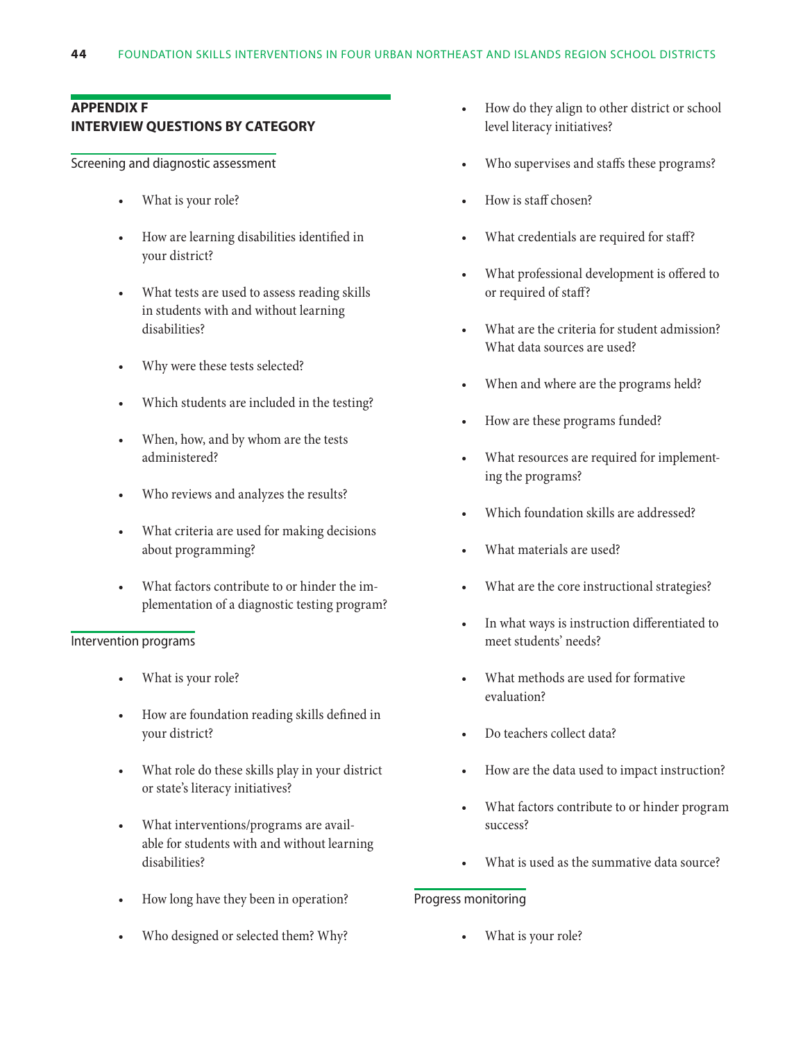## APPENDIX F
## INTERVIEW QUESTIONS BY CATEGORY

### Screening and diagnostic assessment

- What is your role?
- How are learning disabilities identified in your district?
- What tests are used to assess reading skills in students with and without learning disabilities?
- Why were these tests selected?
- Which students are included in the testing?
- When, how, and by whom are the tests administered?
- Who reviews and analyzes the results?
- What criteria are used for making decisions about programming?
- What factors contribute to or hinder the implementation of a diagnostic testing program?

### Intervention programs

- What is your role?
- How are foundation reading skills defined in your district?
- What role do these skills play in your district or state's literacy initiatives?
- What interventions/programs are available for students with and without learning disabilities?
- How long have they been in operation?
- Who designed or selected them? Why?
- How do they align to other district or school level literacy initiatives?
- Who supervises and staffs these programs?
- How is staff chosen?
- What credentials are required for staff?
- What professional development is offered to or required of staff?
- What are the criteria for student admission? What data sources are used?
- When and where are the programs held?
- How are these programs funded?
- What resources are required for implementing the programs?
- Which foundation skills are addressed?
- What materials are used?
- What are the core instructional strategies?
- In what ways is instruction differentiated to meet students' needs?
- What methods are used for formative evaluation?
- Do teachers collect data?
- How are the data used to impact instruction?
- What factors contribute to or hinder program success?
- What is used as the summative data source?

### Progress monitoring

- What is your role?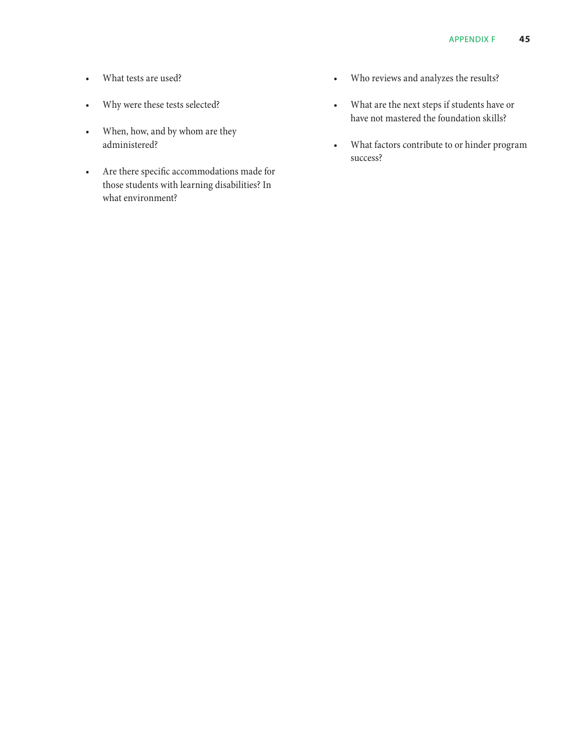- What tests are used?
- Why were these tests selected?
- When, how, and by whom are they administered?
- Are there specific accommodations made for those students with learning disabilities? In what environment?
- Who reviews and analyzes the results?
- What are the next steps if students have or have not mastered the foundation skills?
- What factors contribute to or hinder program success?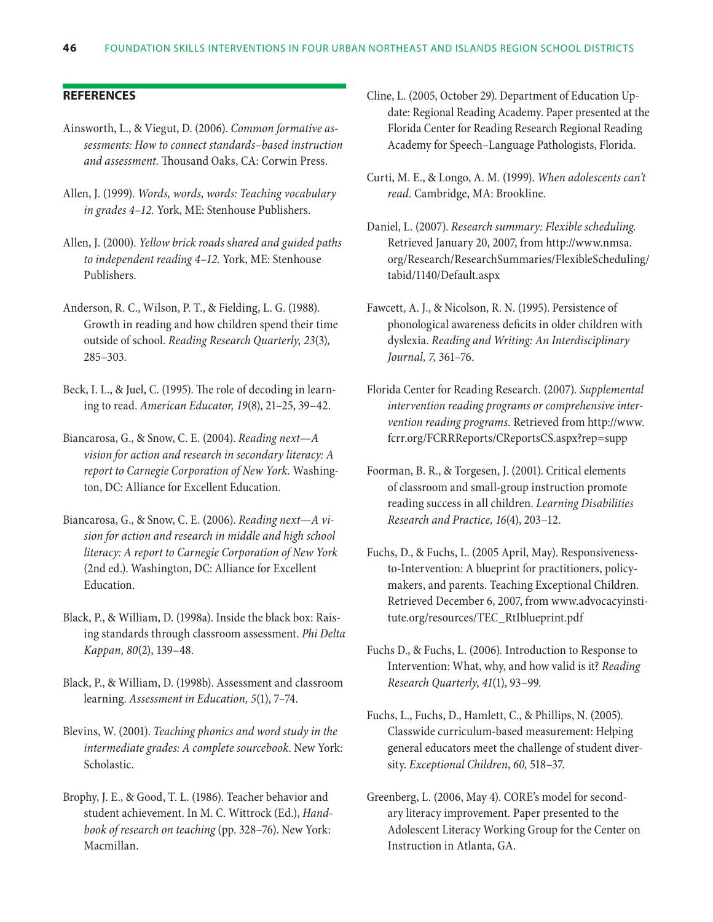## REFERENCES

Ainsworth, L., & Viegut, D. (2006). *Common formative assessments: How to connect standards–based instruction and assessment.* Thousand Oaks, CA: Corwin Press.

Allen, J. (1999). *Words, words, words: Teaching vocabulary in grades 4–12.* York, ME: Stenhouse Publishers.

Allen, J. (2000). *Yellow brick roads shared and guided paths to independent reading 4–12.* York, ME: Stenhouse Publishers.

Anderson, R. C., Wilson, P. T., & Fielding, L. G. (1988). Growth in reading and how children spend their time outside of school. *Reading Research Quarterly, 23*(3), 285–303.

Beck, I. L., & Juel, C. (1995). The role of decoding in learning to read. *American Educator, 19*(8), 21–25, 39–42.

Biancarosa, G., & Snow, C. E. (2004). *Reading next—A vision for action and research in secondary literacy: A report to Carnegie Corporation of New York.* Washington, DC: Alliance for Excellent Education.

Biancarosa, G., & Snow, C. E. (2006). *Reading next—A vision for action and research in middle and high school literacy: A report to Carnegie Corporation of New York* (2nd ed.). Washington, DC: Alliance for Excellent Education.

Black, P., & William, D. (1998a). Inside the black box: Raising standards through classroom assessment. *Phi Delta Kappan, 80*(2), 139–48.

Black, P., & William, D. (1998b). Assessment and classroom learning. *Assessment in Education, 5*(1), 7–74.

Blevins, W. (2001). *Teaching phonics and word study in the intermediate grades: A complete sourcebook*. New York: Scholastic.

Brophy, J. E., & Good, T. L. (1986). Teacher behavior and student achievement. In M. C. Wittrock (Ed.), *Handbook of research on teaching* (pp. 328–76). New York: Macmillan.

Cline, L. (2005, October 29). Department of Education Update: Regional Reading Academy. Paper presented at the Florida Center for Reading Research Regional Reading Academy for Speech–Language Pathologists, Florida.

Curti, M. E., & Longo, A. M. (1999). *When adolescents can't read.* Cambridge, MA: Brookline.

Daniel, L. (2007). *Research summary: Flexible scheduling.* Retrieved January 20, 2007, from http://www.nmsa.org/Research/ResearchSummaries/FlexibleScheduling/tabid/1140/Default.aspx

Fawcett, A. J., & Nicolson, R. N. (1995). Persistence of phonological awareness deficits in older children with dyslexia. *Reading and Writing: An Interdisciplinary Journal, 7,* 361–76.

Florida Center for Reading Research. (2007). *Supplemental intervention reading programs or comprehensive intervention reading programs.* Retrieved from http://www.fcrr.org/FCRRReports/CReportsCS.aspx?rep=supp

Foorman, B. R., & Torgesen, J. (2001). Critical elements of classroom and small-group instruction promote reading success in all children. *Learning Disabilities Research and Practice, 16*(4), 203–12.

Fuchs, D., & Fuchs, L. (2005 April, May). Responsiveness-to-Intervention: A blueprint for practitioners, policymakers, and parents. Teaching Exceptional Children. Retrieved December 6, 2007, from www.advocacyinstitute.org/resources/TEC_RtIblueprint.pdf

Fuchs D., & Fuchs, L. (2006). Introduction to Response to Intervention: What, why, and how valid is it? *Reading Research Quarterly*, *41*(1), 93–99.

Fuchs, L., Fuchs, D., Hamlett, C., & Phillips, N. (2005). Classwide curriculum-based measurement: Helping general educators meet the challenge of student diversity. *Exceptional Children*, *60,* 518–37.

Greenberg, L. (2006, May 4). CORE's model for secondary literacy improvement. Paper presented to the Adolescent Literacy Working Group for the Center on Instruction in Atlanta, GA.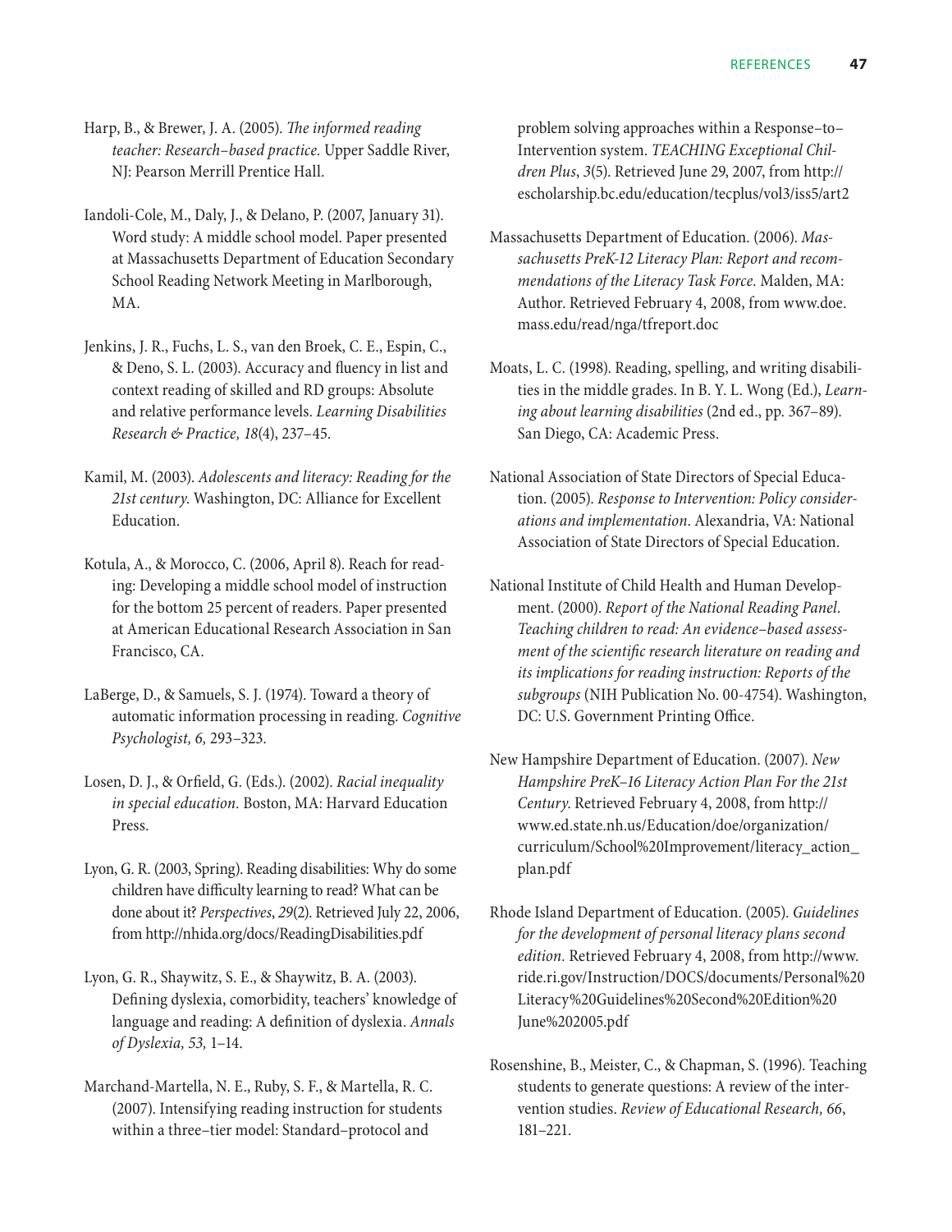Harp, B., & Brewer, J. A. (2005). *The informed reading teacher: Research–based practice.* Upper Saddle River, NJ: Pearson Merrill Prentice Hall.

Iandoli-Cole, M., Daly, J., & Delano, P. (2007, January 31). Word study: A middle school model. Paper presented at Massachusetts Department of Education Secondary School Reading Network Meeting in Marlborough, MA.

Jenkins, J. R., Fuchs, L. S., van den Broek, C. E., Espin, C., & Deno, S. L. (2003). Accuracy and fluency in list and context reading of skilled and RD groups: Absolute and relative performance levels. *Learning Disabilities Research & Practice, 18*(4), 237–45.

Kamil, M. (2003). *Adolescents and literacy: Reading for the 21st century.* Washington, DC: Alliance for Excellent Education.

Kotula, A., & Morocco, C. (2006, April 8). Reach for reading: Developing a middle school model of instruction for the bottom 25 percent of readers. Paper presented at American Educational Research Association in San Francisco, CA.

LaBerge, D., & Samuels, S. J. (1974). Toward a theory of automatic information processing in reading. *Cognitive Psychologist, 6,* 293–323.

Losen, D. J., & Orfield, G. (Eds.). (2002). *Racial inequality in special education.* Boston, MA: Harvard Education Press.

Lyon, G. R. (2003, Spring). Reading disabilities: Why do some children have difficulty learning to read? What can be done about it? *Perspectives*, *29*(2). Retrieved July 22, 2006, from http://nhida.org/docs/ReadingDisabilities.pdf

Lyon, G. R., Shaywitz, S. E., & Shaywitz, B. A. (2003). Defining dyslexia, comorbidity, teachers' knowledge of language and reading: A definition of dyslexia. *Annals of Dyslexia, 53,* 1–14.

Marchand-Martella, N. E., Ruby, S. F., & Martella, R. C. (2007). Intensifying reading instruction for students within a three–tier model: Standard–protocol and problem solving approaches within a Response–to–Intervention system. *TEACHING Exceptional Children Plus*, *3*(5). Retrieved June 29, 2007, from http://escholarship.bc.edu/education/tecplus/vol3/iss5/art2

Massachusetts Department of Education. (2006). *Massachusetts PreK-12 Literacy Plan: Report and recommendations of the Literacy Task Force.* Malden, MA: Author. Retrieved February 4, 2008, from www.doe.mass.edu/read/nga/tfreport.doc

Moats, L. C. (1998). Reading, spelling, and writing disabilities in the middle grades. In B. Y. L. Wong (Ed.), *Learning about learning disabilities* (2nd ed., pp. 367–89). San Diego, CA: Academic Press.

National Association of State Directors of Special Education. (2005). *Response to Intervention: Policy considerations and implementation*. Alexandria, VA: National Association of State Directors of Special Education.

National Institute of Child Health and Human Development. (2000). *Report of the National Reading Panel. Teaching children to read: An evidence–based assessment of the scientific research literature on reading and its implications for reading instruction: Reports of the subgroups* (NIH Publication No. 00-4754). Washington, DC: U.S. Government Printing Office.

New Hampshire Department of Education. (2007). *New Hampshire PreK–16 Literacy Action Plan For the 21st Century.* Retrieved February 4, 2008, from http://www.ed.state.nh.us/Education/doe/organization/curriculum/School%20Improvement/literacy_action_plan.pdf

Rhode Island Department of Education. (2005). *Guidelines for the development of personal literacy plans second edition.* Retrieved February 4, 2008, from http://www.ride.ri.gov/Instruction/DOCS/documents/Personal%20Literacy%20Guidelines%20Second%20Edition%20June%202005.pdf

Rosenshine, B., Meister, C., & Chapman, S. (1996). Teaching students to generate questions: A review of the intervention studies. *Review of Educational Research, 66*, 181–221.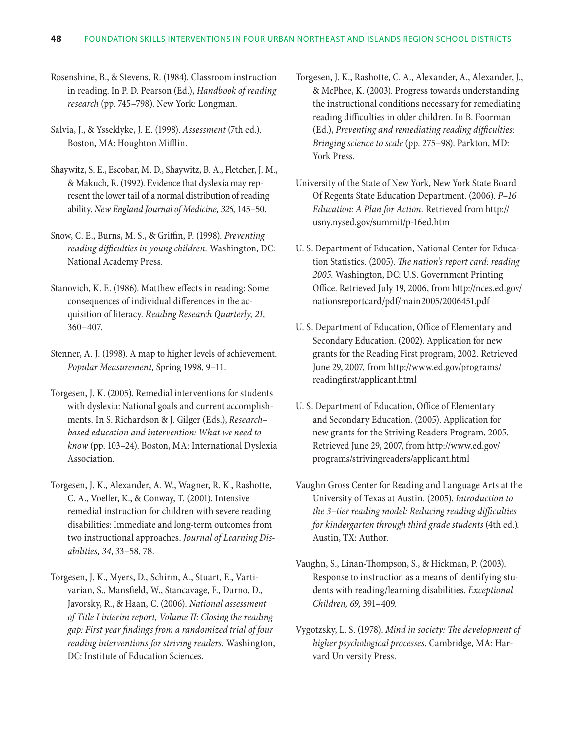Rosenshine, B., & Stevens, R. (1984). Classroom instruction in reading. In P. D. Pearson (Ed.), *Handbook of reading research* (pp. 745–798). New York: Longman.

Salvia, J., & Ysseldyke, J. E. (1998). *Assessment* (7th ed.). Boston, MA: Houghton Mifflin.

Shaywitz, S. E., Escobar, M. D., Shaywitz, B. A., Fletcher, J. M., & Makuch, R. (1992). Evidence that dyslexia may represent the lower tail of a normal distribution of reading ability. *New England Journal of Medicine, 326,* 145–50.

Snow, C. E., Burns, M. S., & Griffin, P. (1998). *Preventing reading difficulties in young children.* Washington, DC: National Academy Press.

Stanovich, K. E. (1986). Matthew effects in reading: Some consequences of individual differences in the acquisition of literacy. *Reading Research Quarterly, 21,* 360–407.

Stenner, A. J. (1998). A map to higher levels of achievement. *Popular Measurement,* Spring 1998, 9–11.

Torgesen, J. K. (2005). Remedial interventions for students with dyslexia: National goals and current accomplishments. In S. Richardson & J. Gilger (Eds.), *Research–based education and intervention: What we need to know* (pp. 103–24). Boston, MA: International Dyslexia Association.

Torgesen, J. K., Alexander, A. W., Wagner, R. K., Rashotte, C. A., Voeller, K., & Conway, T. (2001). Intensive remedial instruction for children with severe reading disabilities: Immediate and long-term outcomes from two instructional approaches. *Journal of Learning Disabilities, 34*, 33–58, 78.

Torgesen, J. K., Myers, D., Schirm, A., Stuart, E., Vartivarian, S., Mansfield, W., Stancavage, F., Durno, D., Javorsky, R., & Haan, C. (2006). *National assessment of Title I interim report, Volume II: Closing the reading gap: First year findings from a randomized trial of four reading interventions for striving readers.* Washington, DC: Institute of Education Sciences.

Torgesen, J. K., Rashotte, C. A., Alexander, A., Alexander, J., & McPhee, K. (2003). Progress towards understanding the instructional conditions necessary for remediating reading difficulties in older children. In B. Foorman (Ed.), *Preventing and remediating reading difficulties: Bringing science to scale* (pp. 275–98). Parkton, MD: York Press.

University of the State of New York, New York State Board Of Regents State Education Department. (2006). *P–16 Education: A Plan for Action.* Retrieved from http://usny.nysed.gov/summit/p-16ed.htm

U. S. Department of Education, National Center for Education Statistics. (2005). *The nation's report card: reading 2005.* Washington, DC: U.S. Government Printing Office. Retrieved July 19, 2006, from http://nces.ed.gov/nationsreportcard/pdf/main2005/2006451.pdf

U. S. Department of Education, Office of Elementary and Secondary Education. (2002). Application for new grants for the Reading First program, 2002. Retrieved June 29, 2007, from http://www.ed.gov/programs/readingfirst/applicant.html

U. S. Department of Education, Office of Elementary and Secondary Education. (2005). Application for new grants for the Striving Readers Program, 2005. Retrieved June 29, 2007, from http://www.ed.gov/programs/strivingreaders/applicant.html

Vaughn Gross Center for Reading and Language Arts at the University of Texas at Austin. (2005). *Introduction to the 3–tier reading model: Reducing reading difficulties for kindergarten through third grade students* (4th ed.). Austin, TX: Author.

Vaughn, S., Linan-Thompson, S., & Hickman, P. (2003). Response to instruction as a means of identifying students with reading/learning disabilities. *Exceptional Children, 69,* 391–409.

Vygotzsky, L. S. (1978). *Mind in society: The development of higher psychological processes.* Cambridge, MA: Harvard University Press.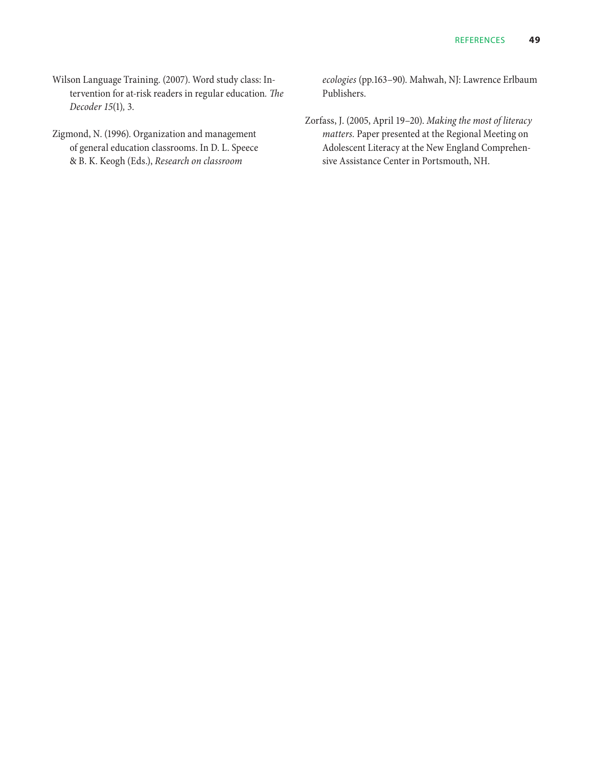Wilson Language Training. (2007). Word study class: Intervention for at-risk readers in regular education. *The Decoder 15*(1), 3.

Zigmond, N. (1996). Organization and management of general education classrooms. In D. L. Speece & B. K. Keogh (Eds.), *Research on classroom ecologies* (pp.163–90). Mahwah, NJ: Lawrence Erlbaum Publishers.

Zorfass, J. (2005, April 19–20). *Making the most of literacy matters.* Paper presented at the Regional Meeting on Adolescent Literacy at the New England Comprehensive Assistance Center in Portsmouth, NH.